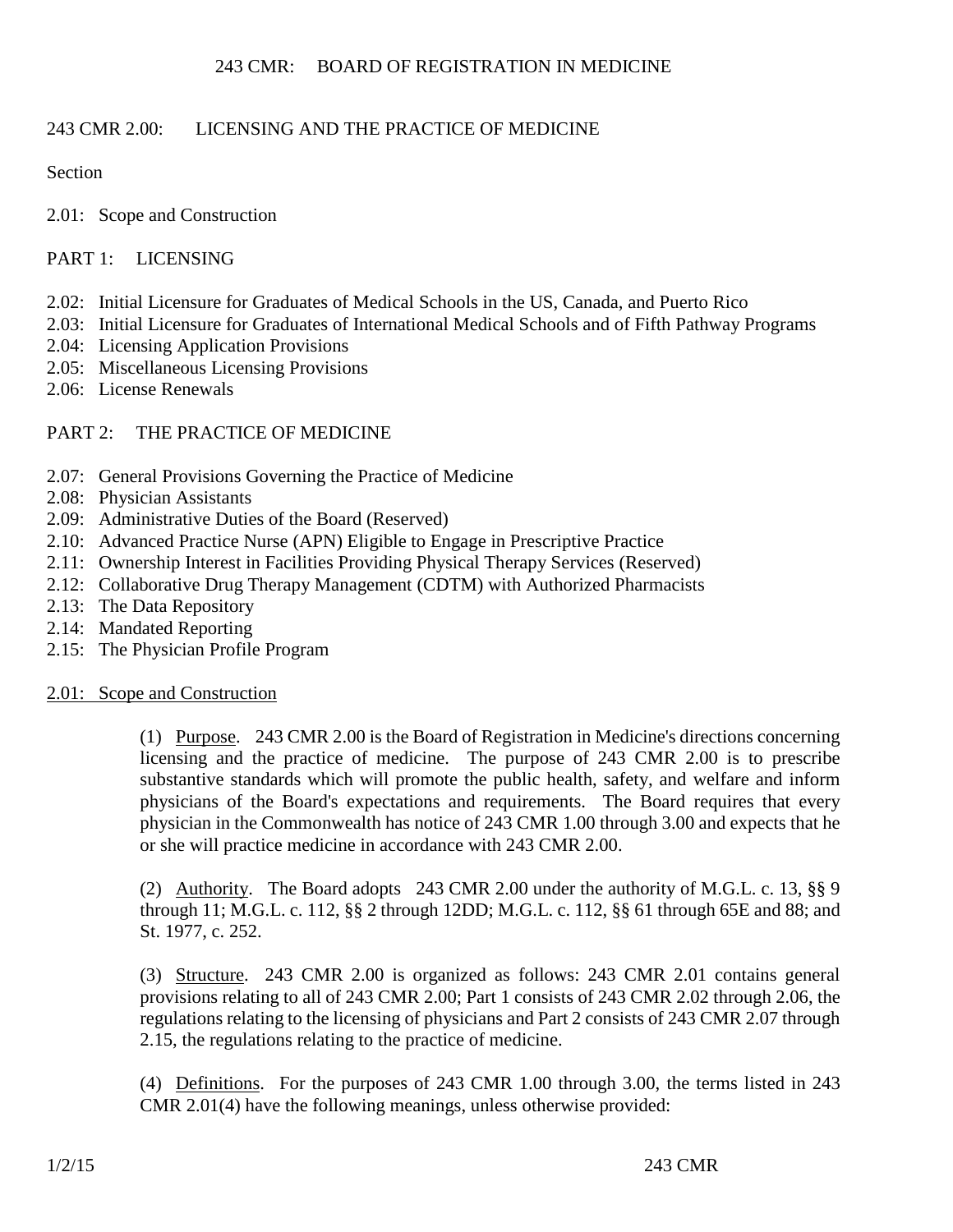# 243 CMR: BOARD OF REGISTRATION IN MEDICINE

## 243 CMR 2.00: LICENSING AND THE PRACTICE OF MEDICINE

Section

2.01: Scope and Construction

PART 1: LICENSING

2.02: Initial Licensure for Graduates of Medical Schools in the US, Canada, and Puerto Rico
2.03: Initial Licensure for Graduates of International Medical Schools and of Fifth Pathway Programs
2.04: Licensing Application Provisions
2.05: Miscellaneous Licensing Provisions
2.06: License Renewals

PART 2: THE PRACTICE OF MEDICINE

2.07: General Provisions Governing the Practice of Medicine
2.08: Physician Assistants
2.09: Administrative Duties of the Board (Reserved)
2.10: Advanced Practice Nurse (APN) Eligible to Engage in Prescriptive Practice
2.11: Ownership Interest in Facilities Providing Physical Therapy Services (Reserved)
2.12: Collaborative Drug Therapy Management (CDTM) with Authorized Pharmacists
2.13: The Data Repository
2.14: Mandated Reporting
2.15: The Physician Profile Program

### 2.01: Scope and Construction

(1) Purpose. 243 CMR 2.00 is the Board of Registration in Medicine's directions concerning licensing and the practice of medicine. The purpose of 243 CMR 2.00 is to prescribe substantive standards which will promote the public health, safety, and welfare and inform physicians of the Board's expectations and requirements. The Board requires that every physician in the Commonwealth has notice of 243 CMR 1.00 through 3.00 and expects that he or she will practice medicine in accordance with 243 CMR 2.00.

(2) Authority. The Board adopts 243 CMR 2.00 under the authority of M.G.L. c. 13, §§ 9 through 11; M.G.L. c. 112, §§ 2 through 12DD; M.G.L. c. 112, §§ 61 through 65E and 88; and St. 1977, c. 252.

(3) Structure. 243 CMR 2.00 is organized as follows: 243 CMR 2.01 contains general provisions relating to all of 243 CMR 2.00; Part 1 consists of 243 CMR 2.02 through 2.06, the regulations relating to the licensing of physicians and Part 2 consists of 243 CMR 2.07 through 2.15, the regulations relating to the practice of medicine.

(4) Definitions. For the purposes of 243 CMR 1.00 through 3.00, the terms listed in 243 CMR 2.01(4) have the following meanings, unless otherwise provided: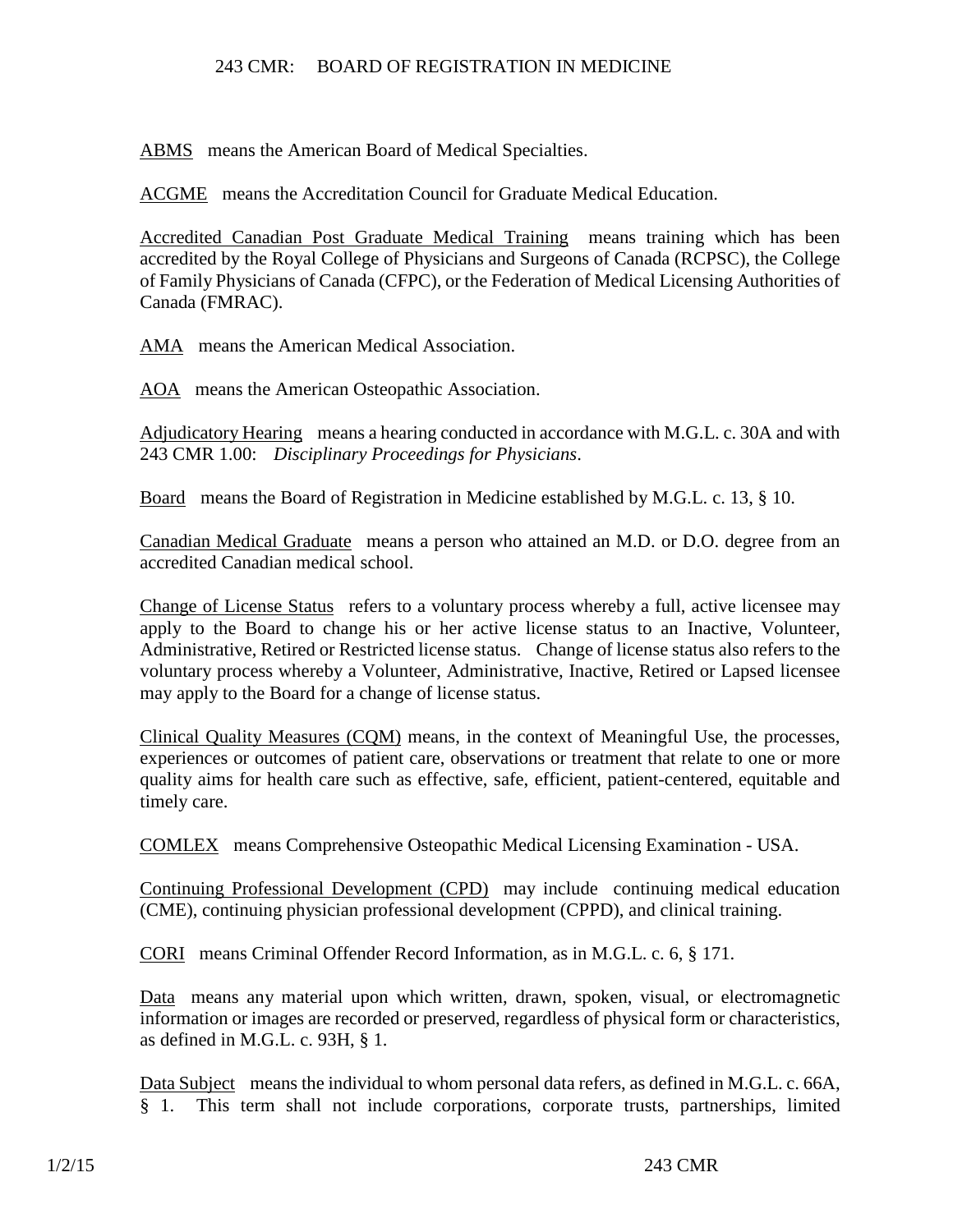ABMS means the American Board of Medical Specialties.

ACGME means the Accreditation Council for Graduate Medical Education.

Accredited Canadian Post Graduate Medical Training means training which has been accredited by the Royal College of Physicians and Surgeons of Canada (RCPSC), the College of Family Physicians of Canada (CFPC), or the Federation of Medical Licensing Authorities of Canada (FMRAC).

AMA means the American Medical Association.

AOA means the American Osteopathic Association.

Adjudicatory Hearing means a hearing conducted in accordance with M.G.L. c. 30A and with 243 CMR 1.00: *Disciplinary Proceedings for Physicians*.

Board means the Board of Registration in Medicine established by M.G.L. c. 13, § 10.

Canadian Medical Graduate means a person who attained an M.D. or D.O. degree from an accredited Canadian medical school.

Change of License Status refers to a voluntary process whereby a full, active licensee may apply to the Board to change his or her active license status to an Inactive, Volunteer, Administrative, Retired or Restricted license status. Change of license status also refers to the voluntary process whereby a Volunteer, Administrative, Inactive, Retired or Lapsed licensee may apply to the Board for a change of license status.

Clinical Quality Measures (CQM) means, in the context of Meaningful Use, the processes, experiences or outcomes of patient care, observations or treatment that relate to one or more quality aims for health care such as effective, safe, efficient, patient-centered, equitable and timely care.

COMLEX means Comprehensive Osteopathic Medical Licensing Examination - USA.

Continuing Professional Development (CPD) may include continuing medical education (CME), continuing physician professional development (CPPD), and clinical training.

CORI means Criminal Offender Record Information, as in M.G.L. c. 6, § 171.

Data means any material upon which written, drawn, spoken, visual, or electromagnetic information or images are recorded or preserved, regardless of physical form or characteristics, as defined in M.G.L. c. 93H, § 1.

Data Subject means the individual to whom personal data refers, as defined in M.G.L. c. 66A, § 1. This term shall not include corporations, corporate trusts, partnerships, limited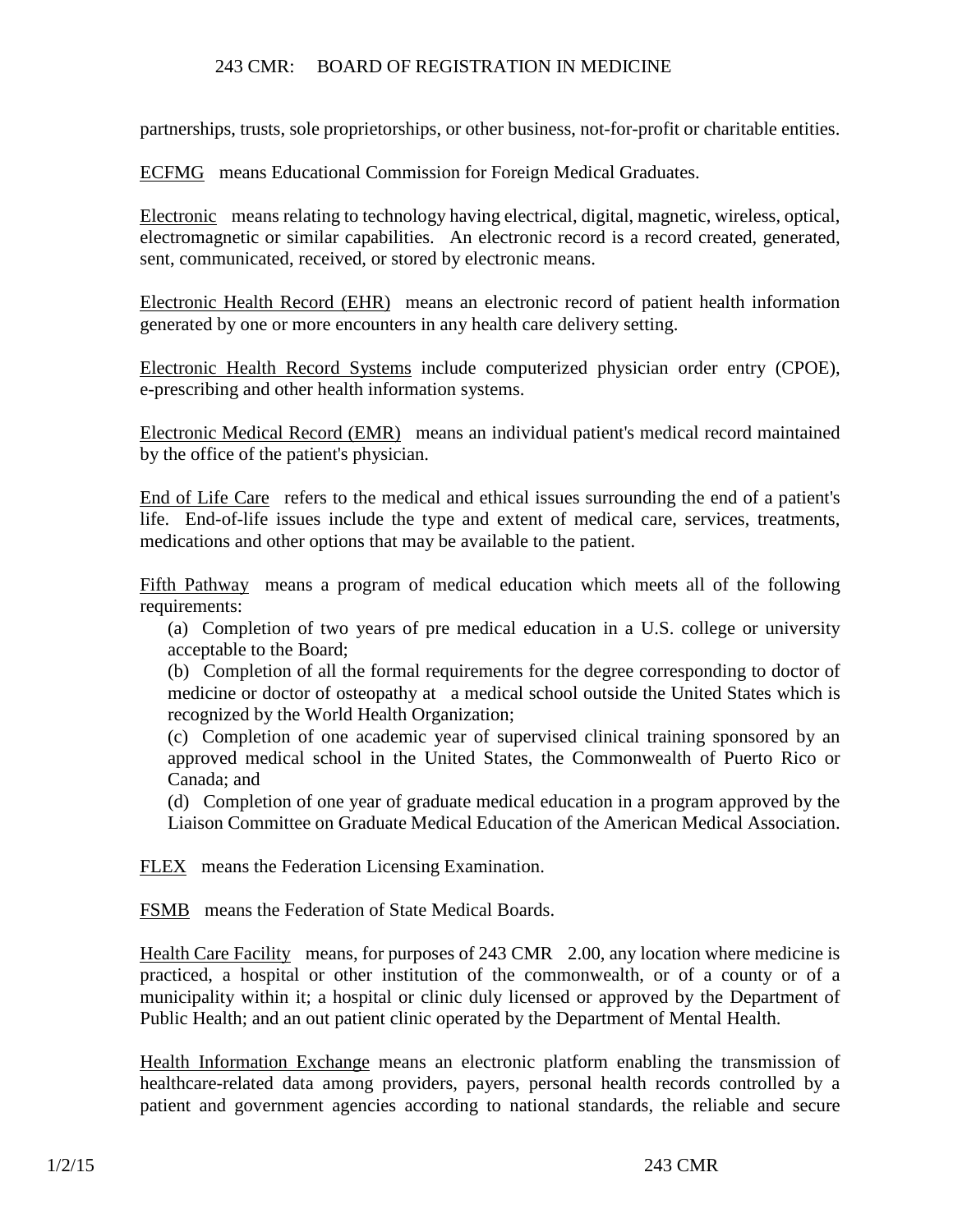partnerships, trusts, sole proprietorships, or other business, not-for-profit or charitable entities.

ECFMG means Educational Commission for Foreign Medical Graduates.

Electronic means relating to technology having electrical, digital, magnetic, wireless, optical, electromagnetic or similar capabilities. An electronic record is a record created, generated, sent, communicated, received, or stored by electronic means.

Electronic Health Record (EHR) means an electronic record of patient health information generated by one or more encounters in any health care delivery setting.

Electronic Health Record Systems include computerized physician order entry (CPOE), e-prescribing and other health information systems.

Electronic Medical Record (EMR) means an individual patient's medical record maintained by the office of the patient's physician.

End of Life Care refers to the medical and ethical issues surrounding the end of a patient's life. End-of-life issues include the type and extent of medical care, services, treatments, medications and other options that may be available to the patient.

Fifth Pathway means a program of medical education which meets all of the following requirements:

(a) Completion of two years of pre medical education in a U.S. college or university acceptable to the Board;

(b) Completion of all the formal requirements for the degree corresponding to doctor of medicine or doctor of osteopathy at a medical school outside the United States which is recognized by the World Health Organization;

(c) Completion of one academic year of supervised clinical training sponsored by an approved medical school in the United States, the Commonwealth of Puerto Rico or Canada; and

(d) Completion of one year of graduate medical education in a program approved by the Liaison Committee on Graduate Medical Education of the American Medical Association.

FLEX means the Federation Licensing Examination.

FSMB means the Federation of State Medical Boards.

Health Care Facility means, for purposes of 243 CMR 2.00, any location where medicine is practiced, a hospital or other institution of the commonwealth, or of a county or of a municipality within it; a hospital or clinic duly licensed or approved by the Department of Public Health; and an out patient clinic operated by the Department of Mental Health.

Health Information Exchange means an electronic platform enabling the transmission of healthcare-related data among providers, payers, personal health records controlled by a patient and government agencies according to national standards, the reliable and secure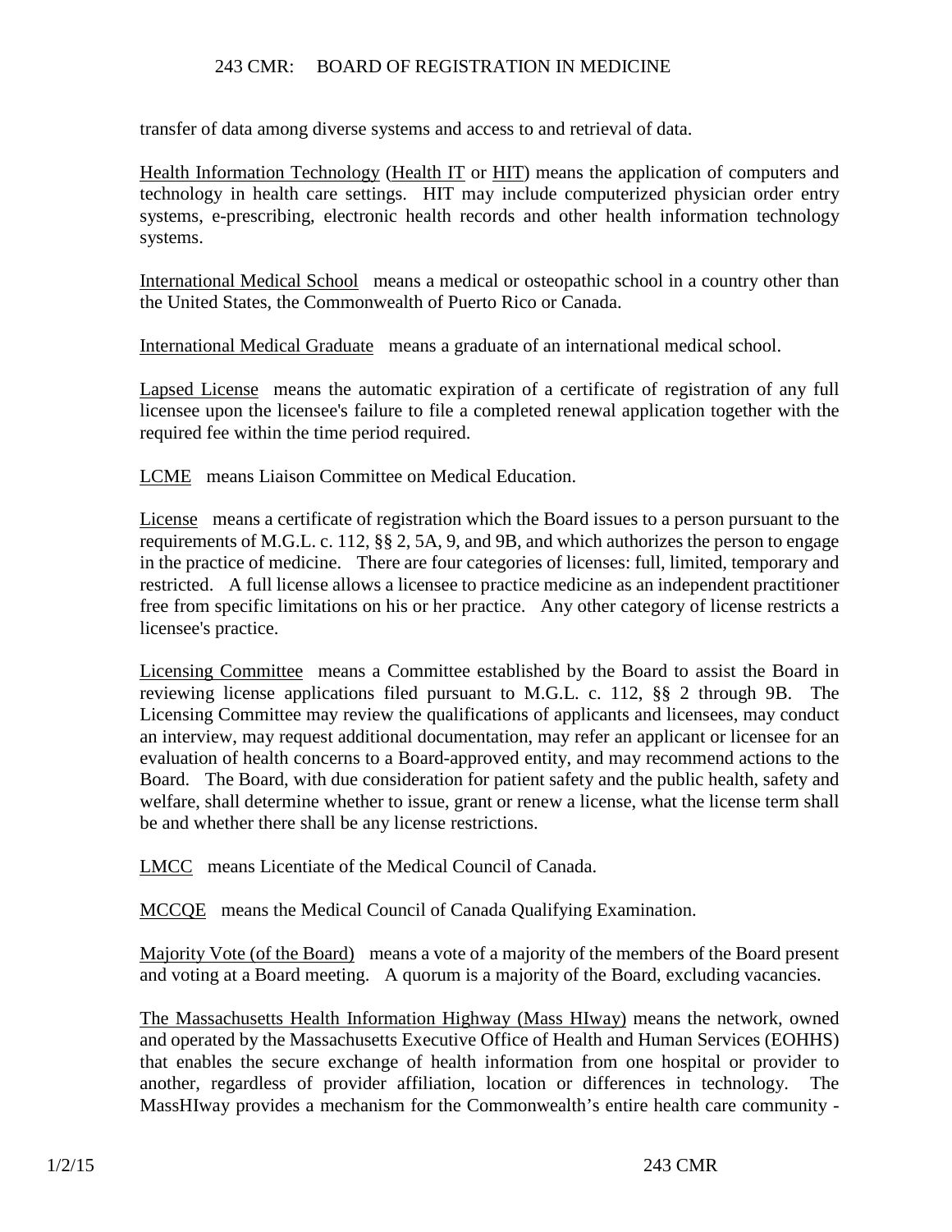transfer of data among diverse systems and access to and retrieval of data.

Health Information Technology (Health IT or HIT) means the application of computers and technology in health care settings. HIT may include computerized physician order entry systems, e-prescribing, electronic health records and other health information technology systems.

International Medical School means a medical or osteopathic school in a country other than the United States, the Commonwealth of Puerto Rico or Canada.

International Medical Graduate means a graduate of an international medical school.

Lapsed License means the automatic expiration of a certificate of registration of any full licensee upon the licensee's failure to file a completed renewal application together with the required fee within the time period required.

LCME means Liaison Committee on Medical Education.

License means a certificate of registration which the Board issues to a person pursuant to the requirements of M.G.L. c. 112, §§ 2, 5A, 9, and 9B, and which authorizes the person to engage in the practice of medicine. There are four categories of licenses: full, limited, temporary and restricted. A full license allows a licensee to practice medicine as an independent practitioner free from specific limitations on his or her practice. Any other category of license restricts a licensee's practice.

Licensing Committee means a Committee established by the Board to assist the Board in reviewing license applications filed pursuant to M.G.L. c. 112, §§ 2 through 9B. The Licensing Committee may review the qualifications of applicants and licensees, may conduct an interview, may request additional documentation, may refer an applicant or licensee for an evaluation of health concerns to a Board-approved entity, and may recommend actions to the Board. The Board, with due consideration for patient safety and the public health, safety and welfare, shall determine whether to issue, grant or renew a license, what the license term shall be and whether there shall be any license restrictions.

LMCC means Licentiate of the Medical Council of Canada.

MCCQE means the Medical Council of Canada Qualifying Examination.

Majority Vote (of the Board) means a vote of a majority of the members of the Board present and voting at a Board meeting. A quorum is a majority of the Board, excluding vacancies.

The Massachusetts Health Information Highway (Mass HIway) means the network, owned and operated by the Massachusetts Executive Office of Health and Human Services (EOHHS) that enables the secure exchange of health information from one hospital or provider to another, regardless of provider affiliation, location or differences in technology. The MassHIway provides a mechanism for the Commonwealth's entire health care community -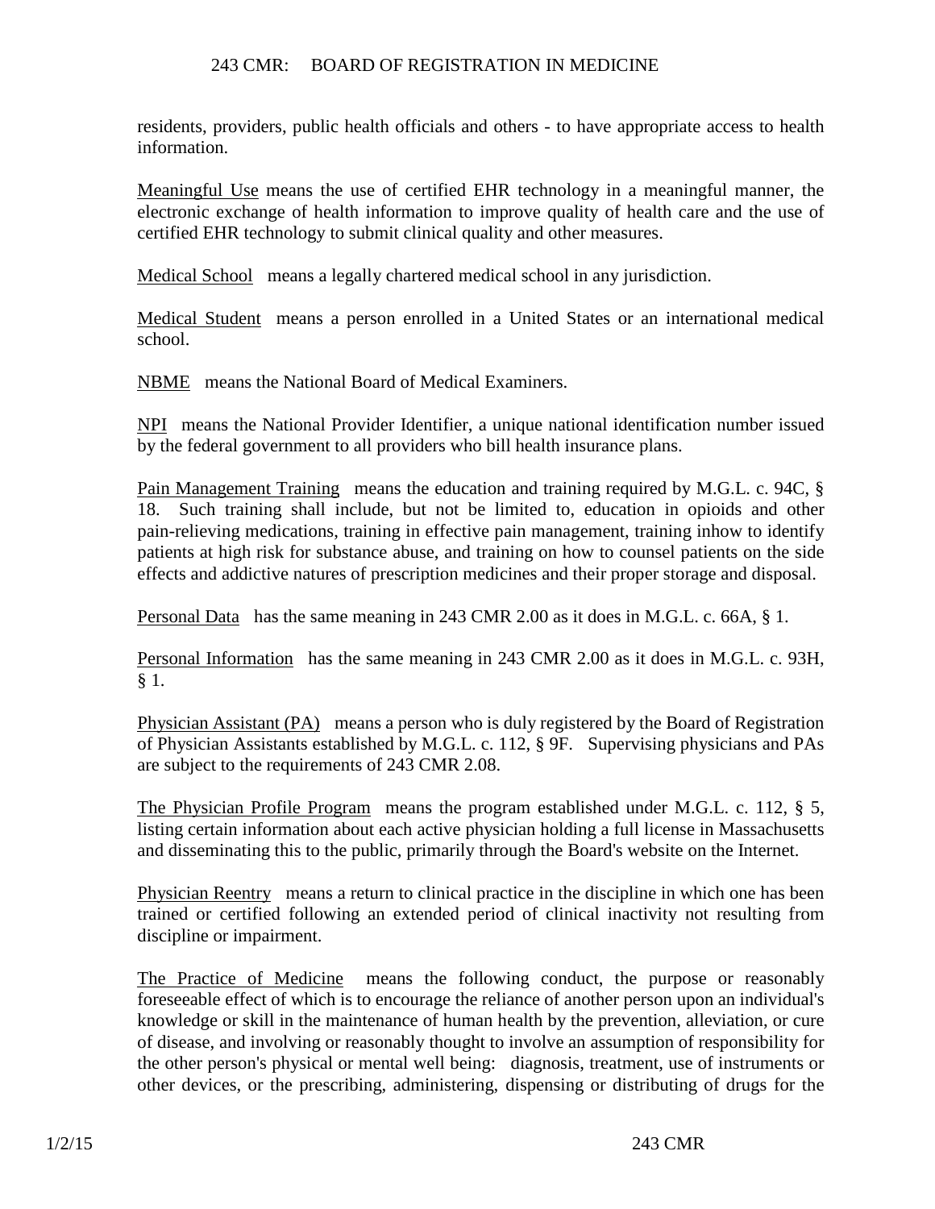residents, providers, public health officials and others - to have appropriate access to health information.

Meaningful Use means the use of certified EHR technology in a meaningful manner, the electronic exchange of health information to improve quality of health care and the use of certified EHR technology to submit clinical quality and other measures.

Medical School means a legally chartered medical school in any jurisdiction.

Medical Student means a person enrolled in a United States or an international medical school.

NBME means the National Board of Medical Examiners.

NPI means the National Provider Identifier, a unique national identification number issued by the federal government to all providers who bill health insurance plans.

Pain Management Training means the education and training required by M.G.L. c. 94C, § 18. Such training shall include, but not be limited to, education in opioids and other pain-relieving medications, training in effective pain management, training inhow to identify patients at high risk for substance abuse, and training on how to counsel patients on the side effects and addictive natures of prescription medicines and their proper storage and disposal.

Personal Data has the same meaning in 243 CMR 2.00 as it does in M.G.L. c. 66A, § 1.

Personal Information has the same meaning in 243 CMR 2.00 as it does in M.G.L. c. 93H, § 1.

Physician Assistant (PA) means a person who is duly registered by the Board of Registration of Physician Assistants established by M.G.L. c. 112, § 9F. Supervising physicians and PAs are subject to the requirements of 243 CMR 2.08.

The Physician Profile Program means the program established under M.G.L. c. 112, § 5, listing certain information about each active physician holding a full license in Massachusetts and disseminating this to the public, primarily through the Board's website on the Internet.

Physician Reentry means a return to clinical practice in the discipline in which one has been trained or certified following an extended period of clinical inactivity not resulting from discipline or impairment.

The Practice of Medicine means the following conduct, the purpose or reasonably foreseeable effect of which is to encourage the reliance of another person upon an individual's knowledge or skill in the maintenance of human health by the prevention, alleviation, or cure of disease, and involving or reasonably thought to involve an assumption of responsibility for the other person's physical or mental well being: diagnosis, treatment, use of instruments or other devices, or the prescribing, administering, dispensing or distributing of drugs for the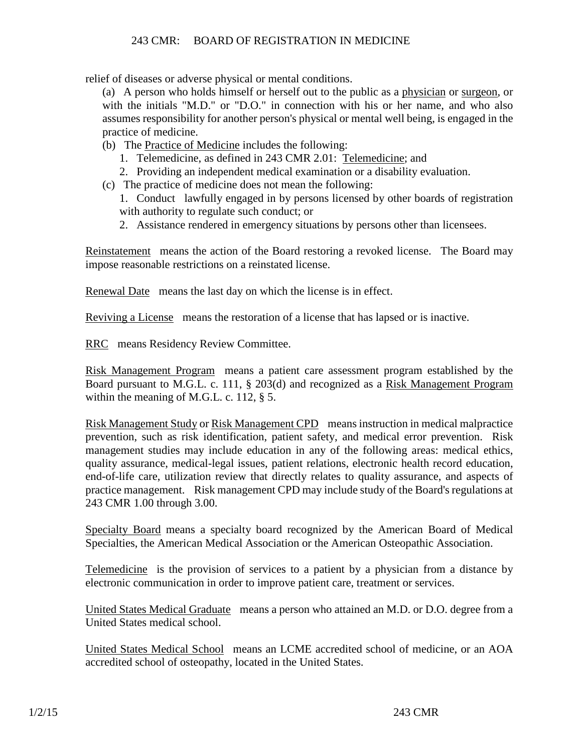relief of diseases or adverse physical or mental conditions.

(a) A person who holds himself or herself out to the public as a <u>physician</u> or <u>surgeon</u>, or with the initials "M.D." or "D.O." in connection with his or her name, and who also assumes responsibility for another person's physical or mental well being, is engaged in the practice of medicine.

(b) The <u>Practice of Medicine</u> includes the following:

1. Telemedicine, as defined in 243 CMR 2.01: <u>Telemedicine</u>; and
2. Providing an independent medical examination or a disability evaluation.

(c) The practice of medicine does not mean the following:

1. Conduct lawfully engaged in by persons licensed by other boards of registration with authority to regulate such conduct; or
2. Assistance rendered in emergency situations by persons other than licensees.

<u>Reinstatement</u> means the action of the Board restoring a revoked license. The Board may impose reasonable restrictions on a reinstated license.

<u>Renewal Date</u> means the last day on which the license is in effect.

<u>Reviving a License</u> means the restoration of a license that has lapsed or is inactive.

<u>RRC</u> means Residency Review Committee.

<u>Risk Management Program</u> means a patient care assessment program established by the Board pursuant to M.G.L. c. 111, § 203(d) and recognized as a <u>Risk Management Program</u> within the meaning of M.G.L. c. 112, § 5.

<u>Risk Management Study</u> or <u>Risk Management CPD</u> means instruction in medical malpractice prevention, such as risk identification, patient safety, and medical error prevention. Risk management studies may include education in any of the following areas: medical ethics, quality assurance, medical-legal issues, patient relations, electronic health record education, end-of-life care, utilization review that directly relates to quality assurance, and aspects of practice management. Risk management CPD may include study of the Board's regulations at 243 CMR 1.00 through 3.00.

<u>Specialty Board</u> means a specialty board recognized by the American Board of Medical Specialties, the American Medical Association or the American Osteopathic Association.

<u>Telemedicine</u> is the provision of services to a patient by a physician from a distance by electronic communication in order to improve patient care, treatment or services.

<u>United States Medical Graduate</u> means a person who attained an M.D. or D.O. degree from a United States medical school.

<u>United States Medical School</u> means an LCME accredited school of medicine, or an AOA accredited school of osteopathy, located in the United States.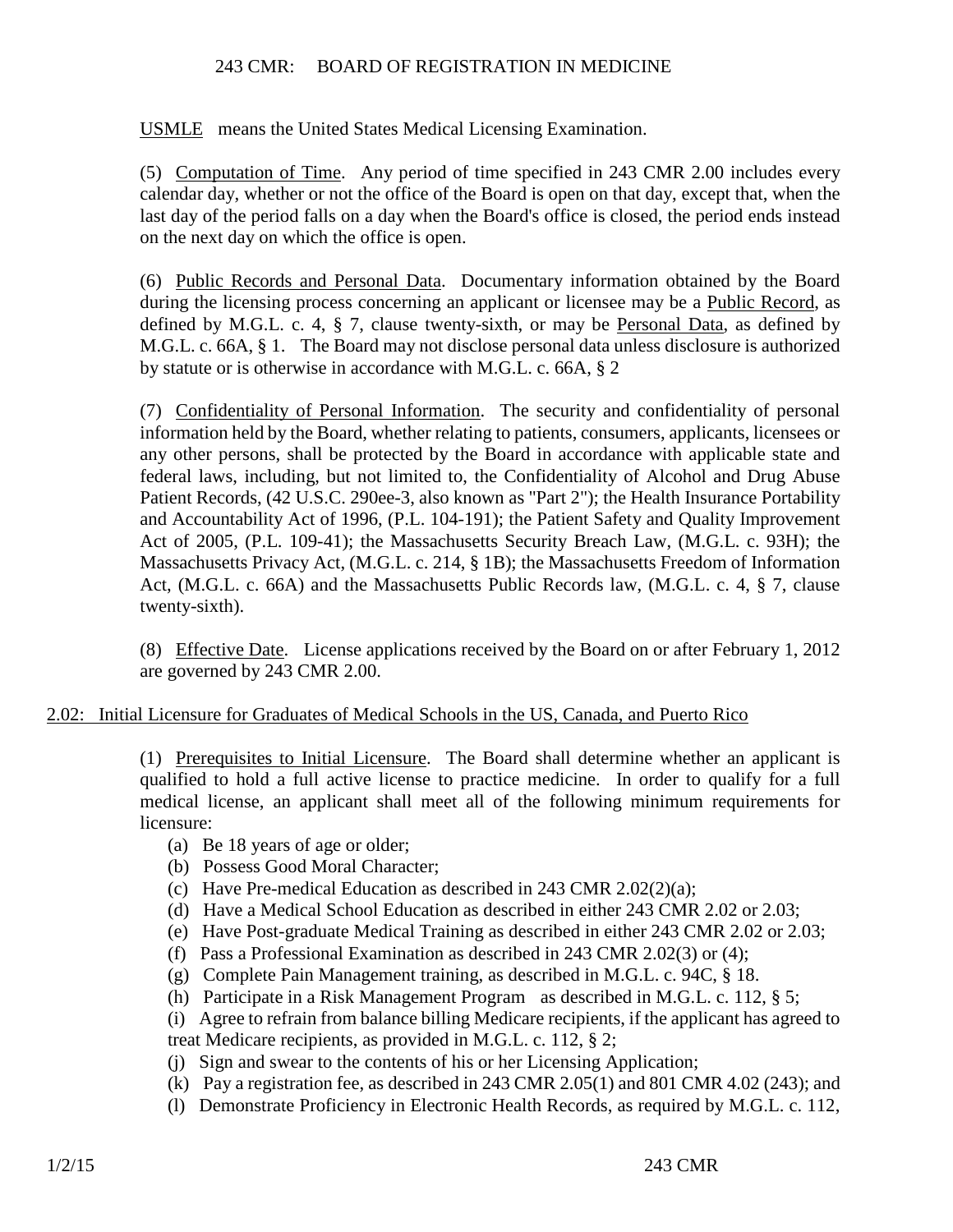USMLE means the United States Medical Licensing Examination.

(5) Computation of Time. Any period of time specified in 243 CMR 2.00 includes every calendar day, whether or not the office of the Board is open on that day, except that, when the last day of the period falls on a day when the Board's office is closed, the period ends instead on the next day on which the office is open.

(6) Public Records and Personal Data. Documentary information obtained by the Board during the licensing process concerning an applicant or licensee may be a Public Record, as defined by M.G.L. c. 4, § 7, clause twenty-sixth, or may be Personal Data, as defined by M.G.L. c. 66A, § 1. The Board may not disclose personal data unless disclosure is authorized by statute or is otherwise in accordance with M.G.L. c. 66A, § 2

(7) Confidentiality of Personal Information. The security and confidentiality of personal information held by the Board, whether relating to patients, consumers, applicants, licensees or any other persons, shall be protected by the Board in accordance with applicable state and federal laws, including, but not limited to, the Confidentiality of Alcohol and Drug Abuse Patient Records, (42 U.S.C. 290ee-3, also known as "Part 2"); the Health Insurance Portability and Accountability Act of 1996, (P.L. 104-191); the Patient Safety and Quality Improvement Act of 2005, (P.L. 109-41); the Massachusetts Security Breach Law, (M.G.L. c. 93H); the Massachusetts Privacy Act, (M.G.L. c. 214, § 1B); the Massachusetts Freedom of Information Act, (M.G.L. c. 66A) and the Massachusetts Public Records law, (M.G.L. c. 4, § 7, clause twenty-sixth).

(8) Effective Date. License applications received by the Board on or after February 1, 2012 are governed by 243 CMR 2.00.

## 2.02: Initial Licensure for Graduates of Medical Schools in the US, Canada, and Puerto Rico

(1) Prerequisites to Initial Licensure. The Board shall determine whether an applicant is qualified to hold a full active license to practice medicine. In order to qualify for a full medical license, an applicant shall meet all of the following minimum requirements for licensure:

(a) Be 18 years of age or older;
(b) Possess Good Moral Character;
(c) Have Pre-medical Education as described in 243 CMR 2.02(2)(a);
(d) Have a Medical School Education as described in either 243 CMR 2.02 or 2.03;
(e) Have Post-graduate Medical Training as described in either 243 CMR 2.02 or 2.03;
(f) Pass a Professional Examination as described in 243 CMR 2.02(3) or (4);
(g) Complete Pain Management training, as described in M.G.L. c. 94C, § 18.
(h) Participate in a Risk Management Program as described in M.G.L. c. 112, § 5;
(i) Agree to refrain from balance billing Medicare recipients, if the applicant has agreed to treat Medicare recipients, as provided in M.G.L. c. 112, § 2;
(j) Sign and swear to the contents of his or her Licensing Application;
(k) Pay a registration fee, as described in 243 CMR 2.05(1) and 801 CMR 4.02 (243); and
(l) Demonstrate Proficiency in Electronic Health Records, as required by M.G.L. c. 112,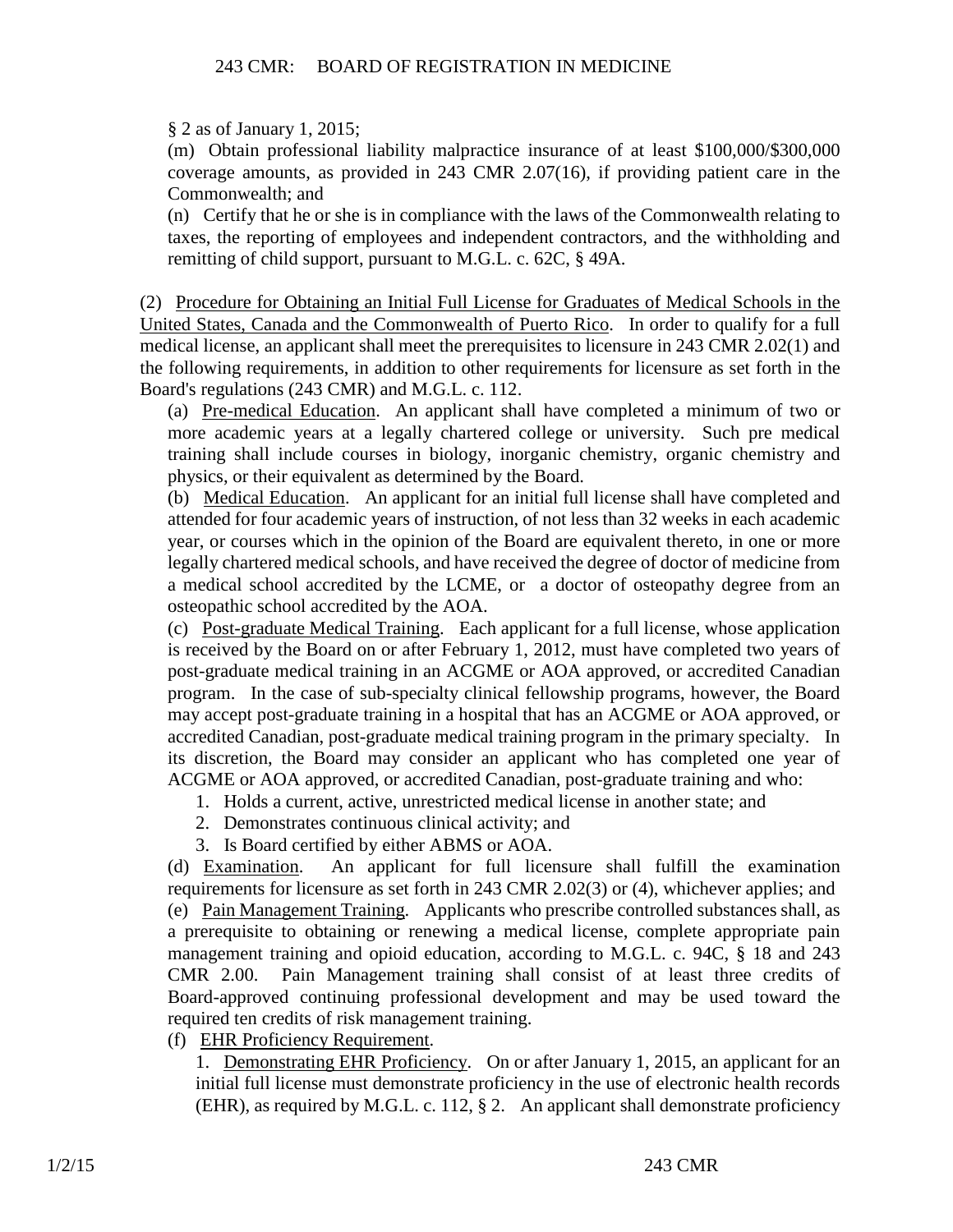§ 2 as of January 1, 2015;

(m) Obtain professional liability malpractice insurance of at least \$100,000/\$300,000 coverage amounts, as provided in 243 CMR 2.07(16), if providing patient care in the Commonwealth; and

(n) Certify that he or she is in compliance with the laws of the Commonwealth relating to taxes, the reporting of employees and independent contractors, and the withholding and remitting of child support, pursuant to M.G.L. c. 62C, § 49A.

(2) Procedure for Obtaining an Initial Full License for Graduates of Medical Schools in the United States, Canada and the Commonwealth of Puerto Rico. In order to qualify for a full medical license, an applicant shall meet the prerequisites to licensure in 243 CMR 2.02(1) and the following requirements, in addition to other requirements for licensure as set forth in the Board's regulations (243 CMR) and M.G.L. c. 112.

(a) Pre-medical Education. An applicant shall have completed a minimum of two or more academic years at a legally chartered college or university. Such pre medical training shall include courses in biology, inorganic chemistry, organic chemistry and physics, or their equivalent as determined by the Board.

(b) Medical Education. An applicant for an initial full license shall have completed and attended for four academic years of instruction, of not less than 32 weeks in each academic year, or courses which in the opinion of the Board are equivalent thereto, in one or more legally chartered medical schools, and have received the degree of doctor of medicine from a medical school accredited by the LCME, or a doctor of osteopathy degree from an osteopathic school accredited by the AOA.

(c) Post-graduate Medical Training. Each applicant for a full license, whose application is received by the Board on or after February 1, 2012, must have completed two years of post-graduate medical training in an ACGME or AOA approved, or accredited Canadian program. In the case of sub-specialty clinical fellowship programs, however, the Board may accept post-graduate training in a hospital that has an ACGME or AOA approved, or accredited Canadian, post-graduate medical training program in the primary specialty. In its discretion, the Board may consider an applicant who has completed one year of ACGME or AOA approved, or accredited Canadian, post-graduate training and who:

1. Holds a current, active, unrestricted medical license in another state; and
2. Demonstrates continuous clinical activity; and
3. Is Board certified by either ABMS or AOA.

(d) Examination. An applicant for full licensure shall fulfill the examination requirements for licensure as set forth in 243 CMR 2.02(3) or (4), whichever applies; and

(e) Pain Management Training. Applicants who prescribe controlled substances shall, as a prerequisite to obtaining or renewing a medical license, complete appropriate pain management training and opioid education, according to M.G.L. c. 94C, § 18 and 243 CMR 2.00. Pain Management training shall consist of at least three credits of Board-approved continuing professional development and may be used toward the required ten credits of risk management training.

(f) EHR Proficiency Requirement.

1. Demonstrating EHR Proficiency. On or after January 1, 2015, an applicant for an initial full license must demonstrate proficiency in the use of electronic health records (EHR), as required by M.G.L. c. 112, § 2. An applicant shall demonstrate proficiency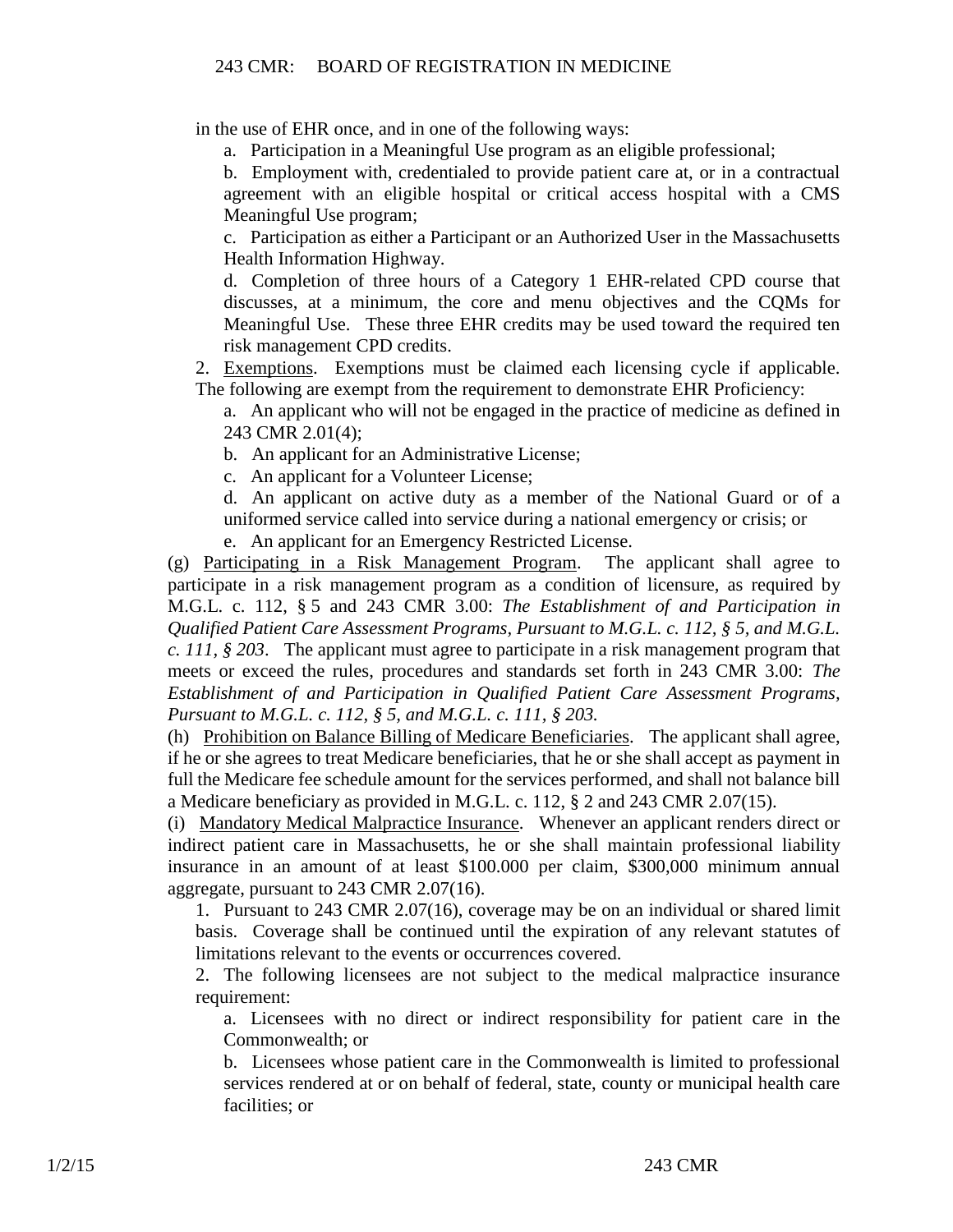in the use of EHR once, and in one of the following ways:

a. Participation in a Meaningful Use program as an eligible professional;

b. Employment with, credentialed to provide patient care at, or in a contractual agreement with an eligible hospital or critical access hospital with a CMS Meaningful Use program;

c. Participation as either a Participant or an Authorized User in the Massachusetts Health Information Highway.

d. Completion of three hours of a Category 1 EHR-related CPD course that discusses, at a minimum, the core and menu objectives and the CQMs for Meaningful Use. These three EHR credits may be used toward the required ten risk management CPD credits.

2. Exemptions. Exemptions must be claimed each licensing cycle if applicable. The following are exempt from the requirement to demonstrate EHR Proficiency:

a. An applicant who will not be engaged in the practice of medicine as defined in 243 CMR 2.01(4);

b. An applicant for an Administrative License;

c. An applicant for a Volunteer License;

d. An applicant on active duty as a member of the National Guard or of a uniformed service called into service during a national emergency or crisis; or

e. An applicant for an Emergency Restricted License.

(g) Participating in a Risk Management Program. The applicant shall agree to participate in a risk management program as a condition of licensure, as required by M.G.L. c. 112, § 5 and 243 CMR 3.00: *The Establishment of and Participation in Qualified Patient Care Assessment Programs, Pursuant to M.G.L. c. 112, § 5, and M.G.L. c. 111, § 203*. The applicant must agree to participate in a risk management program that meets or exceed the rules, procedures and standards set forth in 243 CMR 3.00: *The Establishment of and Participation in Qualified Patient Care Assessment Programs, Pursuant to M.G.L. c. 112, § 5, and M.G.L. c. 111, § 203.*

(h) Prohibition on Balance Billing of Medicare Beneficiaries. The applicant shall agree, if he or she agrees to treat Medicare beneficiaries, that he or she shall accept as payment in full the Medicare fee schedule amount for the services performed, and shall not balance bill a Medicare beneficiary as provided in M.G.L. c. 112, § 2 and 243 CMR 2.07(15).

(i) Mandatory Medical Malpractice Insurance. Whenever an applicant renders direct or indirect patient care in Massachusetts, he or she shall maintain professional liability insurance in an amount of at least $100.000 per claim, $300,000 minimum annual aggregate, pursuant to 243 CMR 2.07(16).

1. Pursuant to 243 CMR 2.07(16), coverage may be on an individual or shared limit basis. Coverage shall be continued until the expiration of any relevant statutes of limitations relevant to the events or occurrences covered.

2. The following licensees are not subject to the medical malpractice insurance requirement:

a. Licensees with no direct or indirect responsibility for patient care in the Commonwealth; or

b. Licensees whose patient care in the Commonwealth is limited to professional services rendered at or on behalf of federal, state, county or municipal health care facilities; or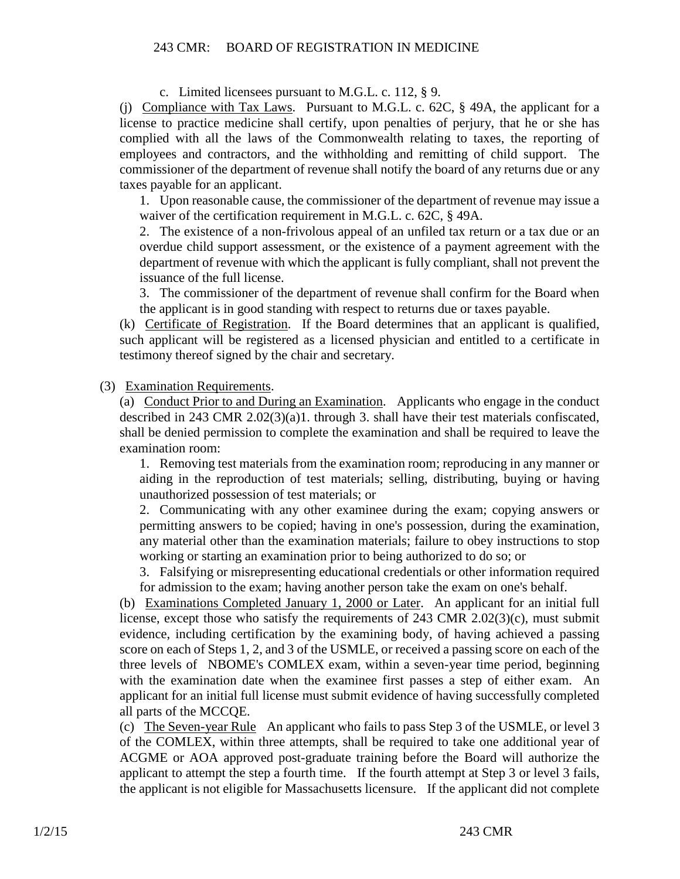c. Limited licensees pursuant to M.G.L. c. 112, § 9.

(j) Compliance with Tax Laws. Pursuant to M.G.L. c. 62C, § 49A, the applicant for a license to practice medicine shall certify, upon penalties of perjury, that he or she has complied with all the laws of the Commonwealth relating to taxes, the reporting of employees and contractors, and the withholding and remitting of child support. The commissioner of the department of revenue shall notify the board of any returns due or any taxes payable for an applicant.

1. Upon reasonable cause, the commissioner of the department of revenue may issue a waiver of the certification requirement in M.G.L. c. 62C, § 49A.

2. The existence of a non-frivolous appeal of an unfiled tax return or a tax due or an overdue child support assessment, or the existence of a payment agreement with the department of revenue with which the applicant is fully compliant, shall not prevent the issuance of the full license.

3. The commissioner of the department of revenue shall confirm for the Board when the applicant is in good standing with respect to returns due or taxes payable.

(k) Certificate of Registration. If the Board determines that an applicant is qualified, such applicant will be registered as a licensed physician and entitled to a certificate in testimony thereof signed by the chair and secretary.

(3) Examination Requirements.

(a) Conduct Prior to and During an Examination. Applicants who engage in the conduct described in 243 CMR 2.02(3)(a)1. through 3. shall have their test materials confiscated, shall be denied permission to complete the examination and shall be required to leave the examination room:

1. Removing test materials from the examination room; reproducing in any manner or aiding in the reproduction of test materials; selling, distributing, buying or having unauthorized possession of test materials; or

2. Communicating with any other examinee during the exam; copying answers or permitting answers to be copied; having in one's possession, during the examination, any material other than the examination materials; failure to obey instructions to stop working or starting an examination prior to being authorized to do so; or

3. Falsifying or misrepresenting educational credentials or other information required for admission to the exam; having another person take the exam on one's behalf.

(b) Examinations Completed January 1, 2000 or Later. An applicant for an initial full license, except those who satisfy the requirements of 243 CMR 2.02(3)(c), must submit evidence, including certification by the examining body, of having achieved a passing score on each of Steps 1, 2, and 3 of the USMLE, or received a passing score on each of the three levels of NBOME's COMLEX exam, within a seven-year time period, beginning with the examination date when the examinee first passes a step of either exam. An applicant for an initial full license must submit evidence of having successfully completed all parts of the MCCQE.

(c) The Seven-year Rule An applicant who fails to pass Step 3 of the USMLE, or level 3 of the COMLEX, within three attempts, shall be required to take one additional year of ACGME or AOA approved post-graduate training before the Board will authorize the applicant to attempt the step a fourth time. If the fourth attempt at Step 3 or level 3 fails, the applicant is not eligible for Massachusetts licensure. If the applicant did not complete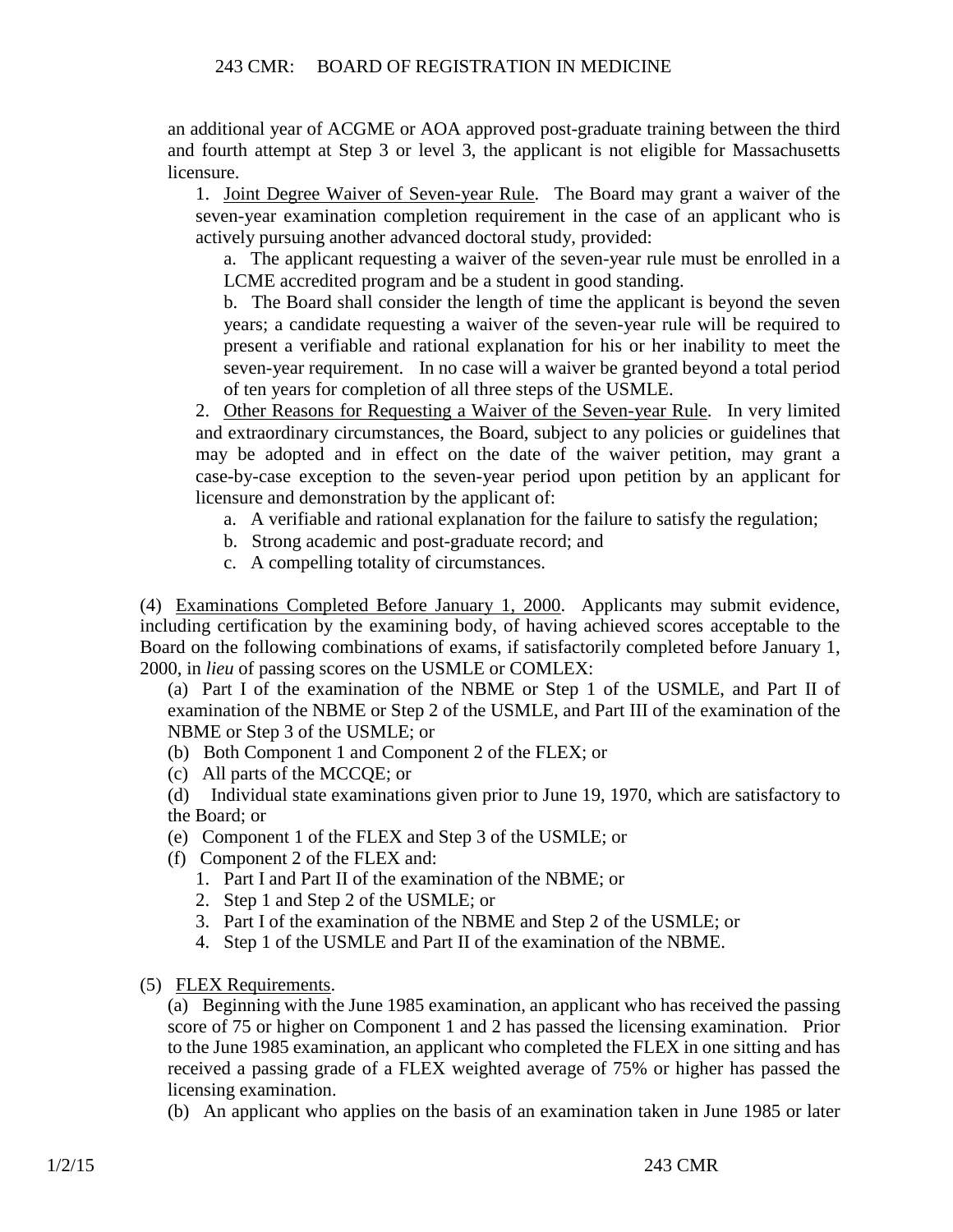an additional year of ACGME or AOA approved post-graduate training between the third and fourth attempt at Step 3 or level 3, the applicant is not eligible for Massachusetts licensure.

1. Joint Degree Waiver of Seven-year Rule. The Board may grant a waiver of the seven-year examination completion requirement in the case of an applicant who is actively pursuing another advanced doctoral study, provided:

    a. The applicant requesting a waiver of the seven-year rule must be enrolled in a LCME accredited program and be a student in good standing.

    b. The Board shall consider the length of time the applicant is beyond the seven years; a candidate requesting a waiver of the seven-year rule will be required to present a verifiable and rational explanation for his or her inability to meet the seven-year requirement. In no case will a waiver be granted beyond a total period of ten years for completion of all three steps of the USMLE.

2. Other Reasons for Requesting a Waiver of the Seven-year Rule. In very limited and extraordinary circumstances, the Board, subject to any policies or guidelines that may be adopted and in effect on the date of the waiver petition, may grant a case-by-case exception to the seven-year period upon petition by an applicant for licensure and demonstration by the applicant of:

    a. A verifiable and rational explanation for the failure to satisfy the regulation;

    b. Strong academic and post-graduate record; and

    c. A compelling totality of circumstances.

(4) Examinations Completed Before January 1, 2000. Applicants may submit evidence, including certification by the examining body, of having achieved scores acceptable to the Board on the following combinations of exams, if satisfactorily completed before January 1, 2000, in *lieu* of passing scores on the USMLE or COMLEX:

(a) Part I of the examination of the NBME or Step 1 of the USMLE, and Part II of examination of the NBME or Step 2 of the USMLE, and Part III of the examination of the NBME or Step 3 of the USMLE; or

(b) Both Component 1 and Component 2 of the FLEX; or

(c) All parts of the MCCQE; or

(d) Individual state examinations given prior to June 19, 1970, which are satisfactory to the Board; or

(e) Component 1 of the FLEX and Step 3 of the USMLE; or

(f) Component 2 of the FLEX and:

1. Part I and Part II of the examination of the NBME; or
2. Step 1 and Step 2 of the USMLE; or
3. Part I of the examination of the NBME and Step 2 of the USMLE; or
4. Step 1 of the USMLE and Part II of the examination of the NBME.

(5) FLEX Requirements.

(a) Beginning with the June 1985 examination, an applicant who has received the passing score of 75 or higher on Component 1 and 2 has passed the licensing examination. Prior to the June 1985 examination, an applicant who completed the FLEX in one sitting and has received a passing grade of a FLEX weighted average of 75% or higher has passed the licensing examination.

(b) An applicant who applies on the basis of an examination taken in June 1985 or later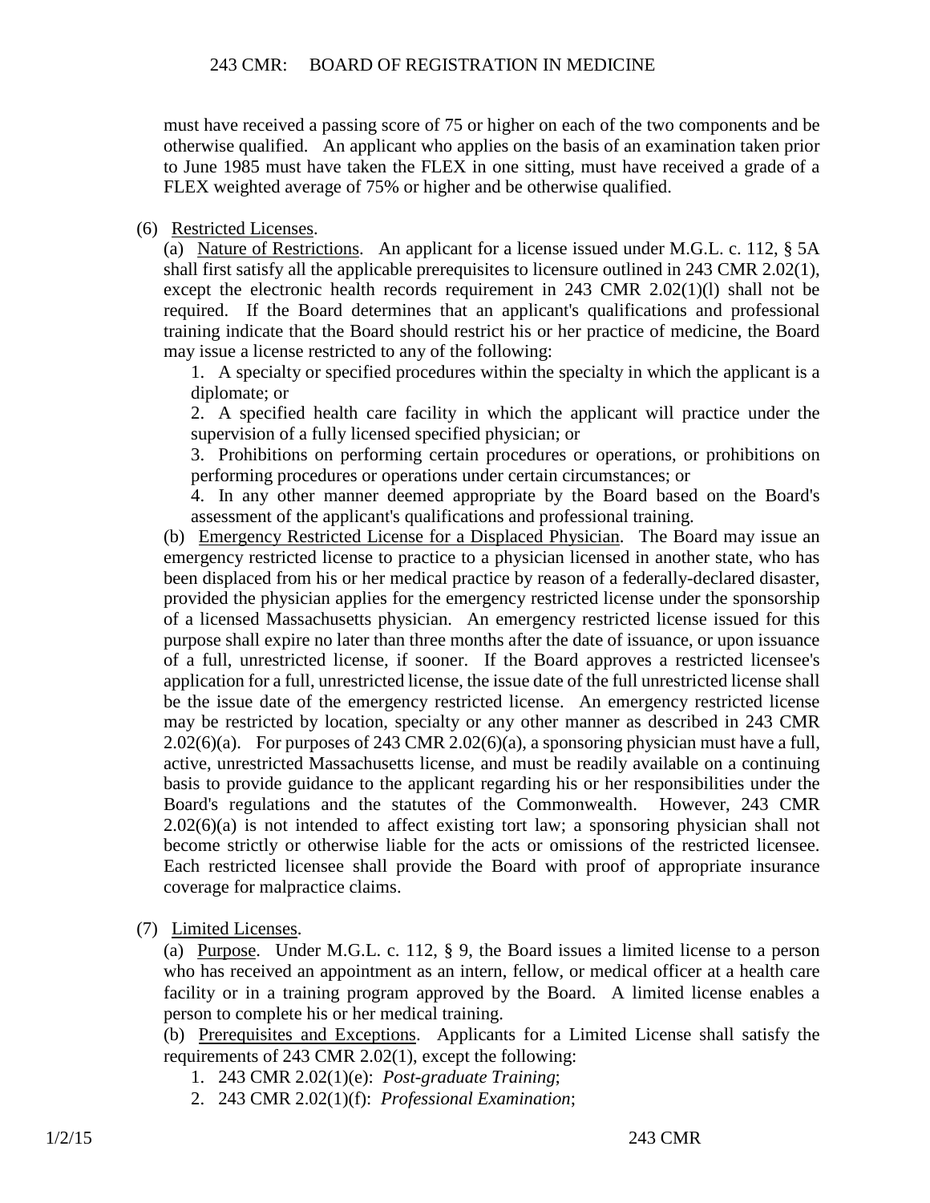must have received a passing score of 75 or higher on each of the two components and be otherwise qualified. An applicant who applies on the basis of an examination taken prior to June 1985 must have taken the FLEX in one sitting, must have received a grade of a FLEX weighted average of 75% or higher and be otherwise qualified.

(6) Restricted Licenses.

(a) Nature of Restrictions. An applicant for a license issued under M.G.L. c. 112, § 5A shall first satisfy all the applicable prerequisites to licensure outlined in 243 CMR 2.02(1), except the electronic health records requirement in 243 CMR 2.02(1)(l) shall not be required. If the Board determines that an applicant's qualifications and professional training indicate that the Board should restrict his or her practice of medicine, the Board may issue a license restricted to any of the following:

1. A specialty or specified procedures within the specialty in which the applicant is a diplomate; or

2. A specified health care facility in which the applicant will practice under the supervision of a fully licensed specified physician; or

3. Prohibitions on performing certain procedures or operations, or prohibitions on performing procedures or operations under certain circumstances; or

4. In any other manner deemed appropriate by the Board based on the Board's assessment of the applicant's qualifications and professional training.

(b) Emergency Restricted License for a Displaced Physician. The Board may issue an emergency restricted license to practice to a physician licensed in another state, who has been displaced from his or her medical practice by reason of a federally-declared disaster, provided the physician applies for the emergency restricted license under the sponsorship of a licensed Massachusetts physician. An emergency restricted license issued for this purpose shall expire no later than three months after the date of issuance, or upon issuance of a full, unrestricted license, if sooner. If the Board approves a restricted licensee's application for a full, unrestricted license, the issue date of the full unrestricted license shall be the issue date of the emergency restricted license. An emergency restricted license may be restricted by location, specialty or any other manner as described in 243 CMR 2.02(6)(a). For purposes of 243 CMR 2.02(6)(a), a sponsoring physician must have a full, active, unrestricted Massachusetts license, and must be readily available on a continuing basis to provide guidance to the applicant regarding his or her responsibilities under the Board's regulations and the statutes of the Commonwealth. However, 243 CMR 2.02(6)(a) is not intended to affect existing tort law; a sponsoring physician shall not become strictly or otherwise liable for the acts or omissions of the restricted licensee. Each restricted licensee shall provide the Board with proof of appropriate insurance coverage for malpractice claims.

(7) Limited Licenses.

(a) Purpose. Under M.G.L. c. 112, § 9, the Board issues a limited license to a person who has received an appointment as an intern, fellow, or medical officer at a health care facility or in a training program approved by the Board. A limited license enables a person to complete his or her medical training.

(b) Prerequisites and Exceptions. Applicants for a Limited License shall satisfy the requirements of 243 CMR 2.02(1), except the following:

1. 243 CMR 2.02(1)(e): *Post-graduate Training*;

2. 243 CMR 2.02(1)(f): *Professional Examination*;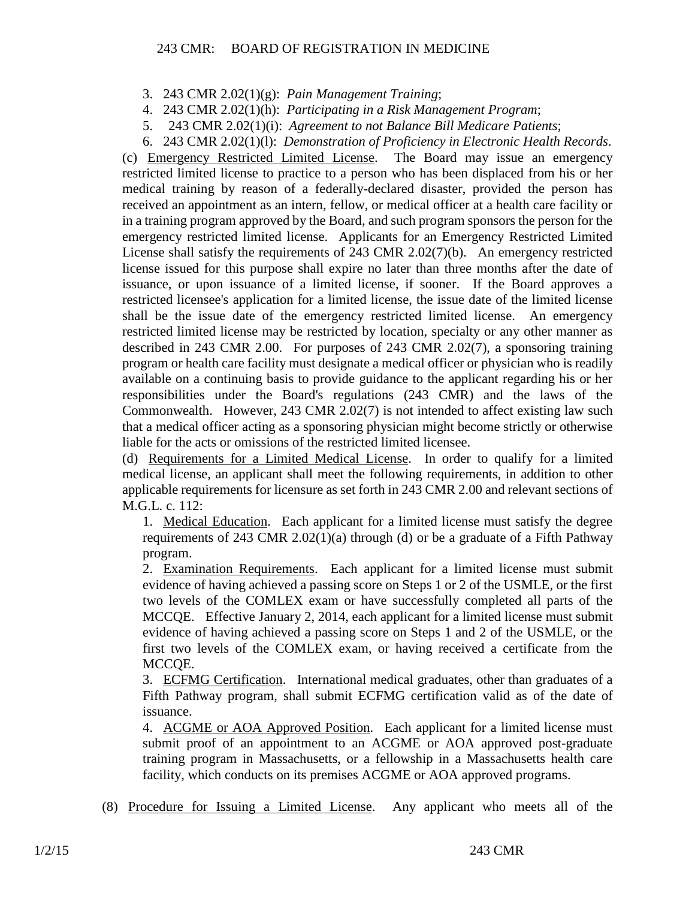3. 243 CMR 2.02(1)(g): *Pain Management Training*;
4. 243 CMR 2.02(1)(h): *Participating in a Risk Management Program*;
5. 243 CMR 2.02(1)(i): *Agreement to not Balance Bill Medicare Patients*;
6. 243 CMR 2.02(1)(l): *Demonstration of Proficiency in Electronic Health Records*.

(c) Emergency Restricted Limited License. The Board may issue an emergency restricted limited license to practice to a person who has been displaced from his or her medical training by reason of a federally-declared disaster, provided the person has received an appointment as an intern, fellow, or medical officer at a health care facility or in a training program approved by the Board, and such program sponsors the person for the emergency restricted limited license. Applicants for an Emergency Restricted Limited License shall satisfy the requirements of 243 CMR 2.02(7)(b). An emergency restricted license issued for this purpose shall expire no later than three months after the date of issuance, or upon issuance of a limited license, if sooner. If the Board approves a restricted licensee's application for a limited license, the issue date of the limited license shall be the issue date of the emergency restricted limited license. An emergency restricted limited license may be restricted by location, specialty or any other manner as described in 243 CMR 2.00. For purposes of 243 CMR 2.02(7), a sponsoring training program or health care facility must designate a medical officer or physician who is readily available on a continuing basis to provide guidance to the applicant regarding his or her responsibilities under the Board's regulations (243 CMR) and the laws of the Commonwealth. However, 243 CMR 2.02(7) is not intended to affect existing law such that a medical officer acting as a sponsoring physician might become strictly or otherwise liable for the acts or omissions of the restricted limited licensee.

(d) Requirements for a Limited Medical License. In order to qualify for a limited medical license, an applicant shall meet the following requirements, in addition to other applicable requirements for licensure as set forth in 243 CMR 2.00 and relevant sections of M.G.L. c. 112:

1. Medical Education. Each applicant for a limited license must satisfy the degree requirements of 243 CMR 2.02(1)(a) through (d) or be a graduate of a Fifth Pathway program.
2. Examination Requirements. Each applicant for a limited license must submit evidence of having achieved a passing score on Steps 1 or 2 of the USMLE, or the first two levels of the COMLEX exam or have successfully completed all parts of the MCCQE. Effective January 2, 2014, each applicant for a limited license must submit evidence of having achieved a passing score on Steps 1 and 2 of the USMLE, or the first two levels of the COMLEX exam, or having received a certificate from the MCCQE.
3. ECFMG Certification. International medical graduates, other than graduates of a Fifth Pathway program, shall submit ECFMG certification valid as of the date of issuance.
4. ACGME or AOA Approved Position. Each applicant for a limited license must submit proof of an appointment to an ACGME or AOA approved post-graduate training program in Massachusetts, or a fellowship in a Massachusetts health care facility, which conducts on its premises ACGME or AOA approved programs.

(8) Procedure for Issuing a Limited License. Any applicant who meets all of the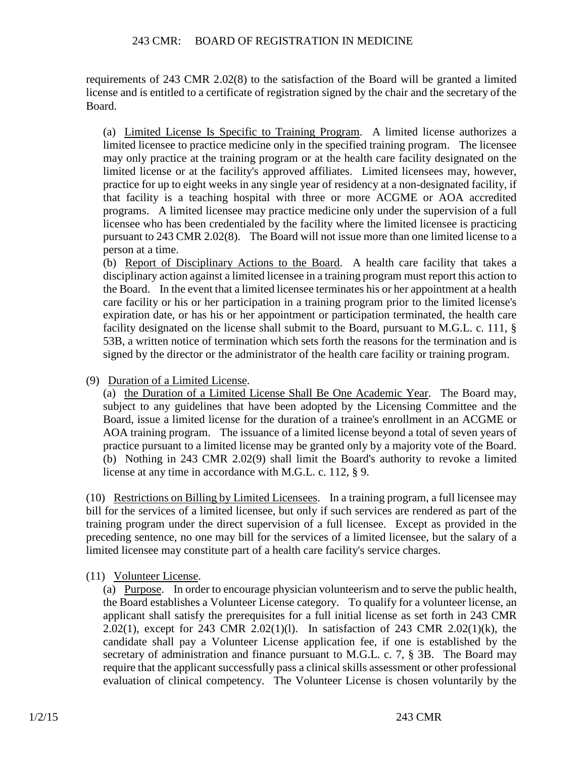requirements of 243 CMR 2.02(8) to the satisfaction of the Board will be granted a limited license and is entitled to a certificate of registration signed by the chair and the secretary of the Board.

(a) Limited License Is Specific to Training Program. A limited license authorizes a limited licensee to practice medicine only in the specified training program. The licensee may only practice at the training program or at the health care facility designated on the limited license or at the facility's approved affiliates. Limited licensees may, however, practice for up to eight weeks in any single year of residency at a non-designated facility, if that facility is a teaching hospital with three or more ACGME or AOA accredited programs. A limited licensee may practice medicine only under the supervision of a full licensee who has been credentialed by the facility where the limited licensee is practicing pursuant to 243 CMR 2.02(8). The Board will not issue more than one limited license to a person at a time.

(b) Report of Disciplinary Actions to the Board. A health care facility that takes a disciplinary action against a limited licensee in a training program must report this action to the Board. In the event that a limited licensee terminates his or her appointment at a health care facility or his or her participation in a training program prior to the limited license's expiration date, or has his or her appointment or participation terminated, the health care facility designated on the license shall submit to the Board, pursuant to M.G.L. c. 111, § 53B, a written notice of termination which sets forth the reasons for the termination and is signed by the director or the administrator of the health care facility or training program.

(9) Duration of a Limited License.

(a) the Duration of a Limited License Shall Be One Academic Year. The Board may, subject to any guidelines that have been adopted by the Licensing Committee and the Board, issue a limited license for the duration of a trainee's enrollment in an ACGME or AOA training program. The issuance of a limited license beyond a total of seven years of practice pursuant to a limited license may be granted only by a majority vote of the Board.

(b) Nothing in 243 CMR 2.02(9) shall limit the Board's authority to revoke a limited license at any time in accordance with M.G.L. c. 112, § 9.

(10) Restrictions on Billing by Limited Licensees. In a training program, a full licensee may bill for the services of a limited licensee, but only if such services are rendered as part of the training program under the direct supervision of a full licensee. Except as provided in the preceding sentence, no one may bill for the services of a limited licensee, but the salary of a limited licensee may constitute part of a health care facility's service charges.

(11) Volunteer License.

(a) Purpose. In order to encourage physician volunteerism and to serve the public health, the Board establishes a Volunteer License category. To qualify for a volunteer license, an applicant shall satisfy the prerequisites for a full initial license as set forth in 243 CMR 2.02(1), except for 243 CMR 2.02(1)(l). In satisfaction of 243 CMR 2.02(1)(k), the candidate shall pay a Volunteer License application fee, if one is established by the secretary of administration and finance pursuant to M.G.L. c. 7, § 3B. The Board may require that the applicant successfully pass a clinical skills assessment or other professional evaluation of clinical competency. The Volunteer License is chosen voluntarily by the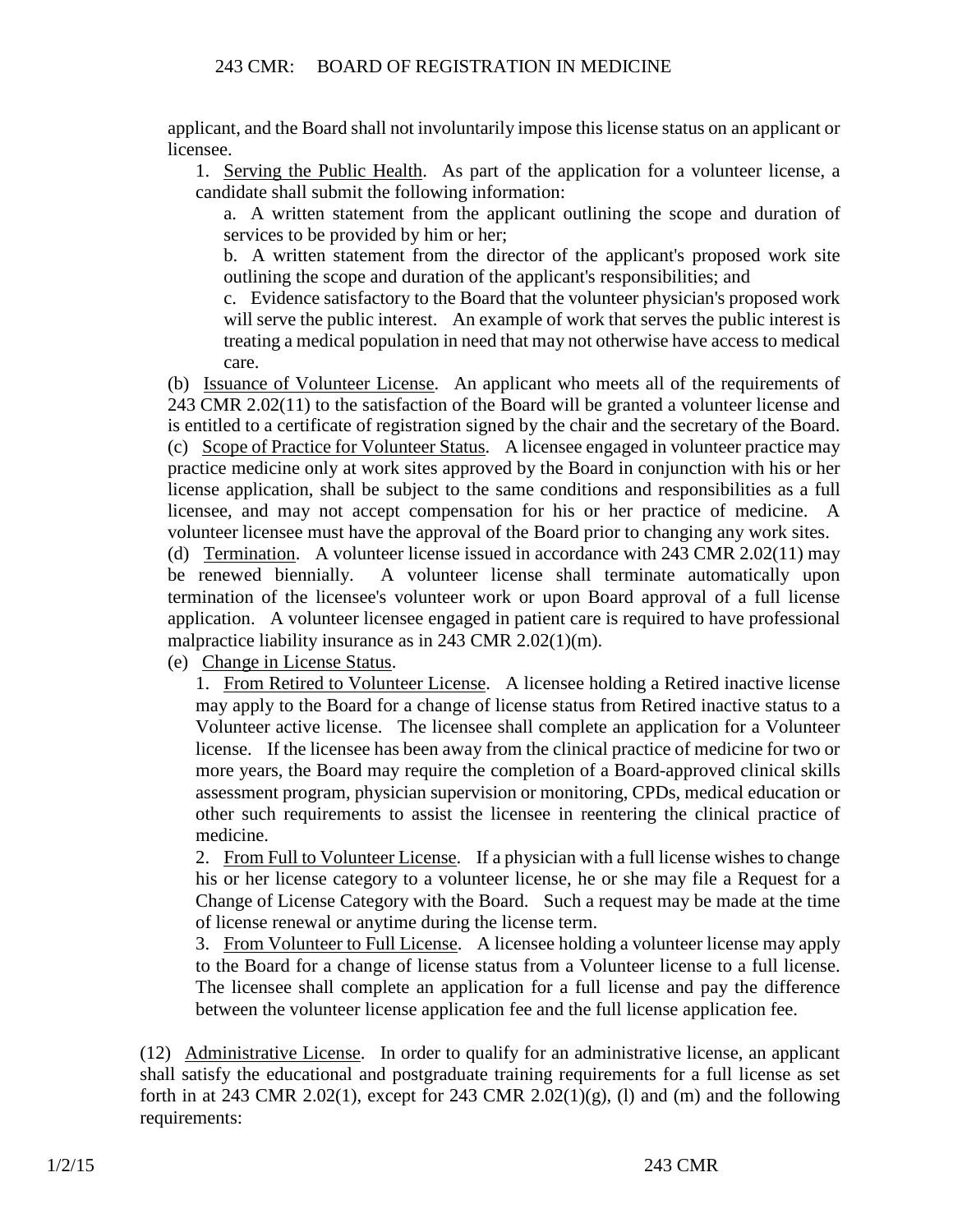applicant, and the Board shall not involuntarily impose this license status on an applicant or licensee.

1. Serving the Public Health. As part of the application for a volunteer license, a candidate shall submit the following information:

a. A written statement from the applicant outlining the scope and duration of services to be provided by him or her;

b. A written statement from the director of the applicant's proposed work site outlining the scope and duration of the applicant's responsibilities; and

c. Evidence satisfactory to the Board that the volunteer physician's proposed work will serve the public interest. An example of work that serves the public interest is treating a medical population in need that may not otherwise have access to medical care.

(b) Issuance of Volunteer License. An applicant who meets all of the requirements of 243 CMR 2.02(11) to the satisfaction of the Board will be granted a volunteer license and is entitled to a certificate of registration signed by the chair and the secretary of the Board.

(c) Scope of Practice for Volunteer Status. A licensee engaged in volunteer practice may practice medicine only at work sites approved by the Board in conjunction with his or her license application, shall be subject to the same conditions and responsibilities as a full licensee, and may not accept compensation for his or her practice of medicine. A volunteer licensee must have the approval of the Board prior to changing any work sites.

(d) Termination. A volunteer license issued in accordance with 243 CMR 2.02(11) may be renewed biennially. A volunteer license shall terminate automatically upon termination of the licensee's volunteer work or upon Board approval of a full license application. A volunteer licensee engaged in patient care is required to have professional malpractice liability insurance as in 243 CMR 2.02(1)(m).

(e) Change in License Status.

1. From Retired to Volunteer License. A licensee holding a Retired inactive license may apply to the Board for a change of license status from Retired inactive status to a Volunteer active license. The licensee shall complete an application for a Volunteer license. If the licensee has been away from the clinical practice of medicine for two or more years, the Board may require the completion of a Board-approved clinical skills assessment program, physician supervision or monitoring, CPDs, medical education or other such requirements to assist the licensee in reentering the clinical practice of medicine.

2. From Full to Volunteer License. If a physician with a full license wishes to change his or her license category to a volunteer license, he or she may file a Request for a Change of License Category with the Board. Such a request may be made at the time of license renewal or anytime during the license term.

3. From Volunteer to Full License. A licensee holding a volunteer license may apply to the Board for a change of license status from a Volunteer license to a full license. The licensee shall complete an application for a full license and pay the difference between the volunteer license application fee and the full license application fee.

(12) Administrative License. In order to qualify for an administrative license, an applicant shall satisfy the educational and postgraduate training requirements for a full license as set forth in at 243 CMR 2.02(1), except for 243 CMR 2.02(1)(g), (l) and (m) and the following requirements: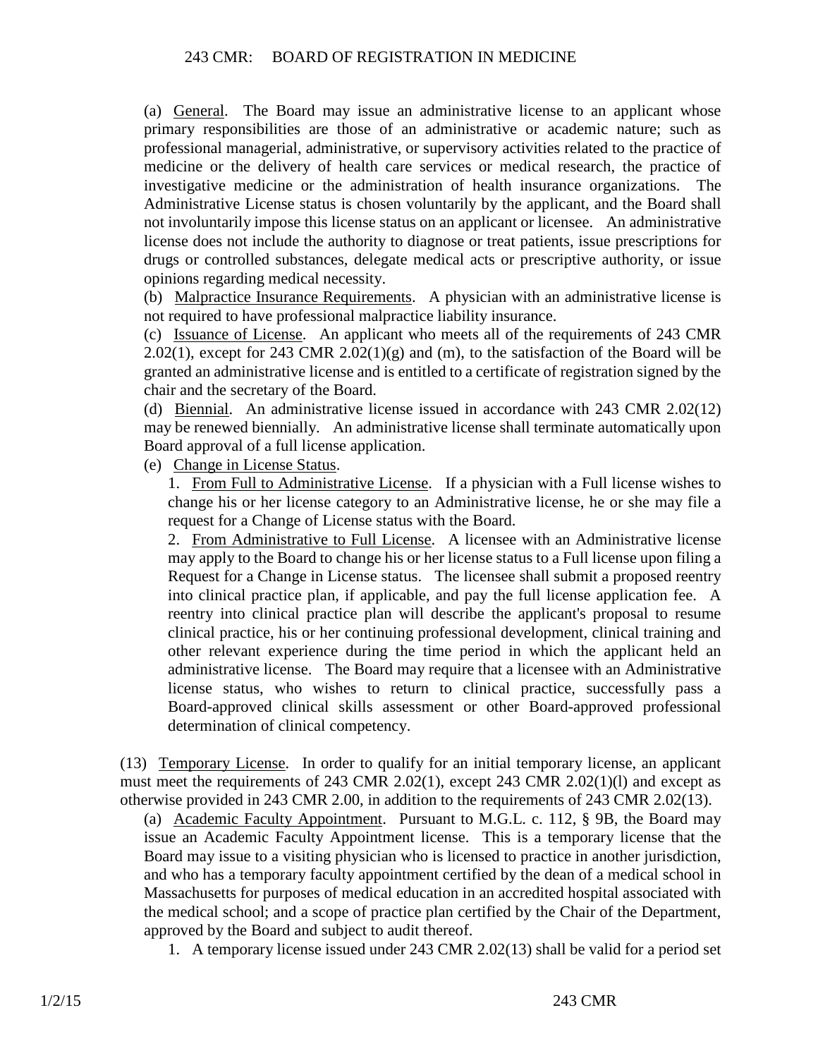(a) General. The Board may issue an administrative license to an applicant whose primary responsibilities are those of an administrative or academic nature; such as professional managerial, administrative, or supervisory activities related to the practice of medicine or the delivery of health care services or medical research, the practice of investigative medicine or the administration of health insurance organizations. The Administrative License status is chosen voluntarily by the applicant, and the Board shall not involuntarily impose this license status on an applicant or licensee. An administrative license does not include the authority to diagnose or treat patients, issue prescriptions for drugs or controlled substances, delegate medical acts or prescriptive authority, or issue opinions regarding medical necessity.

(b) Malpractice Insurance Requirements. A physician with an administrative license is not required to have professional malpractice liability insurance.

(c) Issuance of License. An applicant who meets all of the requirements of 243 CMR 2.02(1), except for 243 CMR 2.02(1)(g) and (m), to the satisfaction of the Board will be granted an administrative license and is entitled to a certificate of registration signed by the chair and the secretary of the Board.

(d) Biennial. An administrative license issued in accordance with 243 CMR 2.02(12) may be renewed biennially. An administrative license shall terminate automatically upon Board approval of a full license application.

(e) Change in License Status.

1. From Full to Administrative License. If a physician with a Full license wishes to change his or her license category to an Administrative license, he or she may file a request for a Change of License status with the Board.

2. From Administrative to Full License. A licensee with an Administrative license may apply to the Board to change his or her license status to a Full license upon filing a Request for a Change in License status. The licensee shall submit a proposed reentry into clinical practice plan, if applicable, and pay the full license application fee. A reentry into clinical practice plan will describe the applicant's proposal to resume clinical practice, his or her continuing professional development, clinical training and other relevant experience during the time period in which the applicant held an administrative license. The Board may require that a licensee with an Administrative license status, who wishes to return to clinical practice, successfully pass a Board-approved clinical skills assessment or other Board-approved professional determination of clinical competency.

(13) Temporary License. In order to qualify for an initial temporary license, an applicant must meet the requirements of 243 CMR 2.02(1), except 243 CMR 2.02(1)(l) and except as otherwise provided in 243 CMR 2.00, in addition to the requirements of 243 CMR 2.02(13).

(a) Academic Faculty Appointment. Pursuant to M.G.L. c. 112, § 9B, the Board may issue an Academic Faculty Appointment license. This is a temporary license that the Board may issue to a visiting physician who is licensed to practice in another jurisdiction, and who has a temporary faculty appointment certified by the dean of a medical school in Massachusetts for purposes of medical education in an accredited hospital associated with the medical school; and a scope of practice plan certified by the Chair of the Department, approved by the Board and subject to audit thereof.

1. A temporary license issued under 243 CMR 2.02(13) shall be valid for a period set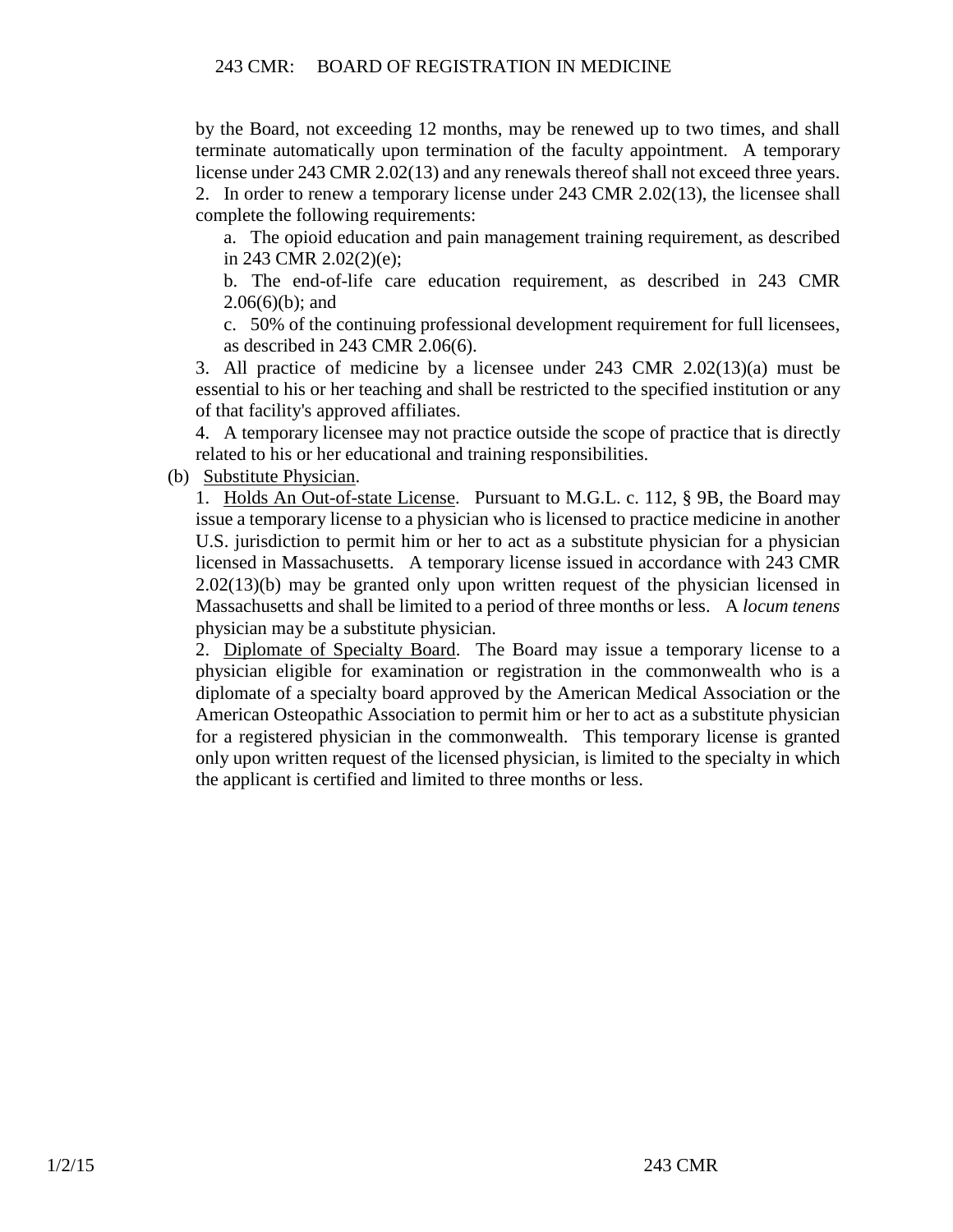by the Board, not exceeding 12 months, may be renewed up to two times, and shall terminate automatically upon termination of the faculty appointment. A temporary license under 243 CMR 2.02(13) and any renewals thereof shall not exceed three years.

2. In order to renew a temporary license under 243 CMR 2.02(13), the licensee shall complete the following requirements:

a. The opioid education and pain management training requirement, as described in 243 CMR 2.02(2)(e);

b. The end-of-life care education requirement, as described in 243 CMR 2.06(6)(b); and

c. 50% of the continuing professional development requirement for full licensees, as described in 243 CMR 2.06(6).

3. All practice of medicine by a licensee under 243 CMR 2.02(13)(a) must be essential to his or her teaching and shall be restricted to the specified institution or any of that facility's approved affiliates.

4. A temporary licensee may not practice outside the scope of practice that is directly related to his or her educational and training responsibilities.

(b) Substitute Physician.

1. Holds An Out-of-state License. Pursuant to M.G.L. c. 112, § 9B, the Board may issue a temporary license to a physician who is licensed to practice medicine in another U.S. jurisdiction to permit him or her to act as a substitute physician for a physician licensed in Massachusetts. A temporary license issued in accordance with 243 CMR 2.02(13)(b) may be granted only upon written request of the physician licensed in Massachusetts and shall be limited to a period of three months or less. A *locum tenens* physician may be a substitute physician.

2. Diplomate of Specialty Board. The Board may issue a temporary license to a physician eligible for examination or registration in the commonwealth who is a diplomate of a specialty board approved by the American Medical Association or the American Osteopathic Association to permit him or her to act as a substitute physician for a registered physician in the commonwealth. This temporary license is granted only upon written request of the licensed physician, is limited to the specialty in which the applicant is certified and limited to three months or less.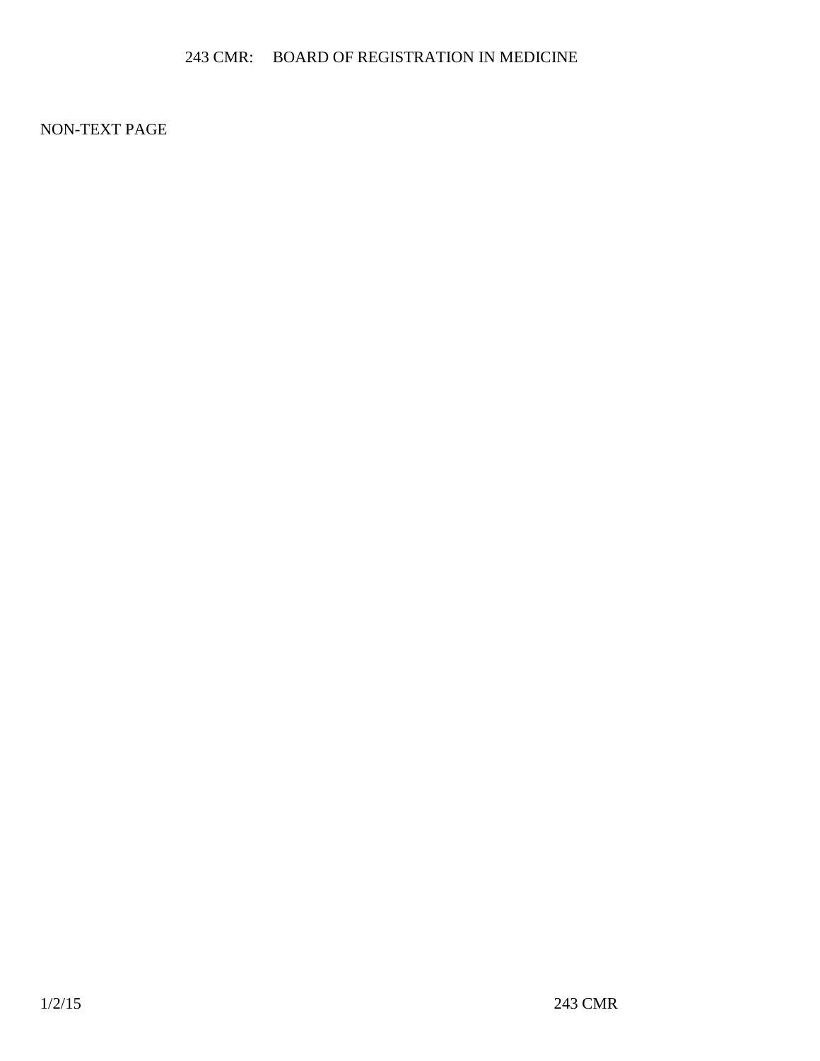NON-TEXT PAGE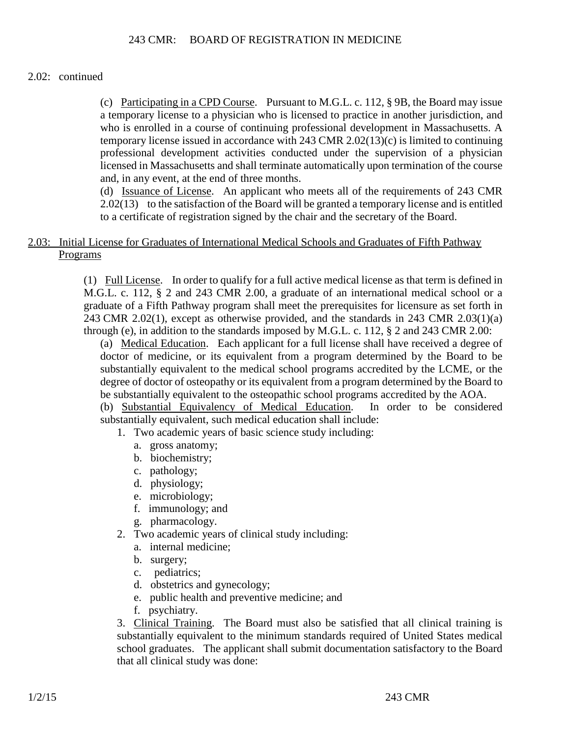2.02: continued

(c) Participating in a CPD Course. Pursuant to M.G.L. c. 112, § 9B, the Board may issue a temporary license to a physician who is licensed to practice in another jurisdiction, and who is enrolled in a course of continuing professional development in Massachusetts. A temporary license issued in accordance with 243 CMR 2.02(13)(c) is limited to continuing professional development activities conducted under the supervision of a physician licensed in Massachusetts and shall terminate automatically upon termination of the course and, in any event, at the end of three months.

(d) Issuance of License. An applicant who meets all of the requirements of 243 CMR 2.02(13) to the satisfaction of the Board will be granted a temporary license and is entitled to a certificate of registration signed by the chair and the secretary of the Board.

## 2.03: Initial License for Graduates of International Medical Schools and Graduates of Fifth Pathway Programs

(1) Full License. In order to qualify for a full active medical license as that term is defined in M.G.L. c. 112, § 2 and 243 CMR 2.00, a graduate of an international medical school or a graduate of a Fifth Pathway program shall meet the prerequisites for licensure as set forth in 243 CMR 2.02(1), except as otherwise provided, and the standards in 243 CMR 2.03(1)(a) through (e), in addition to the standards imposed by M.G.L. c. 112, § 2 and 243 CMR 2.00:

(a) Medical Education. Each applicant for a full license shall have received a degree of doctor of medicine, or its equivalent from a program determined by the Board to be substantially equivalent to the medical school programs accredited by the LCME, or the degree of doctor of osteopathy or its equivalent from a program determined by the Board to be substantially equivalent to the osteopathic school programs accredited by the AOA.

(b) Substantial Equivalency of Medical Education. In order to be considered substantially equivalent, such medical education shall include:

1. Two academic years of basic science study including:
   a. gross anatomy;
   b. biochemistry;
   c. pathology;
   d. physiology;
   e. microbiology;
   f. immunology; and
   g. pharmacology.
2. Two academic years of clinical study including:
   a. internal medicine;
   b. surgery;
   c. pediatrics;
   d. obstetrics and gynecology;
   e. public health and preventive medicine; and
   f. psychiatry.
3. Clinical Training. The Board must also be satisfied that all clinical training is substantially equivalent to the minimum standards required of United States medical school graduates. The applicant shall submit documentation satisfactory to the Board that all clinical study was done: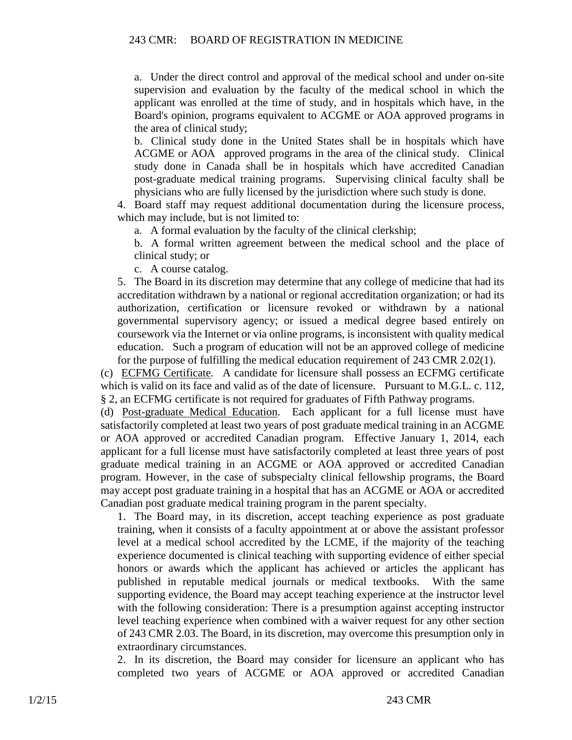a. Under the direct control and approval of the medical school and under on-site supervision and evaluation by the faculty of the medical school in which the applicant was enrolled at the time of study, and in hospitals which have, in the Board's opinion, programs equivalent to ACGME or AOA approved programs in the area of clinical study;

b. Clinical study done in the United States shall be in hospitals which have ACGME or AOA approved programs in the area of the clinical study. Clinical study done in Canada shall be in hospitals which have accredited Canadian post-graduate medical training programs. Supervising clinical faculty shall be physicians who are fully licensed by the jurisdiction where such study is done.

4. Board staff may request additional documentation during the licensure process, which may include, but is not limited to:

a. A formal evaluation by the faculty of the clinical clerkship;

b. A formal written agreement between the medical school and the place of clinical study; or

c. A course catalog.

5. The Board in its discretion may determine that any college of medicine that had its accreditation withdrawn by a national or regional accreditation organization; or had its authorization, certification or licensure revoked or withdrawn by a national governmental supervisory agency; or issued a medical degree based entirely on coursework via the Internet or via online programs, is inconsistent with quality medical education. Such a program of education will not be an approved college of medicine for the purpose of fulfilling the medical education requirement of 243 CMR 2.02(1).

(c) ECFMG Certificate. A candidate for licensure shall possess an ECFMG certificate which is valid on its face and valid as of the date of licensure. Pursuant to M.G.L. c. 112, § 2, an ECFMG certificate is not required for graduates of Fifth Pathway programs.

(d) Post-graduate Medical Education. Each applicant for a full license must have satisfactorily completed at least two years of post graduate medical training in an ACGME or AOA approved or accredited Canadian program. Effective January 1, 2014, each applicant for a full license must have satisfactorily completed at least three years of post graduate medical training in an ACGME or AOA approved or accredited Canadian program. However, in the case of subspecialty clinical fellowship programs, the Board may accept post graduate training in a hospital that has an ACGME or AOA or accredited Canadian post graduate medical training program in the parent specialty.

1. The Board may, in its discretion, accept teaching experience as post graduate training, when it consists of a faculty appointment at or above the assistant professor level at a medical school accredited by the LCME, if the majority of the teaching experience documented is clinical teaching with supporting evidence of either special honors or awards which the applicant has achieved or articles the applicant has published in reputable medical journals or medical textbooks. With the same supporting evidence, the Board may accept teaching experience at the instructor level with the following consideration: There is a presumption against accepting instructor level teaching experience when combined with a waiver request for any other section of 243 CMR 2.03. The Board, in its discretion, may overcome this presumption only in extraordinary circumstances.

2. In its discretion, the Board may consider for licensure an applicant who has completed two years of ACGME or AOA approved or accredited Canadian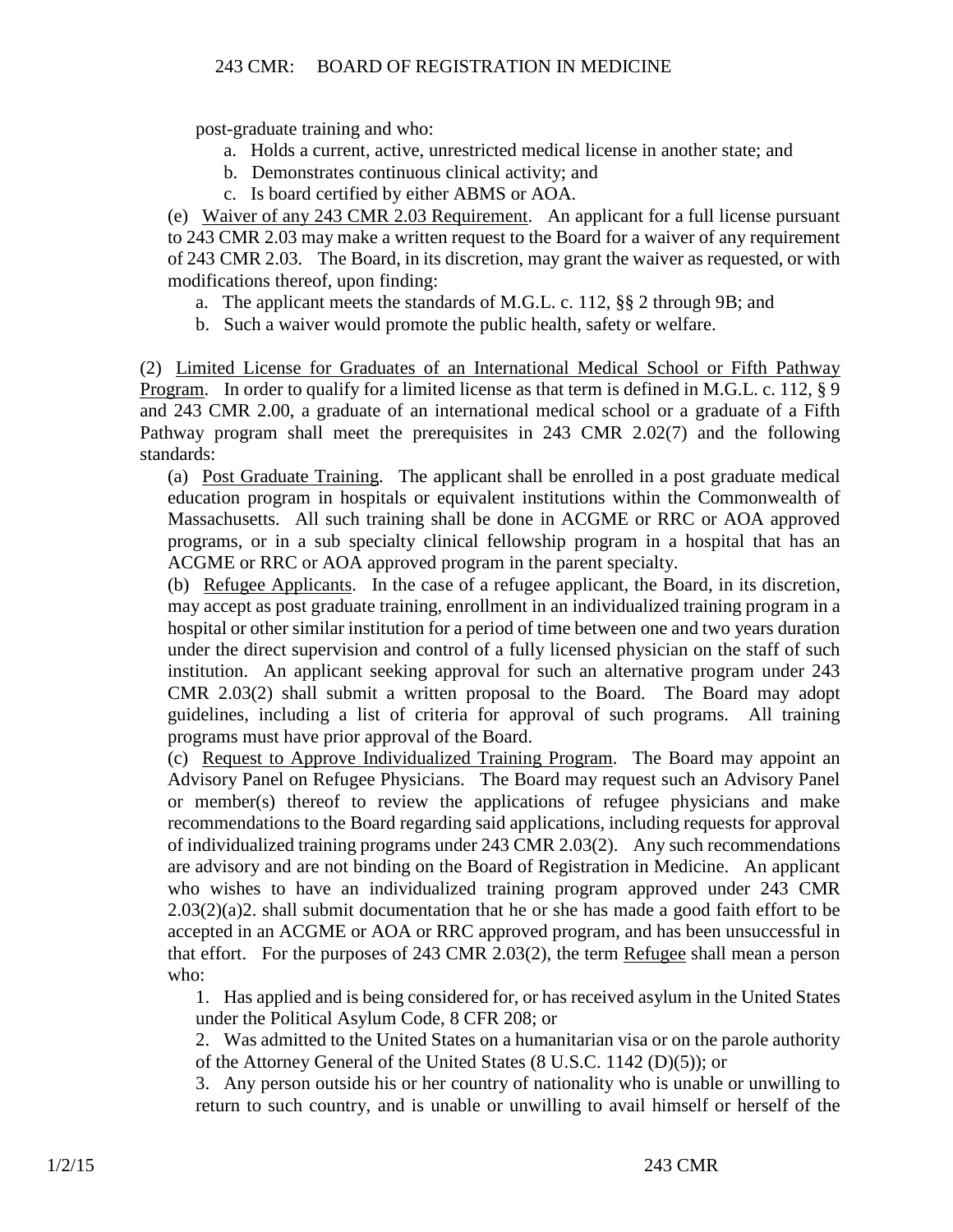post-graduate training and who:

a. Holds a current, active, unrestricted medical license in another state; and

b. Demonstrates continuous clinical activity; and

c. Is board certified by either ABMS or AOA.

(e) Waiver of any 243 CMR 2.03 Requirement. An applicant for a full license pursuant to 243 CMR 2.03 may make a written request to the Board for a waiver of any requirement of 243 CMR 2.03. The Board, in its discretion, may grant the waiver as requested, or with modifications thereof, upon finding:

a. The applicant meets the standards of M.G.L. c. 112, §§ 2 through 9B; and

b. Such a waiver would promote the public health, safety or welfare.

(2) Limited License for Graduates of an International Medical School or Fifth Pathway Program. In order to qualify for a limited license as that term is defined in M.G.L. c. 112, § 9 and 243 CMR 2.00, a graduate of an international medical school or a graduate of a Fifth Pathway program shall meet the prerequisites in 243 CMR 2.02(7) and the following standards:

(a) Post Graduate Training. The applicant shall be enrolled in a post graduate medical education program in hospitals or equivalent institutions within the Commonwealth of Massachusetts. All such training shall be done in ACGME or RRC or AOA approved programs, or in a sub specialty clinical fellowship program in a hospital that has an ACGME or RRC or AOA approved program in the parent specialty.

(b) Refugee Applicants. In the case of a refugee applicant, the Board, in its discretion, may accept as post graduate training, enrollment in an individualized training program in a hospital or other similar institution for a period of time between one and two years duration under the direct supervision and control of a fully licensed physician on the staff of such institution. An applicant seeking approval for such an alternative program under 243 CMR 2.03(2) shall submit a written proposal to the Board. The Board may adopt guidelines, including a list of criteria for approval of such programs. All training programs must have prior approval of the Board.

(c) Request to Approve Individualized Training Program. The Board may appoint an Advisory Panel on Refugee Physicians. The Board may request such an Advisory Panel or member(s) thereof to review the applications of refugee physicians and make recommendations to the Board regarding said applications, including requests for approval of individualized training programs under 243 CMR 2.03(2). Any such recommendations are advisory and are not binding on the Board of Registration in Medicine. An applicant who wishes to have an individualized training program approved under 243 CMR 2.03(2)(a)2. shall submit documentation that he or she has made a good faith effort to be accepted in an ACGME or AOA or RRC approved program, and has been unsuccessful in that effort. For the purposes of 243 CMR 2.03(2), the term Refugee shall mean a person who:

1. Has applied and is being considered for, or has received asylum in the United States under the Political Asylum Code, 8 CFR 208; or

2. Was admitted to the United States on a humanitarian visa or on the parole authority of the Attorney General of the United States (8 U.S.C. 1142 (D)(5)); or

3. Any person outside his or her country of nationality who is unable or unwilling to return to such country, and is unable or unwilling to avail himself or herself of the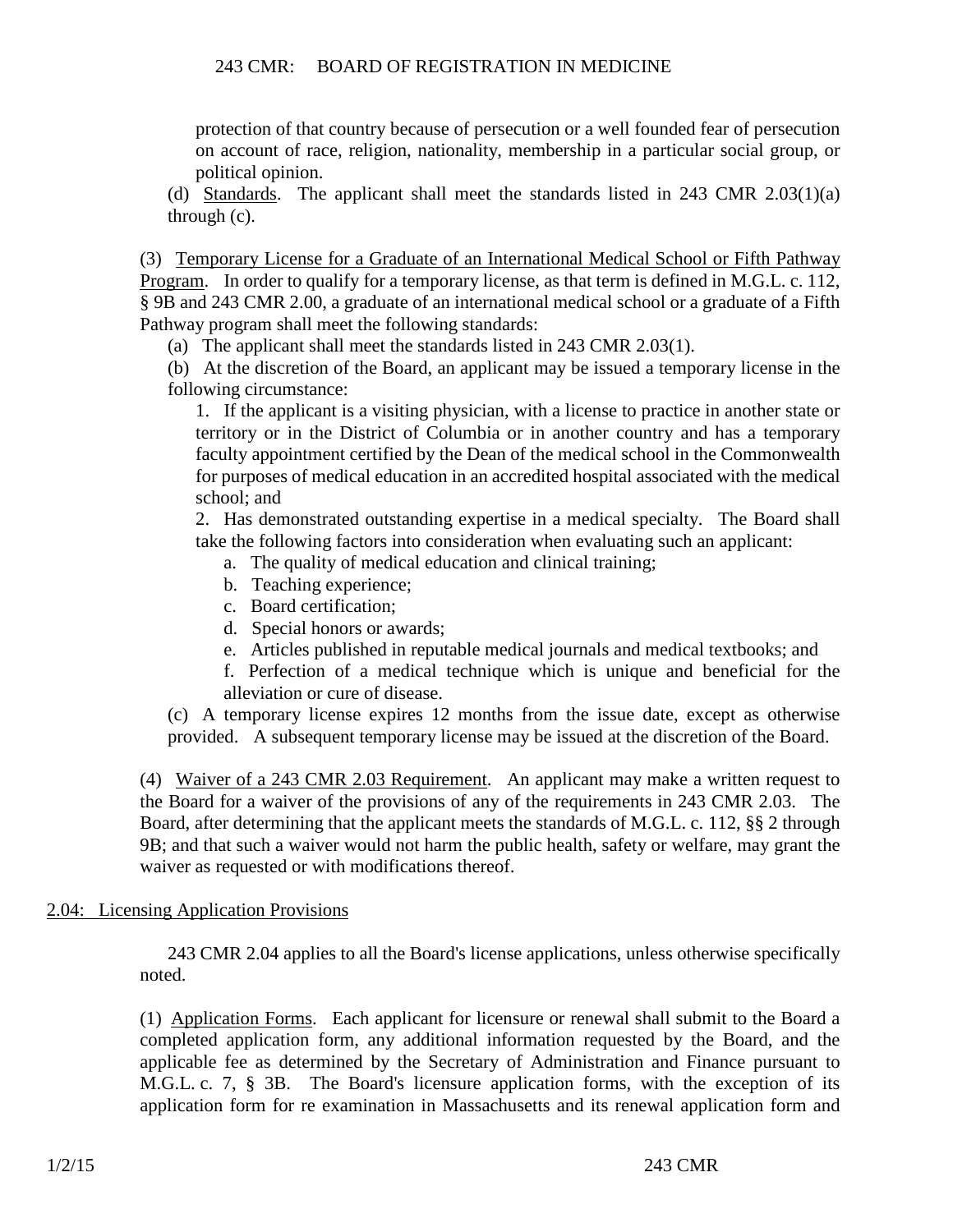protection of that country because of persecution or a well founded fear of persecution on account of race, religion, nationality, membership in a particular social group, or political opinion.

(d) Standards. The applicant shall meet the standards listed in 243 CMR 2.03(1)(a) through (c).

(3) Temporary License for a Graduate of an International Medical School or Fifth Pathway Program. In order to qualify for a temporary license, as that term is defined in M.G.L. c. 112, § 9B and 243 CMR 2.00, a graduate of an international medical school or a graduate of a Fifth Pathway program shall meet the following standards:

(a) The applicant shall meet the standards listed in 243 CMR 2.03(1).

(b) At the discretion of the Board, an applicant may be issued a temporary license in the following circumstance:

1. If the applicant is a visiting physician, with a license to practice in another state or territory or in the District of Columbia or in another country and has a temporary faculty appointment certified by the Dean of the medical school in the Commonwealth for purposes of medical education in an accredited hospital associated with the medical school; and

2. Has demonstrated outstanding expertise in a medical specialty. The Board shall take the following factors into consideration when evaluating such an applicant:

a. The quality of medical education and clinical training;

b. Teaching experience;

c. Board certification;

d. Special honors or awards;

e. Articles published in reputable medical journals and medical textbooks; and

f. Perfection of a medical technique which is unique and beneficial for the alleviation or cure of disease.

(c) A temporary license expires 12 months from the issue date, except as otherwise provided. A subsequent temporary license may be issued at the discretion of the Board.

(4) Waiver of a 243 CMR 2.03 Requirement. An applicant may make a written request to the Board for a waiver of the provisions of any of the requirements in 243 CMR 2.03. The Board, after determining that the applicant meets the standards of M.G.L. c. 112, §§ 2 through 9B; and that such a waiver would not harm the public health, safety or welfare, may grant the waiver as requested or with modifications thereof.

## 2.04: Licensing Application Provisions

243 CMR 2.04 applies to all the Board's license applications, unless otherwise specifically noted.

(1) Application Forms. Each applicant for licensure or renewal shall submit to the Board a completed application form, any additional information requested by the Board, and the applicable fee as determined by the Secretary of Administration and Finance pursuant to M.G.L. c. 7, § 3B. The Board's licensure application forms, with the exception of its application form for re examination in Massachusetts and its renewal application form and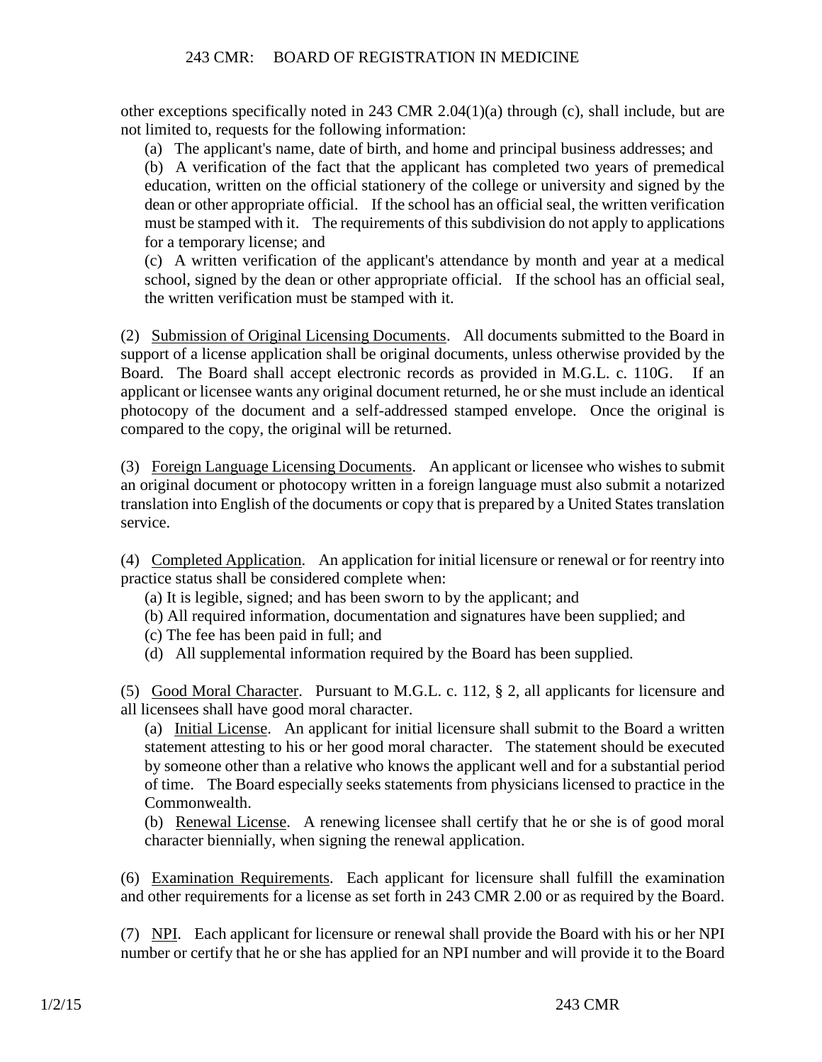other exceptions specifically noted in 243 CMR 2.04(1)(a) through (c), shall include, but are not limited to, requests for the following information:

(a) The applicant's name, date of birth, and home and principal business addresses; and

(b) A verification of the fact that the applicant has completed two years of premedical education, written on the official stationery of the college or university and signed by the dean or other appropriate official. If the school has an official seal, the written verification must be stamped with it. The requirements of this subdivision do not apply to applications for a temporary license; and

(c) A written verification of the applicant's attendance by month and year at a medical school, signed by the dean or other appropriate official. If the school has an official seal, the written verification must be stamped with it.

(2) Submission of Original Licensing Documents. All documents submitted to the Board in support of a license application shall be original documents, unless otherwise provided by the Board. The Board shall accept electronic records as provided in M.G.L. c. 110G. If an applicant or licensee wants any original document returned, he or she must include an identical photocopy of the document and a self-addressed stamped envelope. Once the original is compared to the copy, the original will be returned.

(3) Foreign Language Licensing Documents. An applicant or licensee who wishes to submit an original document or photocopy written in a foreign language must also submit a notarized translation into English of the documents or copy that is prepared by a United States translation service.

(4) Completed Application. An application for initial licensure or renewal or for reentry into practice status shall be considered complete when:

(a) It is legible, signed; and has been sworn to by the applicant; and

(b) All required information, documentation and signatures have been supplied; and

(c) The fee has been paid in full; and

(d) All supplemental information required by the Board has been supplied.

(5) Good Moral Character. Pursuant to M.G.L. c. 112, § 2, all applicants for licensure and all licensees shall have good moral character.

(a) Initial License. An applicant for initial licensure shall submit to the Board a written statement attesting to his or her good moral character. The statement should be executed by someone other than a relative who knows the applicant well and for a substantial period of time. The Board especially seeks statements from physicians licensed to practice in the Commonwealth.

(b) Renewal License. A renewing licensee shall certify that he or she is of good moral character biennially, when signing the renewal application.

(6) Examination Requirements. Each applicant for licensure shall fulfill the examination and other requirements for a license as set forth in 243 CMR 2.00 or as required by the Board.

(7) NPI. Each applicant for licensure or renewal shall provide the Board with his or her NPI number or certify that he or she has applied for an NPI number and will provide it to the Board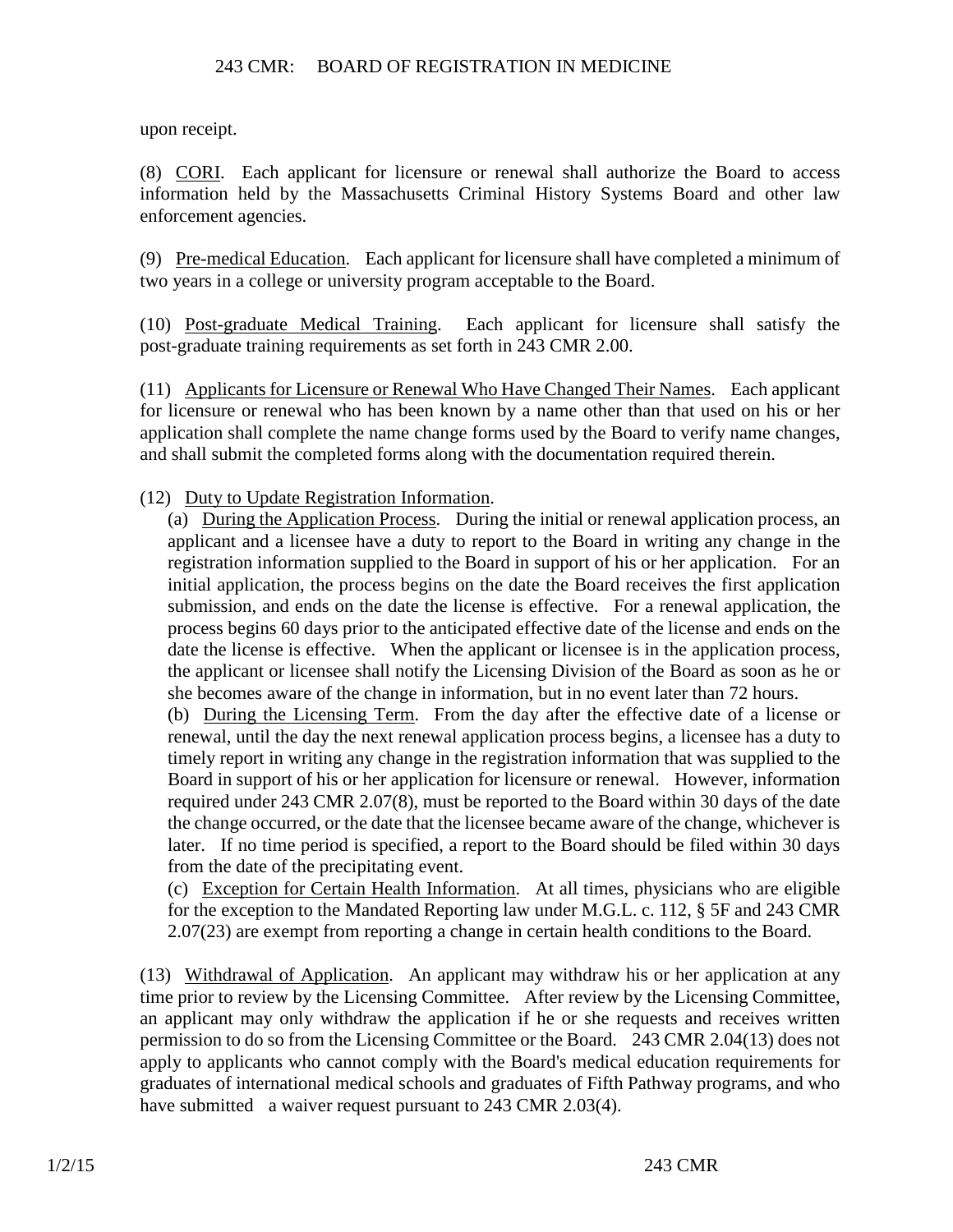upon receipt.

(8) CORI. Each applicant for licensure or renewal shall authorize the Board to access information held by the Massachusetts Criminal History Systems Board and other law enforcement agencies.

(9) Pre-medical Education. Each applicant for licensure shall have completed a minimum of two years in a college or university program acceptable to the Board.

(10) Post-graduate Medical Training. Each applicant for licensure shall satisfy the post-graduate training requirements as set forth in 243 CMR 2.00.

(11) Applicants for Licensure or Renewal Who Have Changed Their Names. Each applicant for licensure or renewal who has been known by a name other than that used on his or her application shall complete the name change forms used by the Board to verify name changes, and shall submit the completed forms along with the documentation required therein.

(12) Duty to Update Registration Information.

(a) During the Application Process. During the initial or renewal application process, an applicant and a licensee have a duty to report to the Board in writing any change in the registration information supplied to the Board in support of his or her application. For an initial application, the process begins on the date the Board receives the first application submission, and ends on the date the license is effective. For a renewal application, the process begins 60 days prior to the anticipated effective date of the license and ends on the date the license is effective. When the applicant or licensee is in the application process, the applicant or licensee shall notify the Licensing Division of the Board as soon as he or she becomes aware of the change in information, but in no event later than 72 hours.

(b) During the Licensing Term. From the day after the effective date of a license or renewal, until the day the next renewal application process begins, a licensee has a duty to timely report in writing any change in the registration information that was supplied to the Board in support of his or her application for licensure or renewal. However, information required under 243 CMR 2.07(8), must be reported to the Board within 30 days of the date the change occurred, or the date that the licensee became aware of the change, whichever is later. If no time period is specified, a report to the Board should be filed within 30 days from the date of the precipitating event.

(c) Exception for Certain Health Information. At all times, physicians who are eligible for the exception to the Mandated Reporting law under M.G.L. c. 112, § 5F and 243 CMR 2.07(23) are exempt from reporting a change in certain health conditions to the Board.

(13) Withdrawal of Application. An applicant may withdraw his or her application at any time prior to review by the Licensing Committee. After review by the Licensing Committee, an applicant may only withdraw the application if he or she requests and receives written permission to do so from the Licensing Committee or the Board. 243 CMR 2.04(13) does not apply to applicants who cannot comply with the Board's medical education requirements for graduates of international medical schools and graduates of Fifth Pathway programs, and who have submitted a waiver request pursuant to 243 CMR 2.03(4).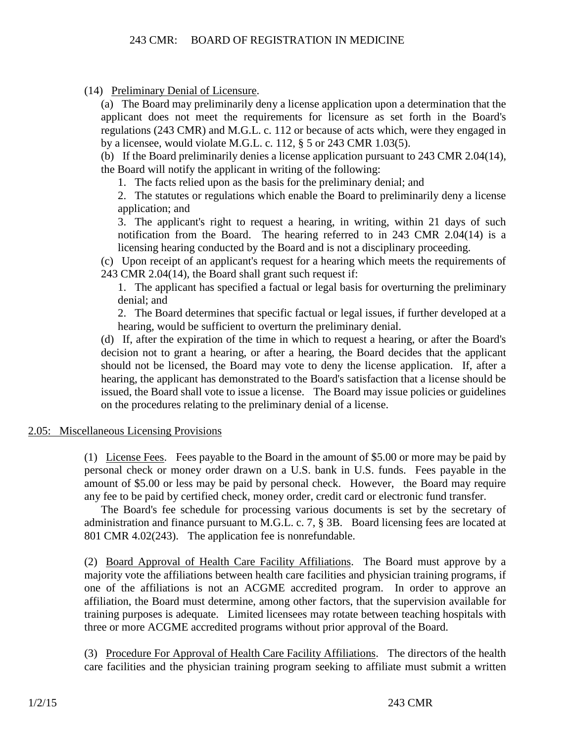(14) Preliminary Denial of Licensure.

(a) The Board may preliminarily deny a license application upon a determination that the applicant does not meet the requirements for licensure as set forth in the Board's regulations (243 CMR) and M.G.L. c. 112 or because of acts which, were they engaged in by a licensee, would violate M.G.L. c. 112, § 5 or 243 CMR 1.03(5).

(b) If the Board preliminarily denies a license application pursuant to 243 CMR 2.04(14), the Board will notify the applicant in writing of the following:

1. The facts relied upon as the basis for the preliminary denial; and

2. The statutes or regulations which enable the Board to preliminarily deny a license application; and

3. The applicant's right to request a hearing, in writing, within 21 days of such notification from the Board. The hearing referred to in 243 CMR 2.04(14) is a licensing hearing conducted by the Board and is not a disciplinary proceeding.

(c) Upon receipt of an applicant's request for a hearing which meets the requirements of 243 CMR 2.04(14), the Board shall grant such request if:

1. The applicant has specified a factual or legal basis for overturning the preliminary denial; and

2. The Board determines that specific factual or legal issues, if further developed at a hearing, would be sufficient to overturn the preliminary denial.

(d) If, after the expiration of the time in which to request a hearing, or after the Board's decision not to grant a hearing, or after a hearing, the Board decides that the applicant should not be licensed, the Board may vote to deny the license application. If, after a hearing, the applicant has demonstrated to the Board's satisfaction that a license should be issued, the Board shall vote to issue a license. The Board may issue policies or guidelines on the procedures relating to the preliminary denial of a license.

## 2.05: Miscellaneous Licensing Provisions

(1) License Fees. Fees payable to the Board in the amount of $5.00 or more may be paid by personal check or money order drawn on a U.S. bank in U.S. funds. Fees payable in the amount of $5.00 or less may be paid by personal check. However, the Board may require any fee to be paid by certified check, money order, credit card or electronic fund transfer.

The Board's fee schedule for processing various documents is set by the secretary of administration and finance pursuant to M.G.L. c. 7, § 3B. Board licensing fees are located at 801 CMR 4.02(243). The application fee is nonrefundable.

(2) Board Approval of Health Care Facility Affiliations. The Board must approve by a majority vote the affiliations between health care facilities and physician training programs, if one of the affiliations is not an ACGME accredited program. In order to approve an affiliation, the Board must determine, among other factors, that the supervision available for training purposes is adequate. Limited licensees may rotate between teaching hospitals with three or more ACGME accredited programs without prior approval of the Board.

(3) Procedure For Approval of Health Care Facility Affiliations. The directors of the health care facilities and the physician training program seeking to affiliate must submit a written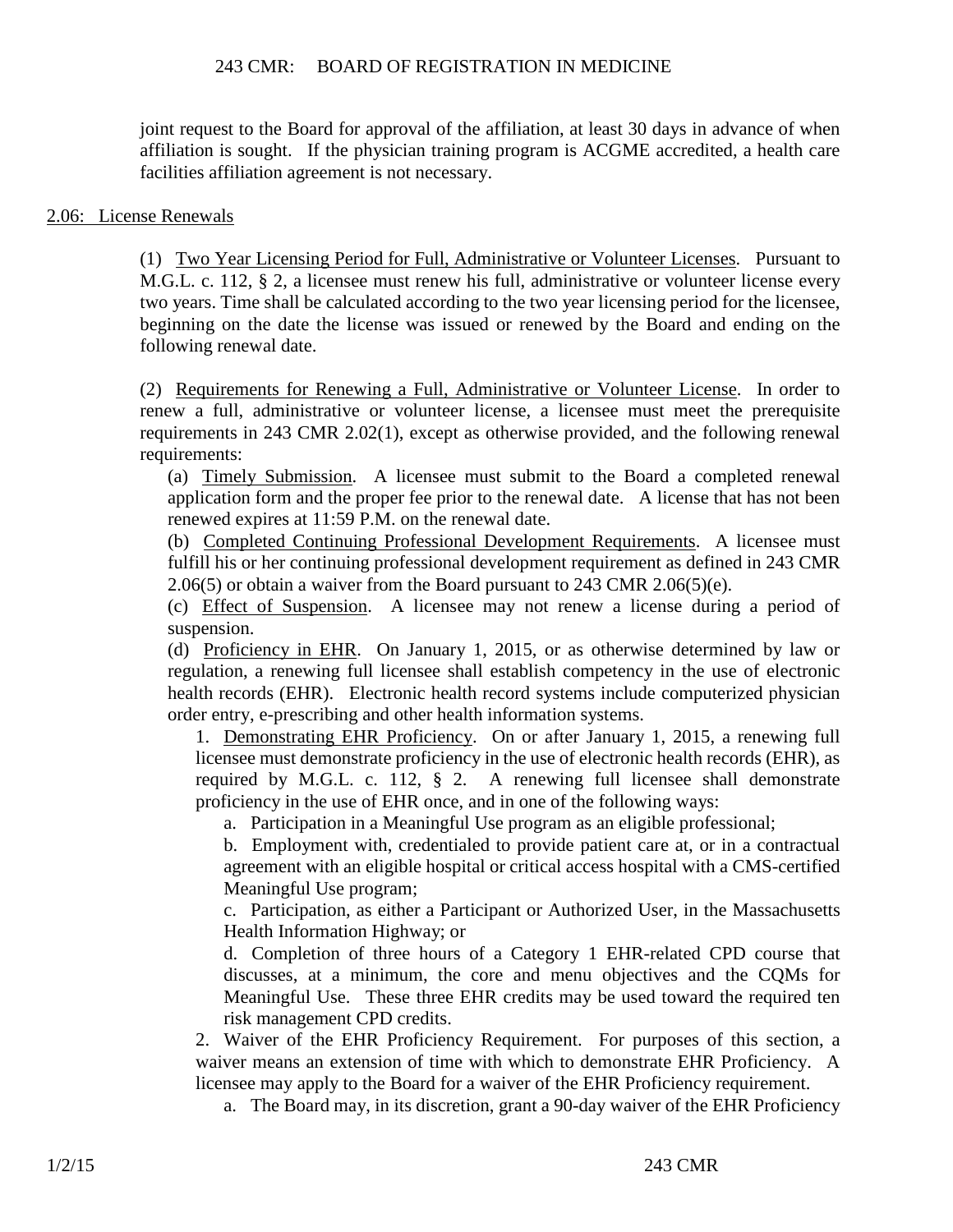joint request to the Board for approval of the affiliation, at least 30 days in advance of when affiliation is sought. If the physician training program is ACGME accredited, a health care facilities affiliation agreement is not necessary.

## 2.06: License Renewals

(1) Two Year Licensing Period for Full, Administrative or Volunteer Licenses. Pursuant to M.G.L. c. 112, § 2, a licensee must renew his full, administrative or volunteer license every two years. Time shall be calculated according to the two year licensing period for the licensee, beginning on the date the license was issued or renewed by the Board and ending on the following renewal date.

(2) Requirements for Renewing a Full, Administrative or Volunteer License. In order to renew a full, administrative or volunteer license, a licensee must meet the prerequisite requirements in 243 CMR 2.02(1), except as otherwise provided, and the following renewal requirements:

(a) Timely Submission. A licensee must submit to the Board a completed renewal application form and the proper fee prior to the renewal date. A license that has not been renewed expires at 11:59 P.M. on the renewal date.

(b) Completed Continuing Professional Development Requirements. A licensee must fulfill his or her continuing professional development requirement as defined in 243 CMR 2.06(5) or obtain a waiver from the Board pursuant to 243 CMR 2.06(5)(e).

(c) Effect of Suspension. A licensee may not renew a license during a period of suspension.

(d) Proficiency in EHR. On January 1, 2015, or as otherwise determined by law or regulation, a renewing full licensee shall establish competency in the use of electronic health records (EHR). Electronic health record systems include computerized physician order entry, e-prescribing and other health information systems.

1. Demonstrating EHR Proficiency. On or after January 1, 2015, a renewing full licensee must demonstrate proficiency in the use of electronic health records (EHR), as required by M.G.L. c. 112, § 2. A renewing full licensee shall demonstrate proficiency in the use of EHR once, and in one of the following ways:

a. Participation in a Meaningful Use program as an eligible professional;

b. Employment with, credentialed to provide patient care at, or in a contractual agreement with an eligible hospital or critical access hospital with a CMS-certified Meaningful Use program;

c. Participation, as either a Participant or Authorized User, in the Massachusetts Health Information Highway; or

d. Completion of three hours of a Category 1 EHR-related CPD course that discusses, at a minimum, the core and menu objectives and the CQMs for Meaningful Use. These three EHR credits may be used toward the required ten risk management CPD credits.

2. Waiver of the EHR Proficiency Requirement. For purposes of this section, a waiver means an extension of time with which to demonstrate EHR Proficiency. A licensee may apply to the Board for a waiver of the EHR Proficiency requirement.

a. The Board may, in its discretion, grant a 90-day waiver of the EHR Proficiency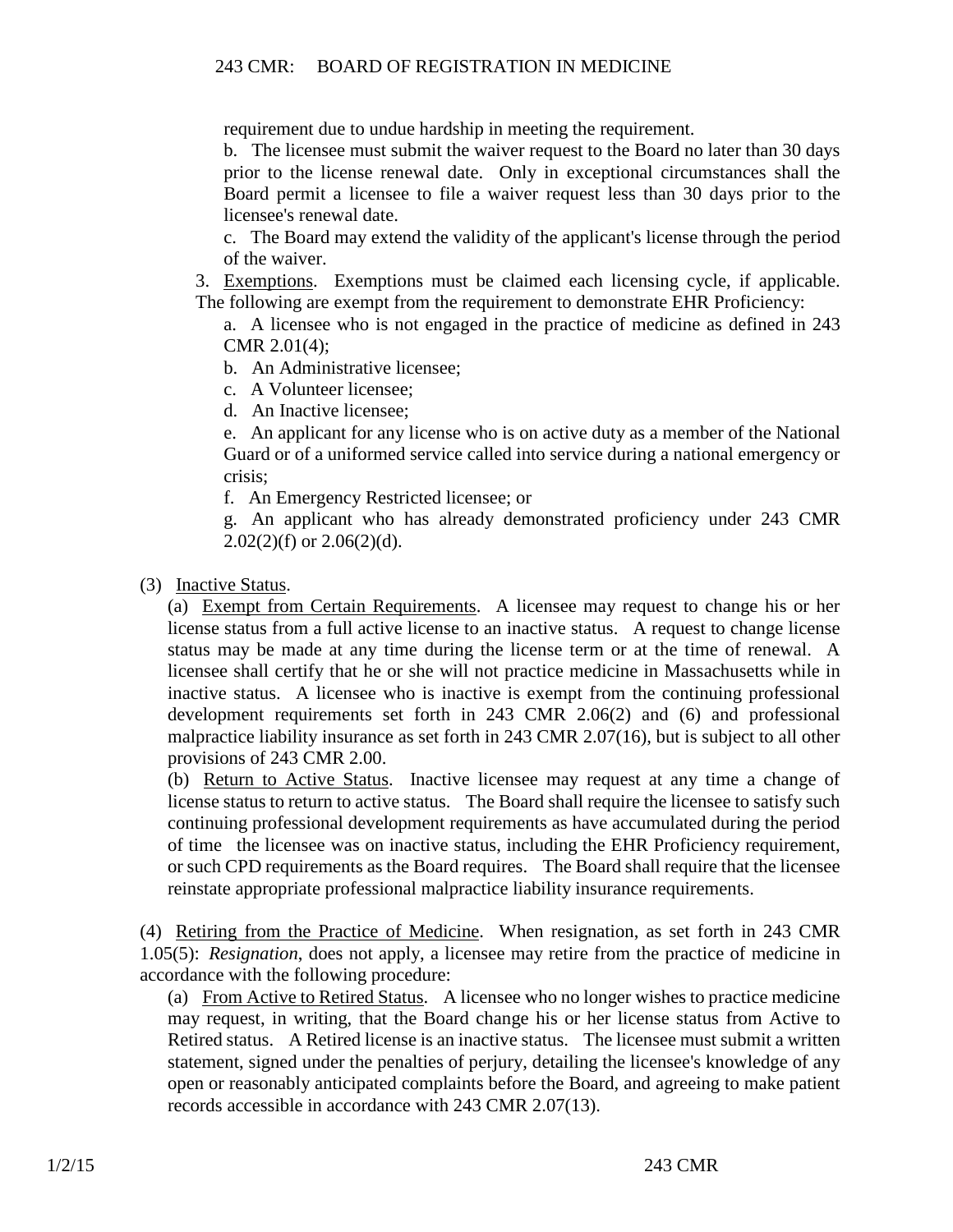requirement due to undue hardship in meeting the requirement.

b. The licensee must submit the waiver request to the Board no later than 30 days prior to the license renewal date. Only in exceptional circumstances shall the Board permit a licensee to file a waiver request less than 30 days prior to the licensee's renewal date.

c. The Board may extend the validity of the applicant's license through the period of the waiver.

3. Exemptions. Exemptions must be claimed each licensing cycle, if applicable. The following are exempt from the requirement to demonstrate EHR Proficiency:

a. A licensee who is not engaged in the practice of medicine as defined in 243 CMR 2.01(4);

b. An Administrative licensee;

c. A Volunteer licensee;

d. An Inactive licensee;

e. An applicant for any license who is on active duty as a member of the National Guard or of a uniformed service called into service during a national emergency or crisis;

f. An Emergency Restricted licensee; or

g. An applicant who has already demonstrated proficiency under 243 CMR 2.02(2)(f) or 2.06(2)(d).

(3) Inactive Status.

(a) Exempt from Certain Requirements. A licensee may request to change his or her license status from a full active license to an inactive status. A request to change license status may be made at any time during the license term or at the time of renewal. A licensee shall certify that he or she will not practice medicine in Massachusetts while in inactive status. A licensee who is inactive is exempt from the continuing professional development requirements set forth in 243 CMR 2.06(2) and (6) and professional malpractice liability insurance as set forth in 243 CMR 2.07(16), but is subject to all other provisions of 243 CMR 2.00.

(b) Return to Active Status. Inactive licensee may request at any time a change of license status to return to active status. The Board shall require the licensee to satisfy such continuing professional development requirements as have accumulated during the period of time the licensee was on inactive status, including the EHR Proficiency requirement, or such CPD requirements as the Board requires. The Board shall require that the licensee reinstate appropriate professional malpractice liability insurance requirements.

(4) Retiring from the Practice of Medicine. When resignation, as set forth in 243 CMR 1.05(5): *Resignation*, does not apply, a licensee may retire from the practice of medicine in accordance with the following procedure:

(a) From Active to Retired Status. A licensee who no longer wishes to practice medicine may request, in writing, that the Board change his or her license status from Active to Retired status. A Retired license is an inactive status. The licensee must submit a written statement, signed under the penalties of perjury, detailing the licensee's knowledge of any open or reasonably anticipated complaints before the Board, and agreeing to make patient records accessible in accordance with 243 CMR 2.07(13).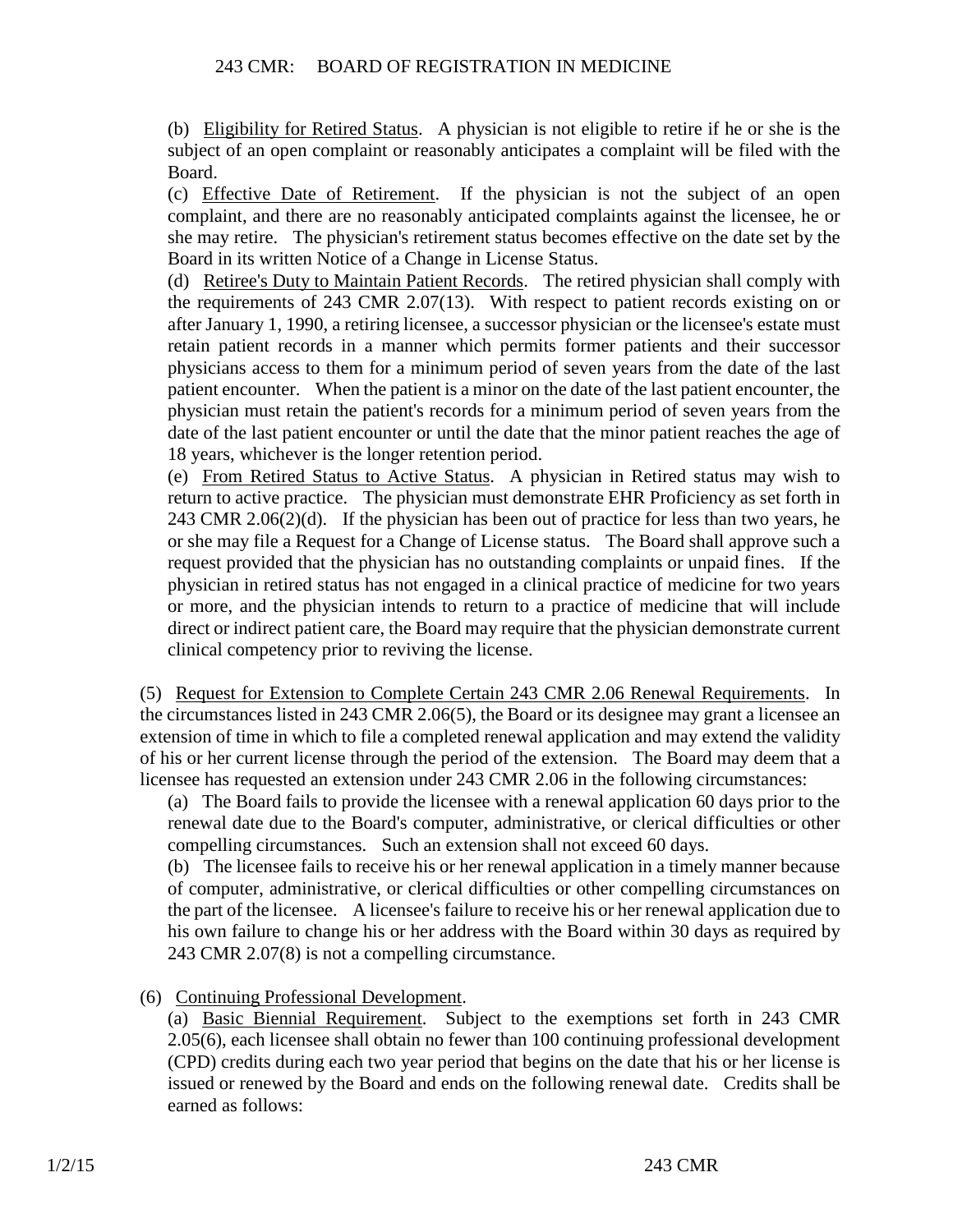(b) Eligibility for Retired Status. A physician is not eligible to retire if he or she is the subject of an open complaint or reasonably anticipates a complaint will be filed with the Board.

(c) Effective Date of Retirement. If the physician is not the subject of an open complaint, and there are no reasonably anticipated complaints against the licensee, he or she may retire. The physician's retirement status becomes effective on the date set by the Board in its written Notice of a Change in License Status.

(d) Retiree's Duty to Maintain Patient Records. The retired physician shall comply with the requirements of 243 CMR 2.07(13). With respect to patient records existing on or after January 1, 1990, a retiring licensee, a successor physician or the licensee's estate must retain patient records in a manner which permits former patients and their successor physicians access to them for a minimum period of seven years from the date of the last patient encounter. When the patient is a minor on the date of the last patient encounter, the physician must retain the patient's records for a minimum period of seven years from the date of the last patient encounter or until the date that the minor patient reaches the age of 18 years, whichever is the longer retention period.

(e) From Retired Status to Active Status. A physician in Retired status may wish to return to active practice. The physician must demonstrate EHR Proficiency as set forth in 243 CMR 2.06(2)(d). If the physician has been out of practice for less than two years, he or she may file a Request for a Change of License status. The Board shall approve such a request provided that the physician has no outstanding complaints or unpaid fines. If the physician in retired status has not engaged in a clinical practice of medicine for two years or more, and the physician intends to return to a practice of medicine that will include direct or indirect patient care, the Board may require that the physician demonstrate current clinical competency prior to reviving the license.

(5) Request for Extension to Complete Certain 243 CMR 2.06 Renewal Requirements. In the circumstances listed in 243 CMR 2.06(5), the Board or its designee may grant a licensee an extension of time in which to file a completed renewal application and may extend the validity of his or her current license through the period of the extension. The Board may deem that a licensee has requested an extension under 243 CMR 2.06 in the following circumstances:

(a) The Board fails to provide the licensee with a renewal application 60 days prior to the renewal date due to the Board's computer, administrative, or clerical difficulties or other compelling circumstances. Such an extension shall not exceed 60 days.

(b) The licensee fails to receive his or her renewal application in a timely manner because of computer, administrative, or clerical difficulties or other compelling circumstances on the part of the licensee. A licensee's failure to receive his or her renewal application due to his own failure to change his or her address with the Board within 30 days as required by 243 CMR 2.07(8) is not a compelling circumstance.

(6) Continuing Professional Development.

(a) Basic Biennial Requirement. Subject to the exemptions set forth in 243 CMR 2.05(6), each licensee shall obtain no fewer than 100 continuing professional development (CPD) credits during each two year period that begins on the date that his or her license is issued or renewed by the Board and ends on the following renewal date. Credits shall be earned as follows: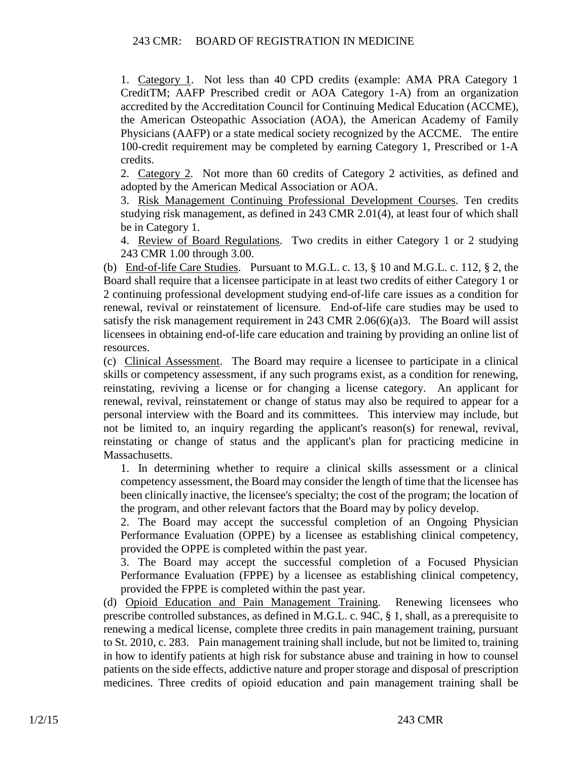1. Category 1. Not less than 40 CPD credits (example: AMA PRA Category 1 CreditTM; AAFP Prescribed credit or AOA Category 1-A) from an organization accredited by the Accreditation Council for Continuing Medical Education (ACCME), the American Osteopathic Association (AOA), the American Academy of Family Physicians (AAFP) or a state medical society recognized by the ACCME. The entire 100-credit requirement may be completed by earning Category 1, Prescribed or 1-A credits.

2. Category 2. Not more than 60 credits of Category 2 activities, as defined and adopted by the American Medical Association or AOA.

3. Risk Management Continuing Professional Development Courses. Ten credits studying risk management, as defined in 243 CMR 2.01(4), at least four of which shall be in Category 1.

4. Review of Board Regulations. Two credits in either Category 1 or 2 studying 243 CMR 1.00 through 3.00.

(b) End-of-life Care Studies. Pursuant to M.G.L. c. 13, § 10 and M.G.L. c. 112, § 2, the Board shall require that a licensee participate in at least two credits of either Category 1 or 2 continuing professional development studying end-of-life care issues as a condition for renewal, revival or reinstatement of licensure. End-of-life care studies may be used to satisfy the risk management requirement in 243 CMR 2.06(6)(a)3. The Board will assist licensees in obtaining end-of-life care education and training by providing an online list of resources.

(c) Clinical Assessment. The Board may require a licensee to participate in a clinical skills or competency assessment, if any such programs exist, as a condition for renewing, reinstating, reviving a license or for changing a license category. An applicant for renewal, revival, reinstatement or change of status may also be required to appear for a personal interview with the Board and its committees. This interview may include, but not be limited to, an inquiry regarding the applicant's reason(s) for renewal, revival, reinstating or change of status and the applicant's plan for practicing medicine in Massachusetts.

1. In determining whether to require a clinical skills assessment or a clinical competency assessment, the Board may consider the length of time that the licensee has been clinically inactive, the licensee's specialty; the cost of the program; the location of the program, and other relevant factors that the Board may by policy develop.

2. The Board may accept the successful completion of an Ongoing Physician Performance Evaluation (OPPE) by a licensee as establishing clinical competency, provided the OPPE is completed within the past year.

3. The Board may accept the successful completion of a Focused Physician Performance Evaluation (FPPE) by a licensee as establishing clinical competency, provided the FPPE is completed within the past year.

(d) Opioid Education and Pain Management Training. Renewing licensees who prescribe controlled substances, as defined in M.G.L. c. 94C, § 1, shall, as a prerequisite to renewing a medical license, complete three credits in pain management training, pursuant to St. 2010, c. 283. Pain management training shall include, but not be limited to, training in how to identify patients at high risk for substance abuse and training in how to counsel patients on the side effects, addictive nature and proper storage and disposal of prescription medicines. Three credits of opioid education and pain management training shall be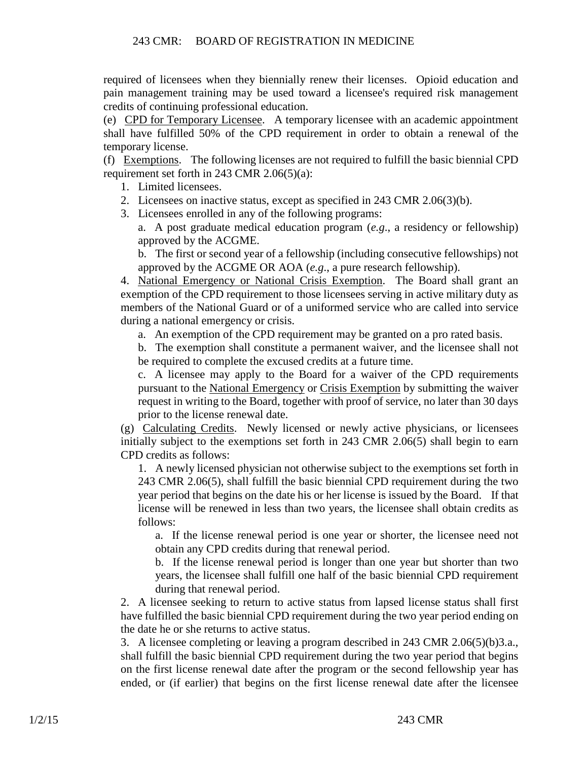required of licensees when they biennially renew their licenses. Opioid education and pain management training may be used toward a licensee's required risk management credits of continuing professional education.

(e) CPD for Temporary Licensee. A temporary licensee with an academic appointment shall have fulfilled 50% of the CPD requirement in order to obtain a renewal of the temporary license.

(f) Exemptions. The following licenses are not required to fulfill the basic biennial CPD requirement set forth in 243 CMR 2.06(5)(a):

1. Limited licensees.
2. Licensees on inactive status, except as specified in 243 CMR 2.06(3)(b).
3. Licensees enrolled in any of the following programs:

   a. A post graduate medical education program (*e.g*., a residency or fellowship) approved by the ACGME.

   b. The first or second year of a fellowship (including consecutive fellowships) not approved by the ACGME OR AOA (*e.g*., a pure research fellowship).

4. National Emergency or National Crisis Exemption. The Board shall grant an exemption of the CPD requirement to those licensees serving in active military duty as members of the National Guard or of a uniformed service who are called into service during a national emergency or crisis.

   a. An exemption of the CPD requirement may be granted on a pro rated basis.

   b. The exemption shall constitute a permanent waiver, and the licensee shall not be required to complete the excused credits at a future time.

   c. A licensee may apply to the Board for a waiver of the CPD requirements pursuant to the National Emergency or Crisis Exemption by submitting the waiver request in writing to the Board, together with proof of service, no later than 30 days prior to the license renewal date.

(g) Calculating Credits. Newly licensed or newly active physicians, or licensees initially subject to the exemptions set forth in 243 CMR 2.06(5) shall begin to earn CPD credits as follows:

1. A newly licensed physician not otherwise subject to the exemptions set forth in 243 CMR 2.06(5), shall fulfill the basic biennial CPD requirement during the two year period that begins on the date his or her license is issued by the Board. If that license will be renewed in less than two years, the licensee shall obtain credits as follows:

   a. If the license renewal period is one year or shorter, the licensee need not obtain any CPD credits during that renewal period.

   b. If the license renewal period is longer than one year but shorter than two years, the licensee shall fulfill one half of the basic biennial CPD requirement during that renewal period.

2. A licensee seeking to return to active status from lapsed license status shall first have fulfilled the basic biennial CPD requirement during the two year period ending on the date he or she returns to active status.

3. A licensee completing or leaving a program described in 243 CMR 2.06(5)(b)3.a., shall fulfill the basic biennial CPD requirement during the two year period that begins on the first license renewal date after the program or the second fellowship year has ended, or (if earlier) that begins on the first license renewal date after the licensee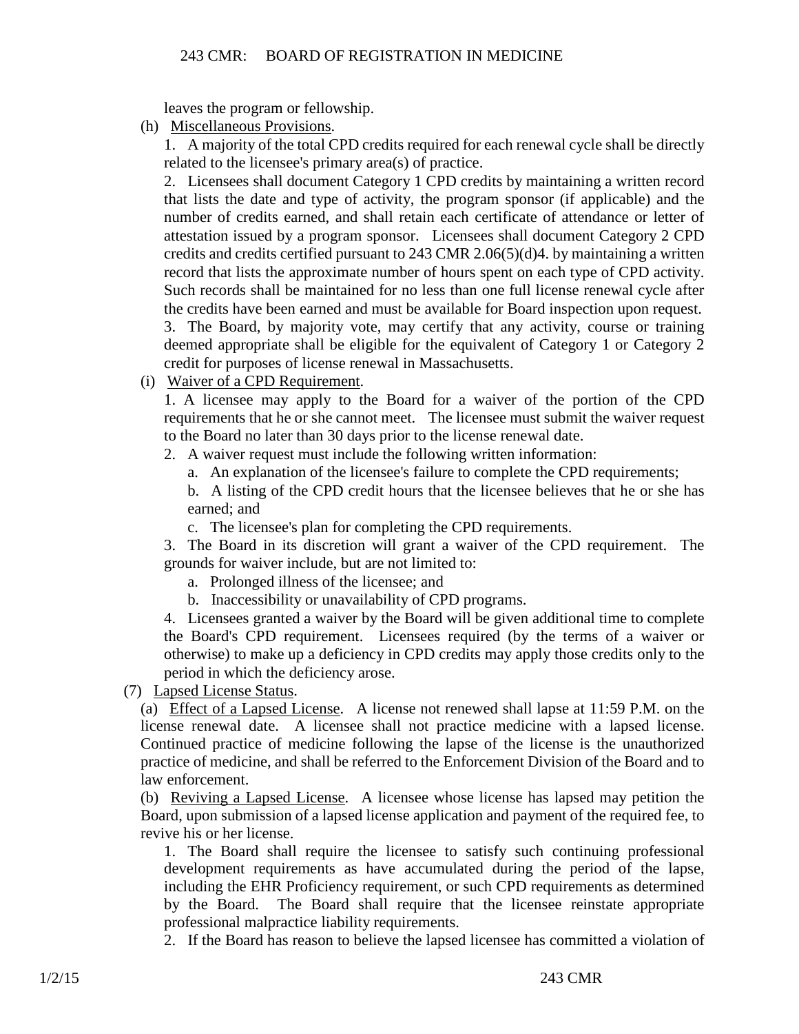leaves the program or fellowship.

(h) Miscellaneous Provisions.

1. A majority of the total CPD credits required for each renewal cycle shall be directly related to the licensee's primary area(s) of practice.

2. Licensees shall document Category 1 CPD credits by maintaining a written record that lists the date and type of activity, the program sponsor (if applicable) and the number of credits earned, and shall retain each certificate of attendance or letter of attestation issued by a program sponsor. Licensees shall document Category 2 CPD credits and credits certified pursuant to 243 CMR 2.06(5)(d)4. by maintaining a written record that lists the approximate number of hours spent on each type of CPD activity. Such records shall be maintained for no less than one full license renewal cycle after the credits have been earned and must be available for Board inspection upon request.

3. The Board, by majority vote, may certify that any activity, course or training deemed appropriate shall be eligible for the equivalent of Category 1 or Category 2 credit for purposes of license renewal in Massachusetts.

(i) Waiver of a CPD Requirement.

1. A licensee may apply to the Board for a waiver of the portion of the CPD requirements that he or she cannot meet. The licensee must submit the waiver request to the Board no later than 30 days prior to the license renewal date.

2. A waiver request must include the following written information:

a. An explanation of the licensee's failure to complete the CPD requirements;

b. A listing of the CPD credit hours that the licensee believes that he or she has earned; and

c. The licensee's plan for completing the CPD requirements.

3. The Board in its discretion will grant a waiver of the CPD requirement. The grounds for waiver include, but are not limited to:

a. Prolonged illness of the licensee; and

b. Inaccessibility or unavailability of CPD programs.

4. Licensees granted a waiver by the Board will be given additional time to complete the Board's CPD requirement. Licensees required (by the terms of a waiver or otherwise) to make up a deficiency in CPD credits may apply those credits only to the period in which the deficiency arose.

(7) Lapsed License Status.

(a) Effect of a Lapsed License. A license not renewed shall lapse at 11:59 P.M. on the license renewal date. A licensee shall not practice medicine with a lapsed license. Continued practice of medicine following the lapse of the license is the unauthorized practice of medicine, and shall be referred to the Enforcement Division of the Board and to law enforcement.

(b) Reviving a Lapsed License. A licensee whose license has lapsed may petition the Board, upon submission of a lapsed license application and payment of the required fee, to revive his or her license.

1. The Board shall require the licensee to satisfy such continuing professional development requirements as have accumulated during the period of the lapse, including the EHR Proficiency requirement, or such CPD requirements as determined by the Board. The Board shall require that the licensee reinstate appropriate professional malpractice liability requirements.

2. If the Board has reason to believe the lapsed licensee has committed a violation of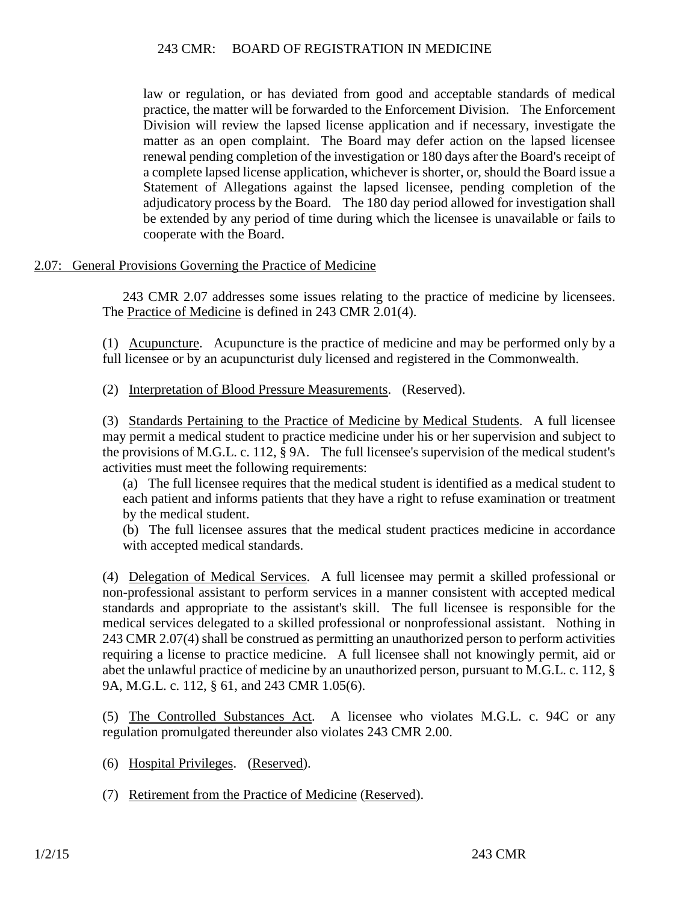law or regulation, or has deviated from good and acceptable standards of medical practice, the matter will be forwarded to the Enforcement Division. The Enforcement Division will review the lapsed license application and if necessary, investigate the matter as an open complaint. The Board may defer action on the lapsed licensee renewal pending completion of the investigation or 180 days after the Board's receipt of a complete lapsed license application, whichever is shorter, or, should the Board issue a Statement of Allegations against the lapsed licensee, pending completion of the adjudicatory process by the Board. The 180 day period allowed for investigation shall be extended by any period of time during which the licensee is unavailable or fails to cooperate with the Board.

## 2.07: General Provisions Governing the Practice of Medicine

243 CMR 2.07 addresses some issues relating to the practice of medicine by licensees. The Practice of Medicine is defined in 243 CMR 2.01(4).

(1) Acupuncture. Acupuncture is the practice of medicine and may be performed only by a full licensee or by an acupuncturist duly licensed and registered in the Commonwealth.

(2) Interpretation of Blood Pressure Measurements. (Reserved).

(3) Standards Pertaining to the Practice of Medicine by Medical Students. A full licensee may permit a medical student to practice medicine under his or her supervision and subject to the provisions of M.G.L. c. 112, § 9A. The full licensee's supervision of the medical student's activities must meet the following requirements:

(a) The full licensee requires that the medical student is identified as a medical student to each patient and informs patients that they have a right to refuse examination or treatment by the medical student.

(b) The full licensee assures that the medical student practices medicine in accordance with accepted medical standards.

(4) Delegation of Medical Services. A full licensee may permit a skilled professional or non-professional assistant to perform services in a manner consistent with accepted medical standards and appropriate to the assistant's skill. The full licensee is responsible for the medical services delegated to a skilled professional or nonprofessional assistant. Nothing in 243 CMR 2.07(4) shall be construed as permitting an unauthorized person to perform activities requiring a license to practice medicine. A full licensee shall not knowingly permit, aid or abet the unlawful practice of medicine by an unauthorized person, pursuant to M.G.L. c. 112, § 9A, M.G.L. c. 112, § 61, and 243 CMR 1.05(6).

(5) The Controlled Substances Act. A licensee who violates M.G.L. c. 94C or any regulation promulgated thereunder also violates 243 CMR 2.00.

(6) Hospital Privileges. (Reserved).

(7) Retirement from the Practice of Medicine (Reserved).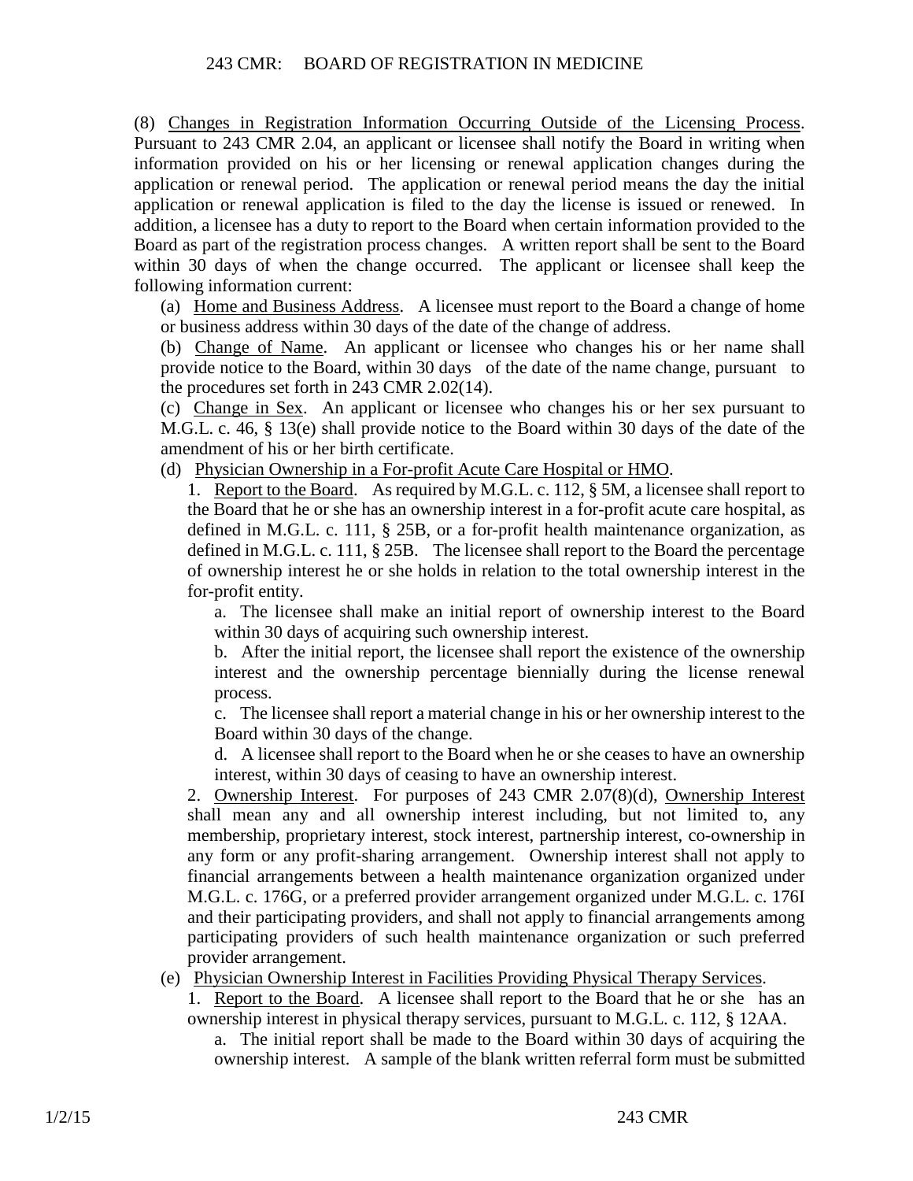(8) Changes in Registration Information Occurring Outside of the Licensing Process. Pursuant to 243 CMR 2.04, an applicant or licensee shall notify the Board in writing when information provided on his or her licensing or renewal application changes during the application or renewal period. The application or renewal period means the day the initial application or renewal application is filed to the day the license is issued or renewed. In addition, a licensee has a duty to report to the Board when certain information provided to the Board as part of the registration process changes. A written report shall be sent to the Board within 30 days of when the change occurred. The applicant or licensee shall keep the following information current:

(a) Home and Business Address. A licensee must report to the Board a change of home or business address within 30 days of the date of the change of address.

(b) Change of Name. An applicant or licensee who changes his or her name shall provide notice to the Board, within 30 days of the date of the name change, pursuant to the procedures set forth in 243 CMR 2.02(14).

(c) Change in Sex. An applicant or licensee who changes his or her sex pursuant to M.G.L. c. 46, § 13(e) shall provide notice to the Board within 30 days of the date of the amendment of his or her birth certificate.

(d) Physician Ownership in a For-profit Acute Care Hospital or HMO.

1. Report to the Board. As required by M.G.L. c. 112, § 5M, a licensee shall report to the Board that he or she has an ownership interest in a for-profit acute care hospital, as defined in M.G.L. c. 111, § 25B, or a for-profit health maintenance organization, as defined in M.G.L. c. 111, § 25B. The licensee shall report to the Board the percentage of ownership interest he or she holds in relation to the total ownership interest in the for-profit entity.

a. The licensee shall make an initial report of ownership interest to the Board within 30 days of acquiring such ownership interest.

b. After the initial report, the licensee shall report the existence of the ownership interest and the ownership percentage biennially during the license renewal process.

c. The licensee shall report a material change in his or her ownership interest to the Board within 30 days of the change.

d. A licensee shall report to the Board when he or she ceases to have an ownership interest, within 30 days of ceasing to have an ownership interest.

2. Ownership Interest. For purposes of 243 CMR 2.07(8)(d), Ownership Interest shall mean any and all ownership interest including, but not limited to, any membership, proprietary interest, stock interest, partnership interest, co-ownership in any form or any profit-sharing arrangement. Ownership interest shall not apply to financial arrangements between a health maintenance organization organized under M.G.L. c. 176G, or a preferred provider arrangement organized under M.G.L. c. 176I and their participating providers, and shall not apply to financial arrangements among participating providers of such health maintenance organization or such preferred provider arrangement.

(e) Physician Ownership Interest in Facilities Providing Physical Therapy Services.

1. Report to the Board. A licensee shall report to the Board that he or she has an ownership interest in physical therapy services, pursuant to M.G.L. c. 112, § 12AA.

a. The initial report shall be made to the Board within 30 days of acquiring the ownership interest. A sample of the blank written referral form must be submitted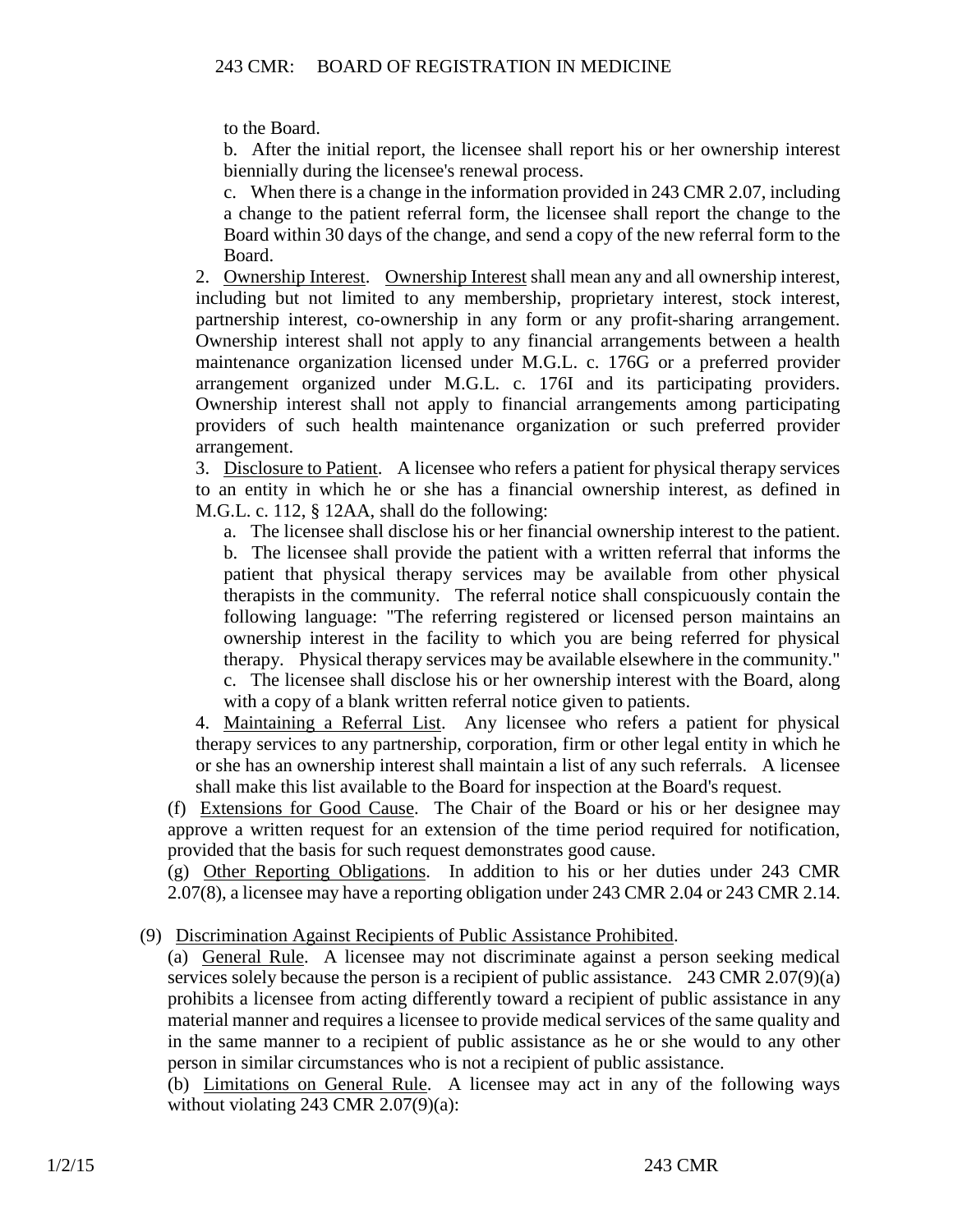to the Board.

b. After the initial report, the licensee shall report his or her ownership interest biennially during the licensee's renewal process.

c. When there is a change in the information provided in 243 CMR 2.07, including a change to the patient referral form, the licensee shall report the change to the Board within 30 days of the change, and send a copy of the new referral form to the Board.

2. Ownership Interest. Ownership Interest shall mean any and all ownership interest, including but not limited to any membership, proprietary interest, stock interest, partnership interest, co-ownership in any form or any profit-sharing arrangement. Ownership interest shall not apply to any financial arrangements between a health maintenance organization licensed under M.G.L. c. 176G or a preferred provider arrangement organized under M.G.L. c. 176I and its participating providers. Ownership interest shall not apply to financial arrangements among participating providers of such health maintenance organization or such preferred provider arrangement.

3. Disclosure to Patient. A licensee who refers a patient for physical therapy services to an entity in which he or she has a financial ownership interest, as defined in M.G.L. c. 112, § 12AA, shall do the following:

a. The licensee shall disclose his or her financial ownership interest to the patient.

b. The licensee shall provide the patient with a written referral that informs the patient that physical therapy services may be available from other physical therapists in the community. The referral notice shall conspicuously contain the following language: "The referring registered or licensed person maintains an ownership interest in the facility to which you are being referred for physical therapy. Physical therapy services may be available elsewhere in the community."

c. The licensee shall disclose his or her ownership interest with the Board, along with a copy of a blank written referral notice given to patients.

4. Maintaining a Referral List. Any licensee who refers a patient for physical therapy services to any partnership, corporation, firm or other legal entity in which he or she has an ownership interest shall maintain a list of any such referrals. A licensee shall make this list available to the Board for inspection at the Board's request.

(f) Extensions for Good Cause. The Chair of the Board or his or her designee may approve a written request for an extension of the time period required for notification, provided that the basis for such request demonstrates good cause.

(g) Other Reporting Obligations. In addition to his or her duties under 243 CMR 2.07(8), a licensee may have a reporting obligation under 243 CMR 2.04 or 243 CMR 2.14.

(9) Discrimination Against Recipients of Public Assistance Prohibited.

(a) General Rule. A licensee may not discriminate against a person seeking medical services solely because the person is a recipient of public assistance. 243 CMR 2.07(9)(a) prohibits a licensee from acting differently toward a recipient of public assistance in any material manner and requires a licensee to provide medical services of the same quality and in the same manner to a recipient of public assistance as he or she would to any other person in similar circumstances who is not a recipient of public assistance.

(b) Limitations on General Rule. A licensee may act in any of the following ways without violating 243 CMR 2.07(9)(a):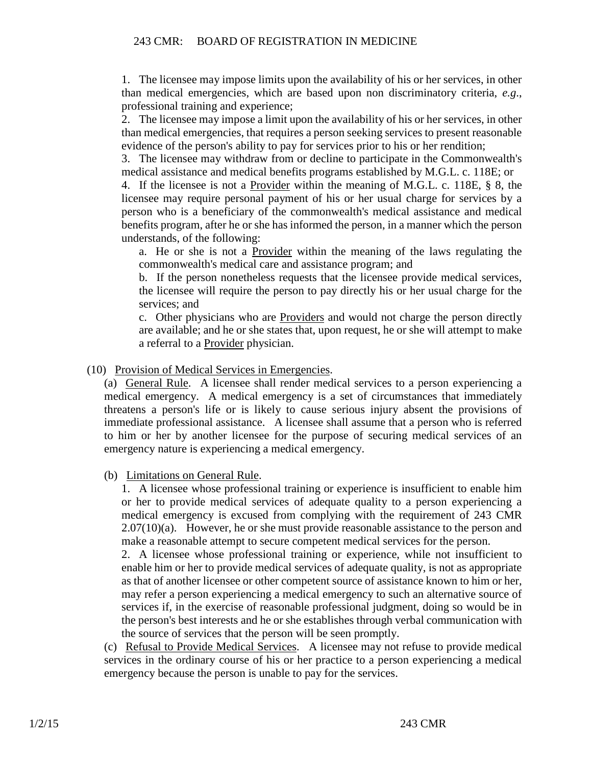1. The licensee may impose limits upon the availability of his or her services, in other than medical emergencies, which are based upon non discriminatory criteria, *e.g.*, professional training and experience;

2. The licensee may impose a limit upon the availability of his or her services, in other than medical emergencies, that requires a person seeking services to present reasonable evidence of the person's ability to pay for services prior to his or her rendition;

3. The licensee may withdraw from or decline to participate in the Commonwealth's medical assistance and medical benefits programs established by M.G.L. c. 118E; or

4. If the licensee is not a Provider within the meaning of M.G.L. c. 118E, § 8, the licensee may require personal payment of his or her usual charge for services by a person who is a beneficiary of the commonwealth's medical assistance and medical benefits program, after he or she has informed the person, in a manner which the person understands, of the following:

   a. He or she is not a Provider within the meaning of the laws regulating the commonwealth's medical care and assistance program; and

   b. If the person nonetheless requests that the licensee provide medical services, the licensee will require the person to pay directly his or her usual charge for the services; and

   c. Other physicians who are Providers and would not charge the person directly are available; and he or she states that, upon request, he or she will attempt to make a referral to a Provider physician.

(10) Provision of Medical Services in Emergencies.

(a) General Rule. A licensee shall render medical services to a person experiencing a medical emergency. A medical emergency is a set of circumstances that immediately threatens a person's life or is likely to cause serious injury absent the provisions of immediate professional assistance. A licensee shall assume that a person who is referred to him or her by another licensee for the purpose of securing medical services of an emergency nature is experiencing a medical emergency.

(b) Limitations on General Rule.

1. A licensee whose professional training or experience is insufficient to enable him or her to provide medical services of adequate quality to a person experiencing a medical emergency is excused from complying with the requirement of 243 CMR 2.07(10)(a). However, he or she must provide reasonable assistance to the person and make a reasonable attempt to secure competent medical services for the person.

2. A licensee whose professional training or experience, while not insufficient to enable him or her to provide medical services of adequate quality, is not as appropriate as that of another licensee or other competent source of assistance known to him or her, may refer a person experiencing a medical emergency to such an alternative source of services if, in the exercise of reasonable professional judgment, doing so would be in the person's best interests and he or she establishes through verbal communication with the source of services that the person will be seen promptly.

(c) Refusal to Provide Medical Services. A licensee may not refuse to provide medical services in the ordinary course of his or her practice to a person experiencing a medical emergency because the person is unable to pay for the services.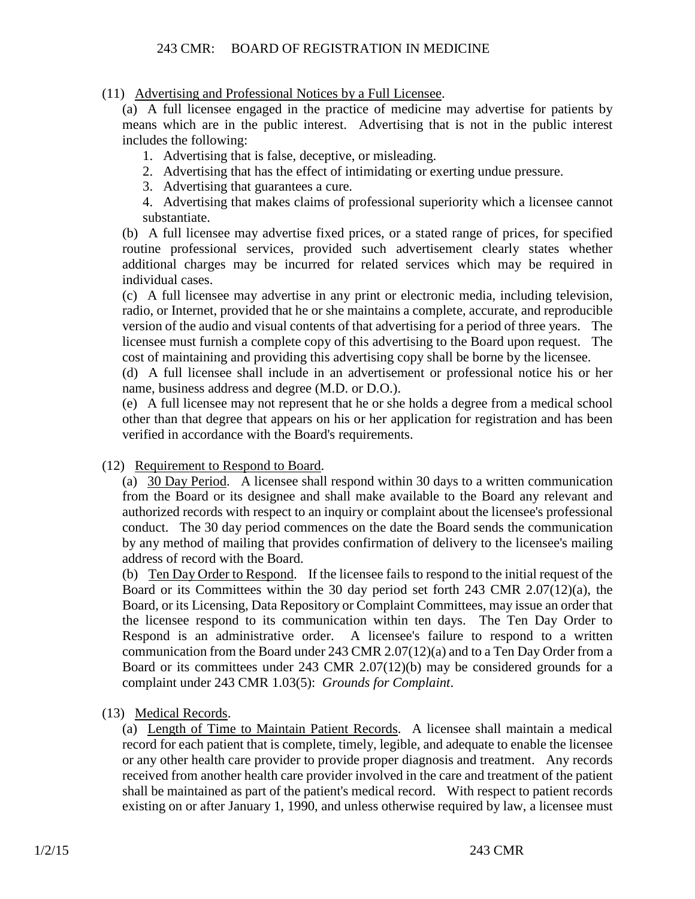(11) Advertising and Professional Notices by a Full Licensee.

(a) A full licensee engaged in the practice of medicine may advertise for patients by means which are in the public interest. Advertising that is not in the public interest includes the following:

1. Advertising that is false, deceptive, or misleading.
2. Advertising that has the effect of intimidating or exerting undue pressure.
3. Advertising that guarantees a cure.
4. Advertising that makes claims of professional superiority which a licensee cannot substantiate.

(b) A full licensee may advertise fixed prices, or a stated range of prices, for specified routine professional services, provided such advertisement clearly states whether additional charges may be incurred for related services which may be required in individual cases.

(c) A full licensee may advertise in any print or electronic media, including television, radio, or Internet, provided that he or she maintains a complete, accurate, and reproducible version of the audio and visual contents of that advertising for a period of three years. The licensee must furnish a complete copy of this advertising to the Board upon request. The cost of maintaining and providing this advertising copy shall be borne by the licensee.

(d) A full licensee shall include in an advertisement or professional notice his or her name, business address and degree (M.D. or D.O.).

(e) A full licensee may not represent that he or she holds a degree from a medical school other than that degree that appears on his or her application for registration and has been verified in accordance with the Board's requirements.

(12) Requirement to Respond to Board.

(a) 30 Day Period. A licensee shall respond within 30 days to a written communication from the Board or its designee and shall make available to the Board any relevant and authorized records with respect to an inquiry or complaint about the licensee's professional conduct. The 30 day period commences on the date the Board sends the communication by any method of mailing that provides confirmation of delivery to the licensee's mailing address of record with the Board.

(b) Ten Day Order to Respond. If the licensee fails to respond to the initial request of the Board or its Committees within the 30 day period set forth 243 CMR 2.07(12)(a), the Board, or its Licensing, Data Repository or Complaint Committees, may issue an order that the licensee respond to its communication within ten days. The Ten Day Order to Respond is an administrative order. A licensee's failure to respond to a written communication from the Board under 243 CMR 2.07(12)(a) and to a Ten Day Order from a Board or its committees under 243 CMR 2.07(12)(b) may be considered grounds for a complaint under 243 CMR 1.03(5): *Grounds for Complaint*.

(13) Medical Records.

(a) Length of Time to Maintain Patient Records. A licensee shall maintain a medical record for each patient that is complete, timely, legible, and adequate to enable the licensee or any other health care provider to provide proper diagnosis and treatment. Any records received from another health care provider involved in the care and treatment of the patient shall be maintained as part of the patient's medical record. With respect to patient records existing on or after January 1, 1990, and unless otherwise required by law, a licensee must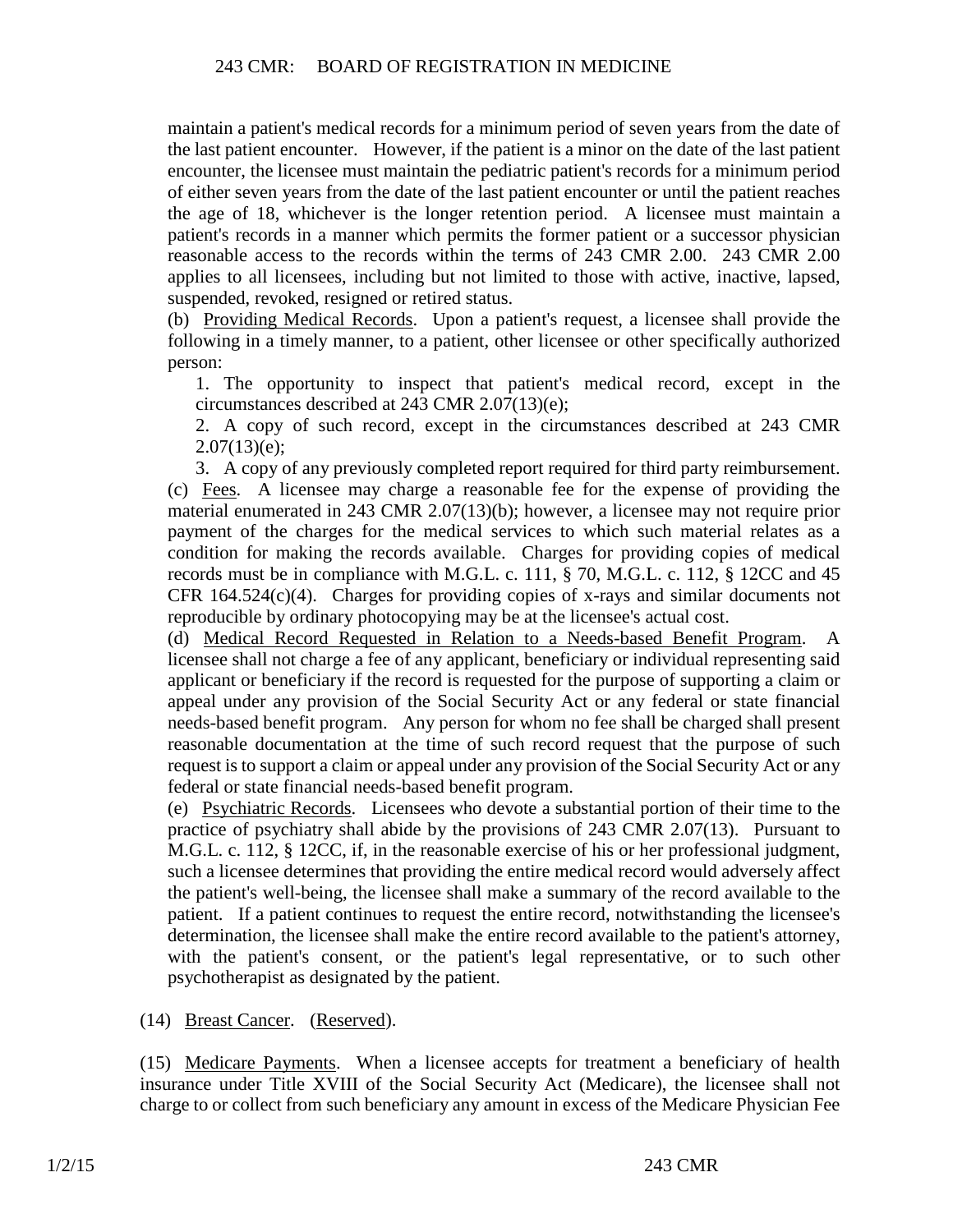maintain a patient's medical records for a minimum period of seven years from the date of the last patient encounter. However, if the patient is a minor on the date of the last patient encounter, the licensee must maintain the pediatric patient's records for a minimum period of either seven years from the date of the last patient encounter or until the patient reaches the age of 18, whichever is the longer retention period. A licensee must maintain a patient's records in a manner which permits the former patient or a successor physician reasonable access to the records within the terms of 243 CMR 2.00. 243 CMR 2.00 applies to all licensees, including but not limited to those with active, inactive, lapsed, suspended, revoked, resigned or retired status.

(b) Providing Medical Records. Upon a patient's request, a licensee shall provide the following in a timely manner, to a patient, other licensee or other specifically authorized person:

1. The opportunity to inspect that patient's medical record, except in the circumstances described at 243 CMR 2.07(13)(e);

2. A copy of such record, except in the circumstances described at 243 CMR 2.07(13)(e);

3. A copy of any previously completed report required for third party reimbursement.

(c) Fees. A licensee may charge a reasonable fee for the expense of providing the material enumerated in 243 CMR 2.07(13)(b); however, a licensee may not require prior payment of the charges for the medical services to which such material relates as a condition for making the records available. Charges for providing copies of medical records must be in compliance with M.G.L. c. 111, § 70, M.G.L. c. 112, § 12CC and 45 CFR 164.524(c)(4). Charges for providing copies of x-rays and similar documents not reproducible by ordinary photocopying may be at the licensee's actual cost.

(d) Medical Record Requested in Relation to a Needs-based Benefit Program. A licensee shall not charge a fee of any applicant, beneficiary or individual representing said applicant or beneficiary if the record is requested for the purpose of supporting a claim or appeal under any provision of the Social Security Act or any federal or state financial needs-based benefit program. Any person for whom no fee shall be charged shall present reasonable documentation at the time of such record request that the purpose of such request is to support a claim or appeal under any provision of the Social Security Act or any federal or state financial needs-based benefit program.

(e) Psychiatric Records. Licensees who devote a substantial portion of their time to the practice of psychiatry shall abide by the provisions of 243 CMR 2.07(13). Pursuant to M.G.L. c. 112, § 12CC, if, in the reasonable exercise of his or her professional judgment, such a licensee determines that providing the entire medical record would adversely affect the patient's well-being, the licensee shall make a summary of the record available to the patient. If a patient continues to request the entire record, notwithstanding the licensee's determination, the licensee shall make the entire record available to the patient's attorney, with the patient's consent, or the patient's legal representative, or to such other psychotherapist as designated by the patient.

(14) Breast Cancer. (Reserved).

(15) Medicare Payments. When a licensee accepts for treatment a beneficiary of health insurance under Title XVIII of the Social Security Act (Medicare), the licensee shall not charge to or collect from such beneficiary any amount in excess of the Medicare Physician Fee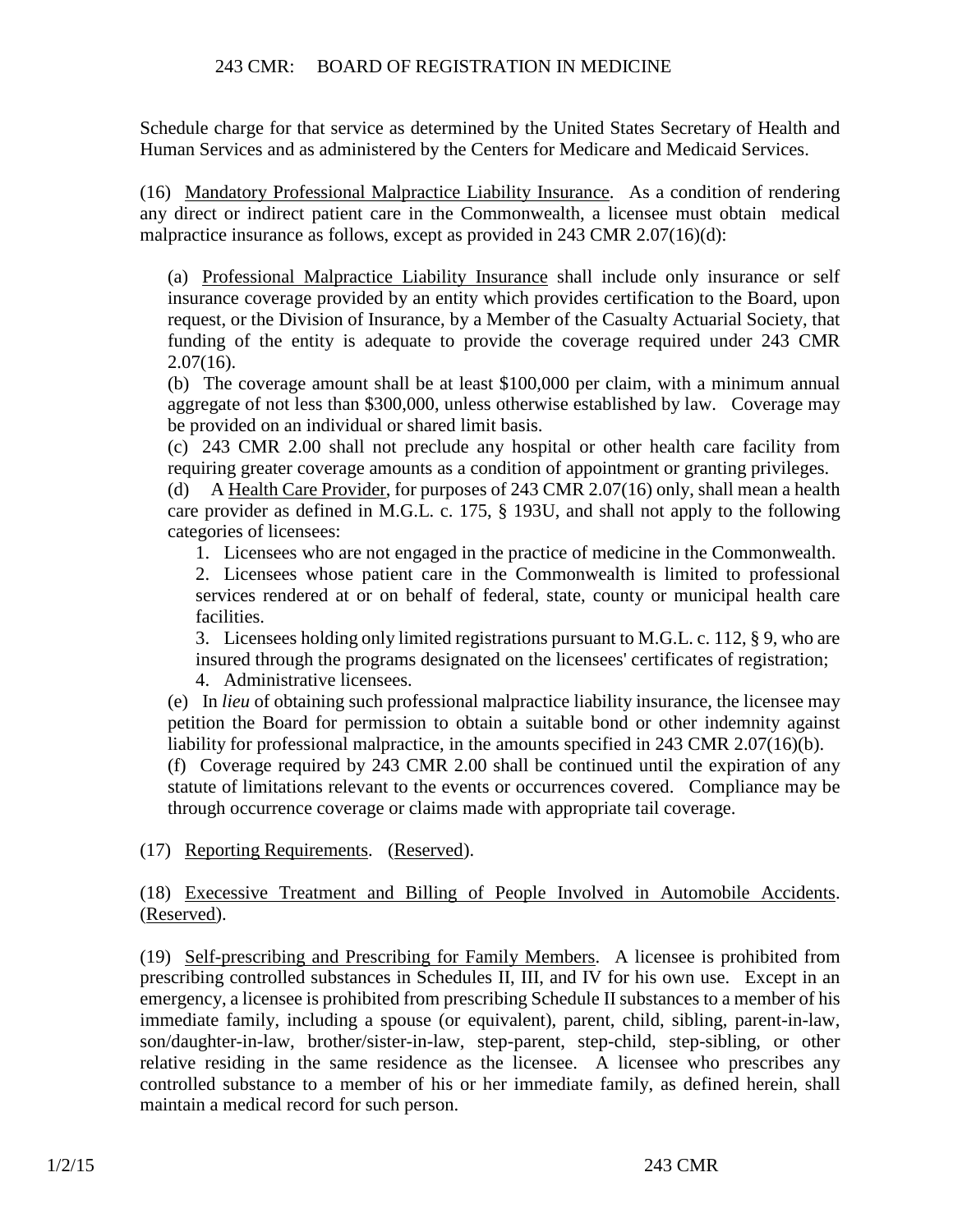Schedule charge for that service as determined by the United States Secretary of Health and Human Services and as administered by the Centers for Medicare and Medicaid Services.

(16) Mandatory Professional Malpractice Liability Insurance. As a condition of rendering any direct or indirect patient care in the Commonwealth, a licensee must obtain medical malpractice insurance as follows, except as provided in 243 CMR 2.07(16)(d):

(a) Professional Malpractice Liability Insurance shall include only insurance or self insurance coverage provided by an entity which provides certification to the Board, upon request, or the Division of Insurance, by a Member of the Casualty Actuarial Society, that funding of the entity is adequate to provide the coverage required under 243 CMR 2.07(16).

(b) The coverage amount shall be at least $100,000 per claim, with a minimum annual aggregate of not less than $300,000, unless otherwise established by law. Coverage may be provided on an individual or shared limit basis.

(c) 243 CMR 2.00 shall not preclude any hospital or other health care facility from requiring greater coverage amounts as a condition of appointment or granting privileges.

(d) A Health Care Provider, for purposes of 243 CMR 2.07(16) only, shall mean a health care provider as defined in M.G.L. c. 175, § 193U, and shall not apply to the following categories of licensees:

1. Licensees who are not engaged in the practice of medicine in the Commonwealth.
2. Licensees whose patient care in the Commonwealth is limited to professional services rendered at or on behalf of federal, state, county or municipal health care facilities.
3. Licensees holding only limited registrations pursuant to M.G.L. c. 112, § 9, who are insured through the programs designated on the licensees' certificates of registration;
4. Administrative licensees.

(e) In *lieu* of obtaining such professional malpractice liability insurance, the licensee may petition the Board for permission to obtain a suitable bond or other indemnity against liability for professional malpractice, in the amounts specified in 243 CMR 2.07(16)(b).

(f) Coverage required by 243 CMR 2.00 shall be continued until the expiration of any statute of limitations relevant to the events or occurrences covered. Compliance may be through occurrence coverage or claims made with appropriate tail coverage.

(17) Reporting Requirements. (Reserved).

(18) Exececssive Treatment and Billing of People Involved in Automobile Accidents. (Reserved).

(19) Self-prescribing and Prescribing for Family Members. A licensee is prohibited from prescribing controlled substances in Schedules II, III, and IV for his own use. Except in an emergency, a licensee is prohibited from prescribing Schedule II substances to a member of his immediate family, including a spouse (or equivalent), parent, child, sibling, parent-in-law, son/daughter-in-law, brother/sister-in-law, step-parent, step-child, step-sibling, or other relative residing in the same residence as the licensee. A licensee who prescribes any controlled substance to a member of his or her immediate family, as defined herein, shall maintain a medical record for such person.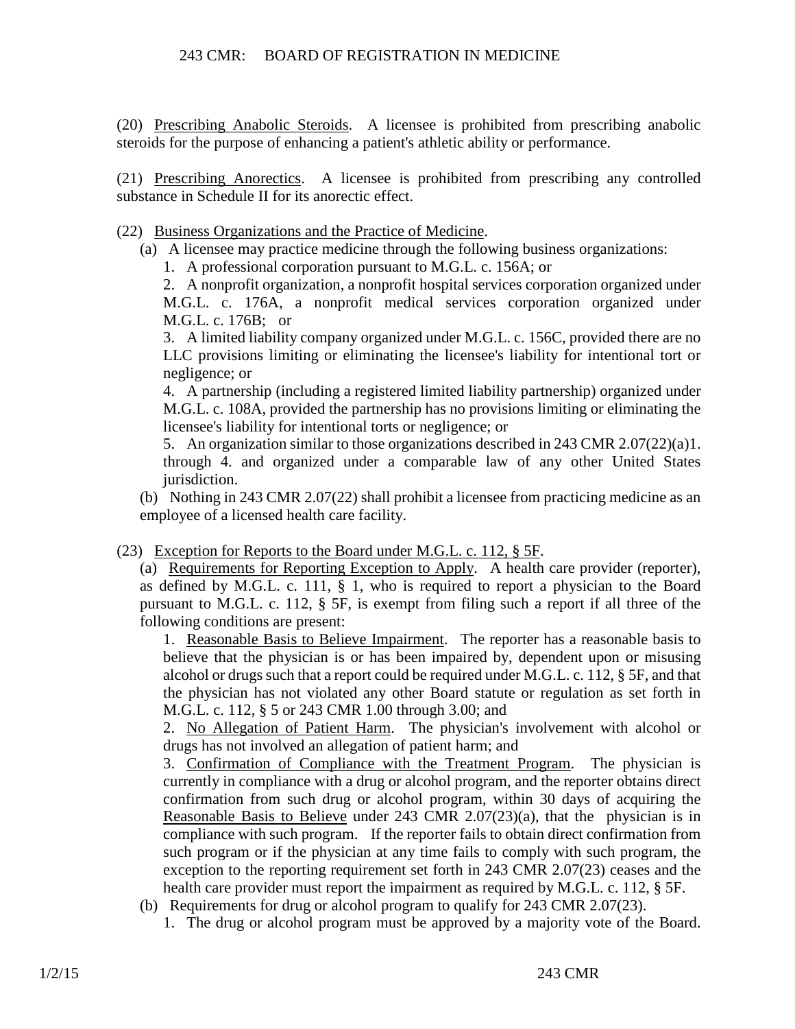(20) Prescribing Anabolic Steroids. A licensee is prohibited from prescribing anabolic steroids for the purpose of enhancing a patient's athletic ability or performance.

(21) Prescribing Anorectics. A licensee is prohibited from prescribing any controlled substance in Schedule II for its anorectic effect.

(22) Business Organizations and the Practice of Medicine.

(a) A licensee may practice medicine through the following business organizations:

1. A professional corporation pursuant to M.G.L. c. 156A; or

2. A nonprofit organization, a nonprofit hospital services corporation organized under M.G.L. c. 176A, a nonprofit medical services corporation organized under M.G.L. c. 176B; or

3. A limited liability company organized under M.G.L. c. 156C, provided there are no LLC provisions limiting or eliminating the licensee's liability for intentional tort or negligence; or

4. A partnership (including a registered limited liability partnership) organized under M.G.L. c. 108A, provided the partnership has no provisions limiting or eliminating the licensee's liability for intentional torts or negligence; or

5. An organization similar to those organizations described in 243 CMR 2.07(22)(a)1. through 4. and organized under a comparable law of any other United States jurisdiction.

(b) Nothing in 243 CMR 2.07(22) shall prohibit a licensee from practicing medicine as an employee of a licensed health care facility.

(23) Exception for Reports to the Board under M.G.L. c. 112, § 5F.

(a) Requirements for Reporting Exception to Apply. A health care provider (reporter), as defined by M.G.L. c. 111, § 1, who is required to report a physician to the Board pursuant to M.G.L. c. 112, § 5F, is exempt from filing such a report if all three of the following conditions are present:

1. Reasonable Basis to Believe Impairment. The reporter has a reasonable basis to believe that the physician is or has been impaired by, dependent upon or misusing alcohol or drugs such that a report could be required under M.G.L. c. 112, § 5F, and that the physician has not violated any other Board statute or regulation as set forth in M.G.L. c. 112, § 5 or 243 CMR 1.00 through 3.00; and

2. No Allegation of Patient Harm. The physician's involvement with alcohol or drugs has not involved an allegation of patient harm; and

3. Confirmation of Compliance with the Treatment Program. The physician is currently in compliance with a drug or alcohol program, and the reporter obtains direct confirmation from such drug or alcohol program, within 30 days of acquiring the Reasonable Basis to Believe under 243 CMR 2.07(23)(a), that the physician is in compliance with such program. If the reporter fails to obtain direct confirmation from such program or if the physician at any time fails to comply with such program, the exception to the reporting requirement set forth in 243 CMR 2.07(23) ceases and the health care provider must report the impairment as required by M.G.L. c. 112, § 5F.

(b) Requirements for drug or alcohol program to qualify for 243 CMR 2.07(23).

1. The drug or alcohol program must be approved by a majority vote of the Board.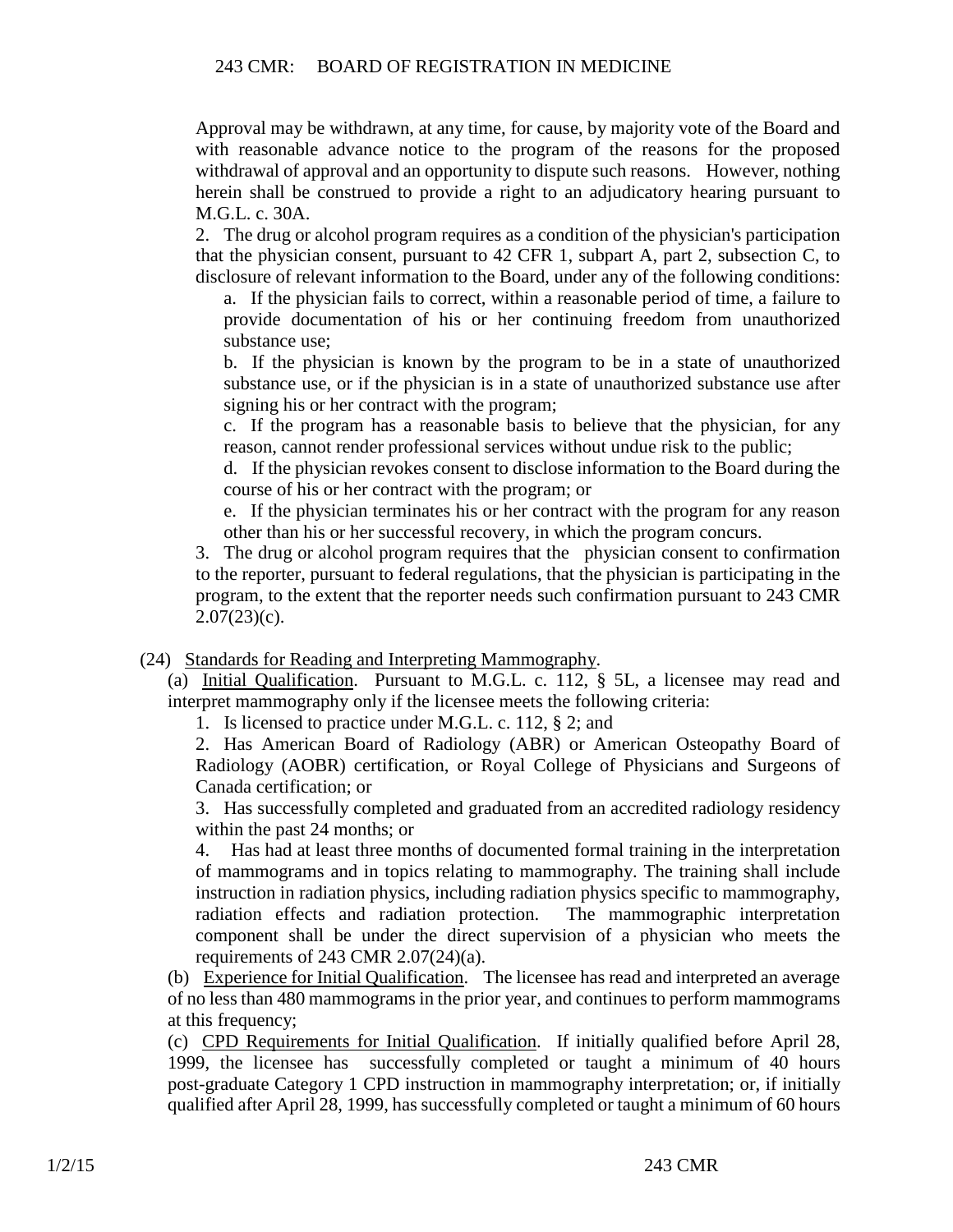Approval may be withdrawn, at any time, for cause, by majority vote of the Board and with reasonable advance notice to the program of the reasons for the proposed withdrawal of approval and an opportunity to dispute such reasons. However, nothing herein shall be construed to provide a right to an adjudicatory hearing pursuant to M.G.L. c. 30A.

2. The drug or alcohol program requires as a condition of the physician's participation that the physician consent, pursuant to 42 CFR 1, subpart A, part 2, subsection C, to disclosure of relevant information to the Board, under any of the following conditions:

a. If the physician fails to correct, within a reasonable period of time, a failure to provide documentation of his or her continuing freedom from unauthorized substance use;

b. If the physician is known by the program to be in a state of unauthorized substance use, or if the physician is in a state of unauthorized substance use after signing his or her contract with the program;

c. If the program has a reasonable basis to believe that the physician, for any reason, cannot render professional services without undue risk to the public;

d. If the physician revokes consent to disclose information to the Board during the course of his or her contract with the program; or

e. If the physician terminates his or her contract with the program for any reason other than his or her successful recovery, in which the program concurs.

3. The drug or alcohol program requires that the physician consent to confirmation to the reporter, pursuant to federal regulations, that the physician is participating in the program, to the extent that the reporter needs such confirmation pursuant to 243 CMR 2.07(23)(c).

(24) Standards for Reading and Interpreting Mammography.

(a) Initial Qualification. Pursuant to M.G.L. c. 112, § 5L, a licensee may read and interpret mammography only if the licensee meets the following criteria:

1. Is licensed to practice under M.G.L. c. 112, § 2; and

2. Has American Board of Radiology (ABR) or American Osteopathy Board of Radiology (AOBR) certification, or Royal College of Physicians and Surgeons of Canada certification; or

3. Has successfully completed and graduated from an accredited radiology residency within the past 24 months; or

4. Has had at least three months of documented formal training in the interpretation of mammograms and in topics relating to mammography. The training shall include instruction in radiation physics, including radiation physics specific to mammography, radiation effects and radiation protection. The mammographic interpretation component shall be under the direct supervision of a physician who meets the requirements of 243 CMR 2.07(24)(a).

(b) Experience for Initial Qualification. The licensee has read and interpreted an average of no less than 480 mammograms in the prior year, and continues to perform mammograms at this frequency;

(c) CPD Requirements for Initial Qualification. If initially qualified before April 28, 1999, the licensee has successfully completed or taught a minimum of 40 hours post-graduate Category 1 CPD instruction in mammography interpretation; or, if initially qualified after April 28, 1999, has successfully completed or taught a minimum of 60 hours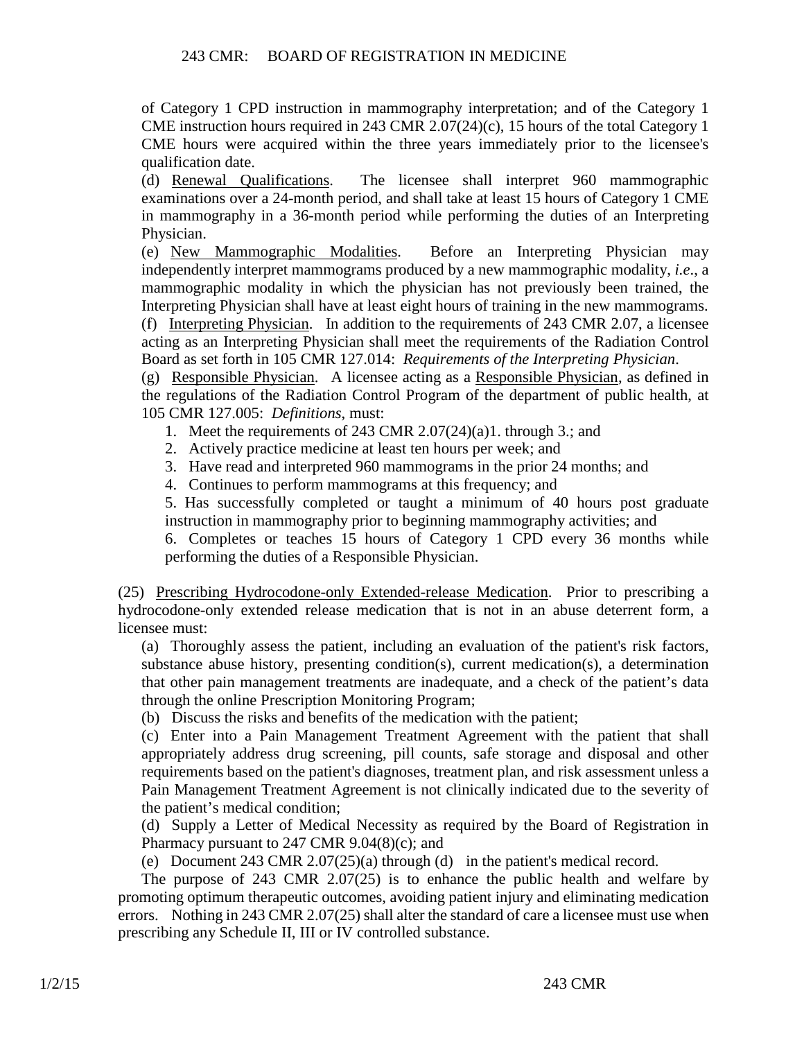of Category 1 CPD instruction in mammography interpretation; and of the Category 1 CME instruction hours required in 243 CMR 2.07(24)(c), 15 hours of the total Category 1 CME hours were acquired within the three years immediately prior to the licensee's qualification date.

(d) Renewal Qualifications. The licensee shall interpret 960 mammographic examinations over a 24-month period, and shall take at least 15 hours of Category 1 CME in mammography in a 36-month period while performing the duties of an Interpreting Physician.

(e) New Mammographic Modalities. Before an Interpreting Physician may independently interpret mammograms produced by a new mammographic modality, *i.e*., a mammographic modality in which the physician has not previously been trained, the Interpreting Physician shall have at least eight hours of training in the new mammograms.

(f) Interpreting Physician. In addition to the requirements of 243 CMR 2.07, a licensee acting as an Interpreting Physician shall meet the requirements of the Radiation Control Board as set forth in 105 CMR 127.014: *Requirements of the Interpreting Physician*.

(g) Responsible Physician. A licensee acting as a Responsible Physician, as defined in the regulations of the Radiation Control Program of the department of public health, at 105 CMR 127.005: *Definitions*, must:

1. Meet the requirements of 243 CMR 2.07(24)(a)1. through 3.; and
2. Actively practice medicine at least ten hours per week; and
3. Have read and interpreted 960 mammograms in the prior 24 months; and
4. Continues to perform mammograms at this frequency; and
5. Has successfully completed or taught a minimum of 40 hours post graduate instruction in mammography prior to beginning mammography activities; and
6. Completes or teaches 15 hours of Category 1 CPD every 36 months while performing the duties of a Responsible Physician.

(25) Prescribing Hydrocodone-only Extended-release Medication. Prior to prescribing a hydrocodone-only extended release medication that is not in an abuse deterrent form, a licensee must:

(a) Thoroughly assess the patient, including an evaluation of the patient's risk factors, substance abuse history, presenting condition(s), current medication(s), a determination that other pain management treatments are inadequate, and a check of the patient's data through the online Prescription Monitoring Program;

(b) Discuss the risks and benefits of the medication with the patient;

(c) Enter into a Pain Management Treatment Agreement with the patient that shall appropriately address drug screening, pill counts, safe storage and disposal and other requirements based on the patient's diagnoses, treatment plan, and risk assessment unless a Pain Management Treatment Agreement is not clinically indicated due to the severity of the patient's medical condition;

(d) Supply a Letter of Medical Necessity as required by the Board of Registration in Pharmacy pursuant to 247 CMR 9.04(8)(c); and

(e) Document 243 CMR 2.07(25)(a) through (d) in the patient's medical record.

The purpose of 243 CMR 2.07(25) is to enhance the public health and welfare by promoting optimum therapeutic outcomes, avoiding patient injury and eliminating medication errors. Nothing in 243 CMR 2.07(25) shall alter the standard of care a licensee must use when prescribing any Schedule II, III or IV controlled substance.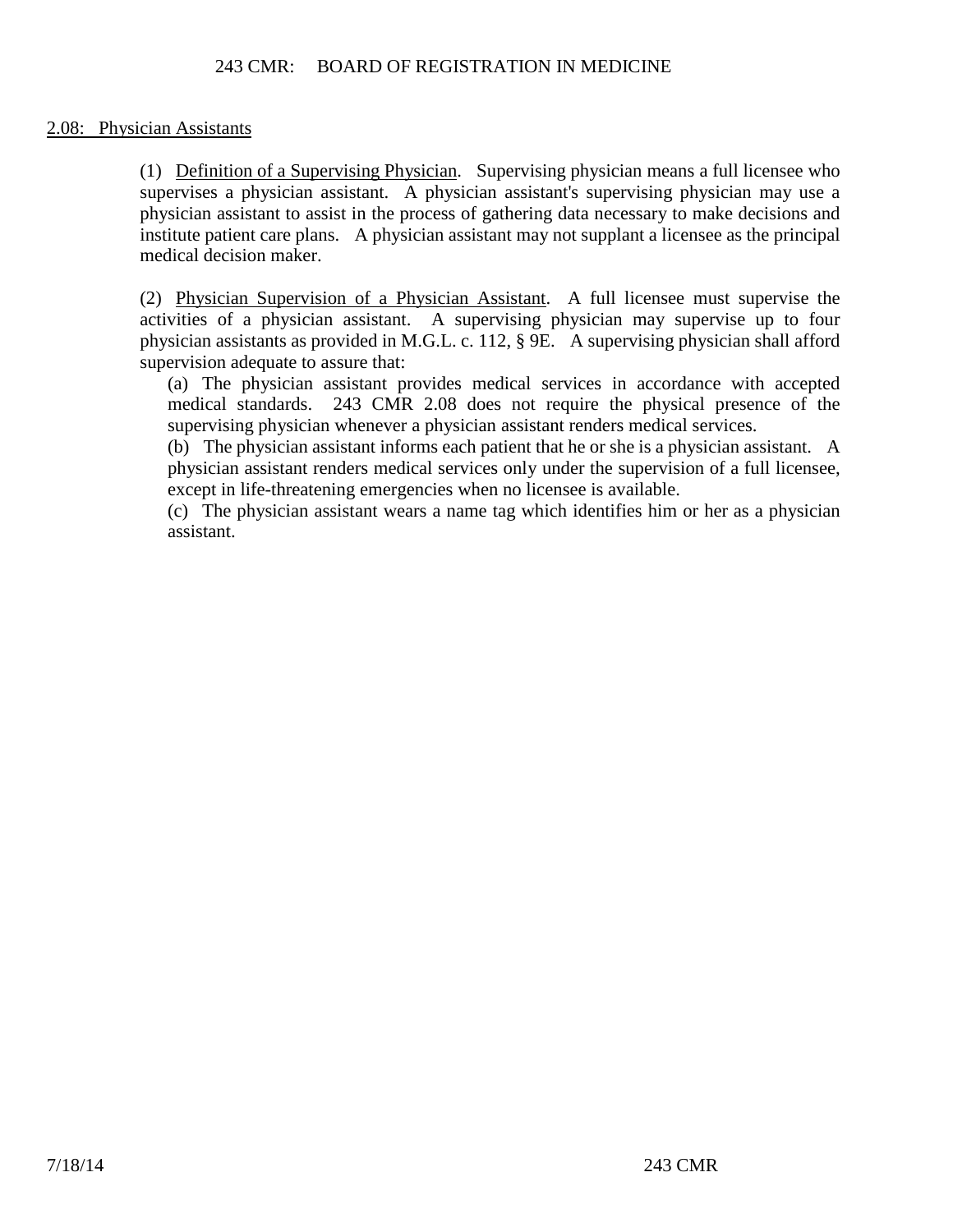2.08: Physician Assistants

(1) Definition of a Supervising Physician. Supervising physician means a full licensee who supervises a physician assistant. A physician assistant's supervising physician may use a physician assistant to assist in the process of gathering data necessary to make decisions and institute patient care plans. A physician assistant may not supplant a licensee as the principal medical decision maker.

(2) Physician Supervision of a Physician Assistant. A full licensee must supervise the activities of a physician assistant. A supervising physician may supervise up to four physician assistants as provided in M.G.L. c. 112, § 9E. A supervising physician shall afford supervision adequate to assure that:

(a) The physician assistant provides medical services in accordance with accepted medical standards. 243 CMR 2.08 does not require the physical presence of the supervising physician whenever a physician assistant renders medical services.

(b) The physician assistant informs each patient that he or she is a physician assistant. A physician assistant renders medical services only under the supervision of a full licensee, except in life-threatening emergencies when no licensee is available.

(c) The physician assistant wears a name tag which identifies him or her as a physician assistant.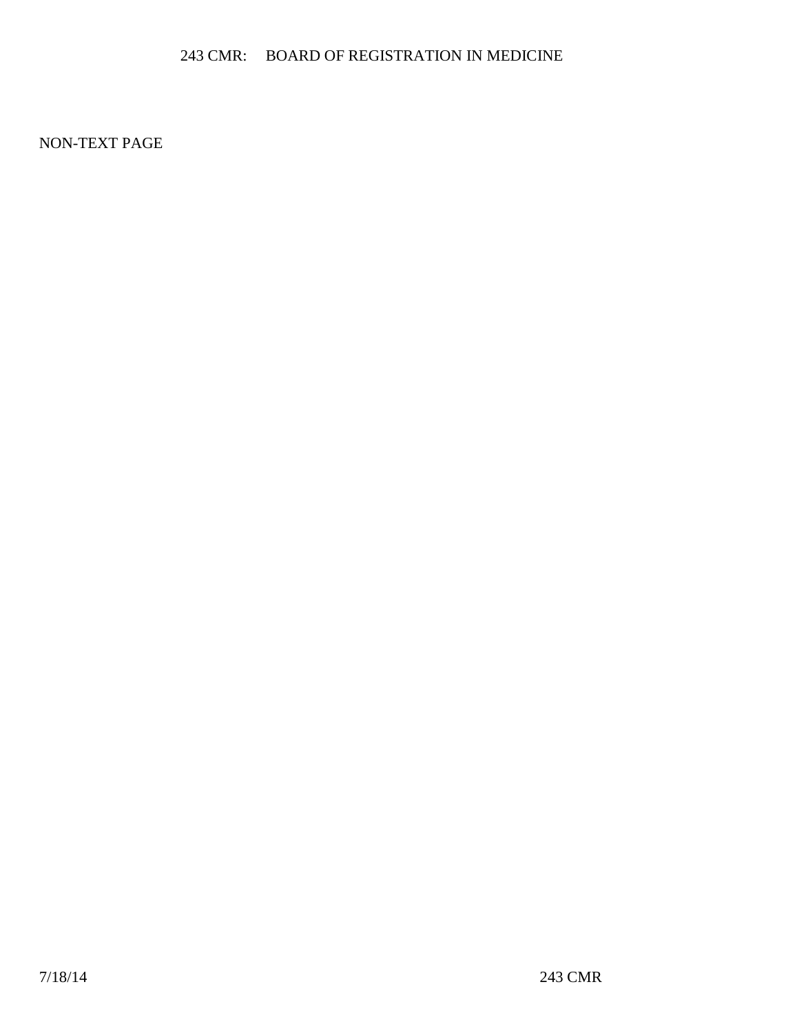NON-TEXT PAGE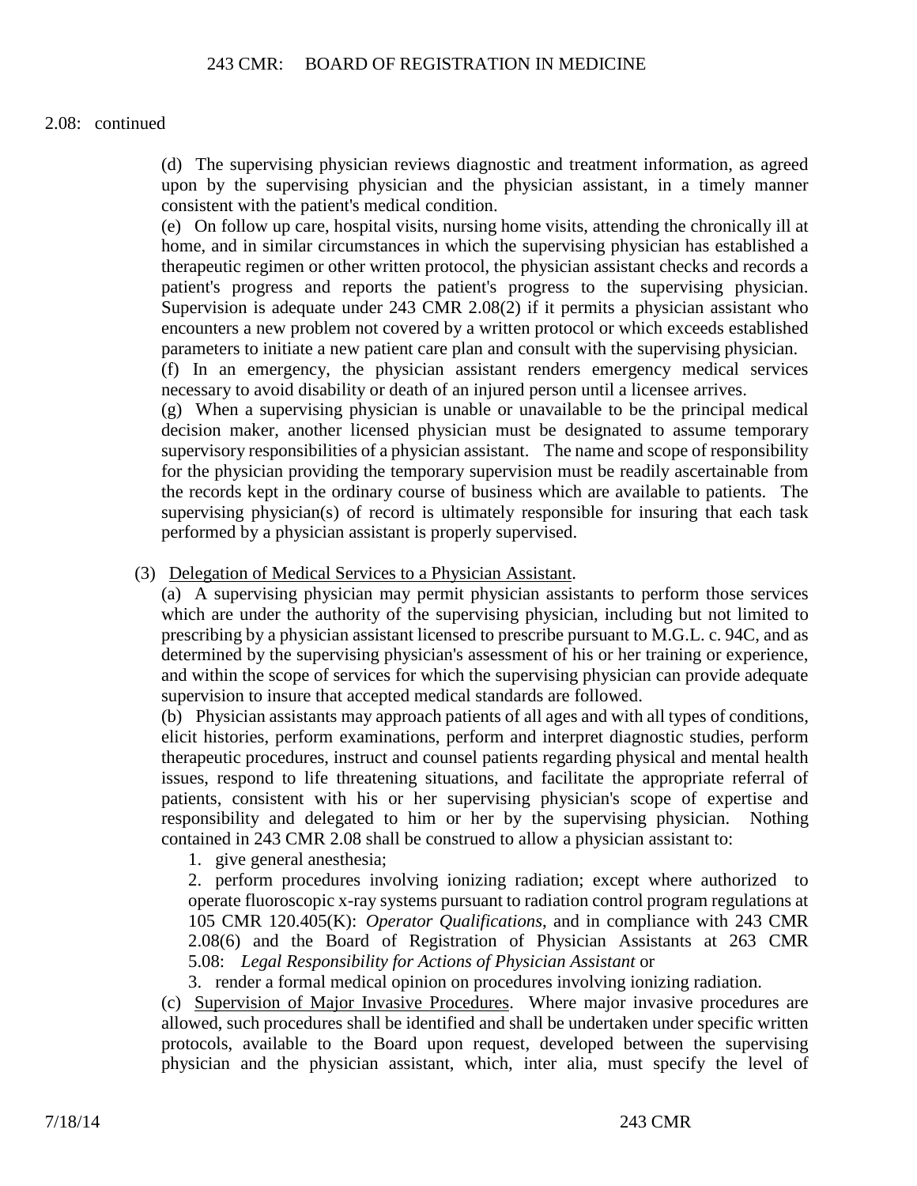2.08: continued

(d) The supervising physician reviews diagnostic and treatment information, as agreed upon by the supervising physician and the physician assistant, in a timely manner consistent with the patient's medical condition.

(e) On follow up care, hospital visits, nursing home visits, attending the chronically ill at home, and in similar circumstances in which the supervising physician has established a therapeutic regimen or other written protocol, the physician assistant checks and records a patient's progress and reports the patient's progress to the supervising physician. Supervision is adequate under 243 CMR 2.08(2) if it permits a physician assistant who encounters a new problem not covered by a written protocol or which exceeds established parameters to initiate a new patient care plan and consult with the supervising physician.

(f) In an emergency, the physician assistant renders emergency medical services necessary to avoid disability or death of an injured person until a licensee arrives.

(g) When a supervising physician is unable or unavailable to be the principal medical decision maker, another licensed physician must be designated to assume temporary supervisory responsibilities of a physician assistant. The name and scope of responsibility for the physician providing the temporary supervision must be readily ascertainable from the records kept in the ordinary course of business which are available to patients. The supervising physician(s) of record is ultimately responsible for insuring that each task performed by a physician assistant is properly supervised.

(3) Delegation of Medical Services to a Physician Assistant.

(a) A supervising physician may permit physician assistants to perform those services which are under the authority of the supervising physician, including but not limited to prescribing by a physician assistant licensed to prescribe pursuant to M.G.L. c. 94C, and as determined by the supervising physician's assessment of his or her training or experience, and within the scope of services for which the supervising physician can provide adequate supervision to insure that accepted medical standards are followed.

(b) Physician assistants may approach patients of all ages and with all types of conditions, elicit histories, perform examinations, perform and interpret diagnostic studies, perform therapeutic procedures, instruct and counsel patients regarding physical and mental health issues, respond to life threatening situations, and facilitate the appropriate referral of patients, consistent with his or her supervising physician's scope of expertise and responsibility and delegated to him or her by the supervising physician. Nothing contained in 243 CMR 2.08 shall be construed to allow a physician assistant to:

1. give general anesthesia;
2. perform procedures involving ionizing radiation; except where authorized to operate fluoroscopic x-ray systems pursuant to radiation control program regulations at 105 CMR 120.405(K): *Operator Qualifications*, and in compliance with 243 CMR 2.08(6) and the Board of Registration of Physician Assistants at 263 CMR 5.08: *Legal Responsibility for Actions of Physician Assistant* or
3. render a formal medical opinion on procedures involving ionizing radiation.

(c) Supervision of Major Invasive Procedures. Where major invasive procedures are allowed, such procedures shall be identified and shall be undertaken under specific written protocols, available to the Board upon request, developed between the supervising physician and the physician assistant, which, inter alia, must specify the level of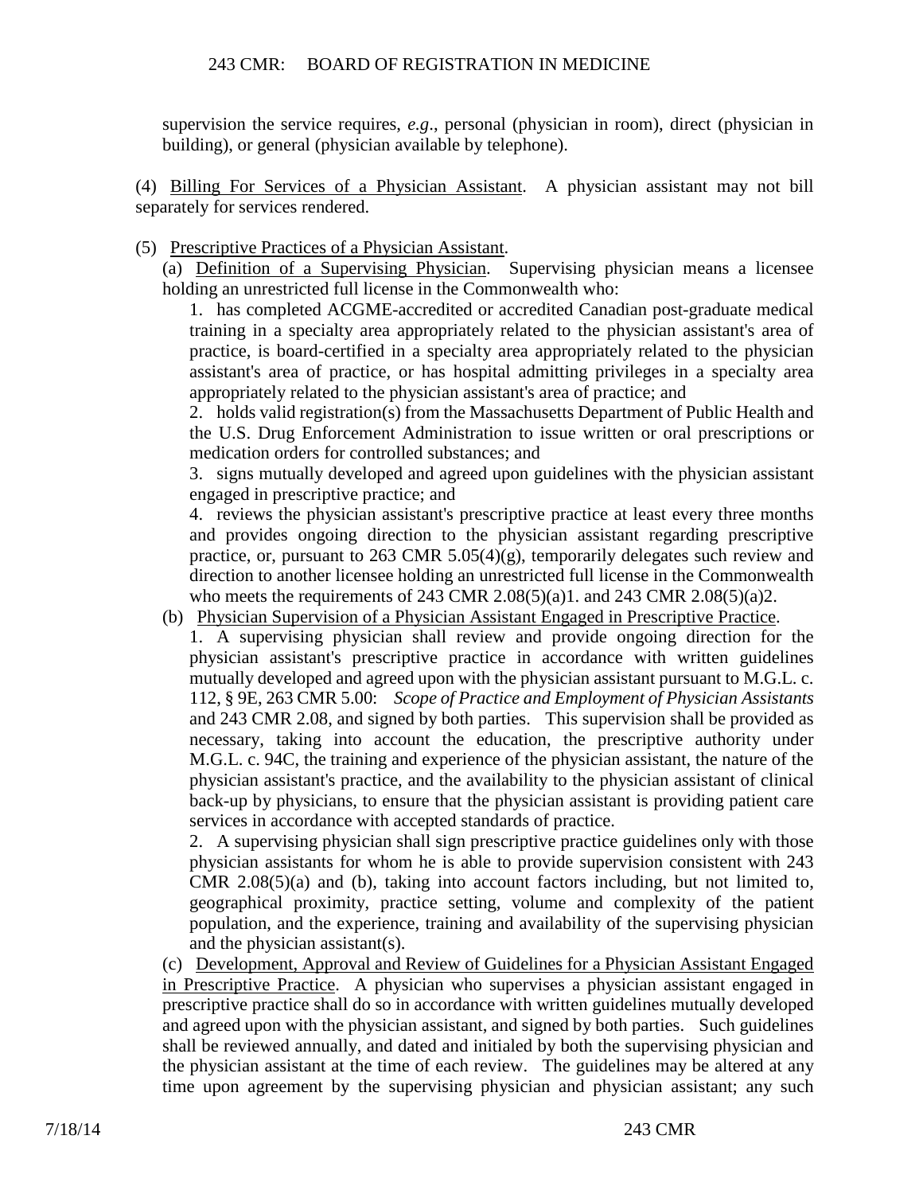supervision the service requires, *e.g*., personal (physician in room), direct (physician in building), or general (physician available by telephone).

(4) Billing For Services of a Physician Assistant. A physician assistant may not bill separately for services rendered.

(5) Prescriptive Practices of a Physician Assistant.

(a) Definition of a Supervising Physician. Supervising physician means a licensee holding an unrestricted full license in the Commonwealth who:

1. has completed ACGME-accredited or accredited Canadian post-graduate medical training in a specialty area appropriately related to the physician assistant's area of practice, is board-certified in a specialty area appropriately related to the physician assistant's area of practice, or has hospital admitting privileges in a specialty area appropriately related to the physician assistant's area of practice; and

2. holds valid registration(s) from the Massachusetts Department of Public Health and the U.S. Drug Enforcement Administration to issue written or oral prescriptions or medication orders for controlled substances; and

3. signs mutually developed and agreed upon guidelines with the physician assistant engaged in prescriptive practice; and

4. reviews the physician assistant's prescriptive practice at least every three months and provides ongoing direction to the physician assistant regarding prescriptive practice, or, pursuant to 263 CMR 5.05(4)(g), temporarily delegates such review and direction to another licensee holding an unrestricted full license in the Commonwealth who meets the requirements of 243 CMR 2.08(5)(a)1. and 243 CMR 2.08(5)(a)2.

(b) Physician Supervision of a Physician Assistant Engaged in Prescriptive Practice.

1. A supervising physician shall review and provide ongoing direction for the physician assistant's prescriptive practice in accordance with written guidelines mutually developed and agreed upon with the physician assistant pursuant to M.G.L. c. 112, § 9E, 263 CMR 5.00: *Scope of Practice and Employment of Physician Assistants* and 243 CMR 2.08, and signed by both parties. This supervision shall be provided as necessary, taking into account the education, the prescriptive authority under M.G.L. c. 94C, the training and experience of the physician assistant, the nature of the physician assistant's practice, and the availability to the physician assistant of clinical back-up by physicians, to ensure that the physician assistant is providing patient care services in accordance with accepted standards of practice.

2. A supervising physician shall sign prescriptive practice guidelines only with those physician assistants for whom he is able to provide supervision consistent with 243 CMR 2.08(5)(a) and (b), taking into account factors including, but not limited to, geographical proximity, practice setting, volume and complexity of the patient population, and the experience, training and availability of the supervising physician and the physician assistant(s).

(c) Development, Approval and Review of Guidelines for a Physician Assistant Engaged in Prescriptive Practice. A physician who supervises a physician assistant engaged in prescriptive practice shall do so in accordance with written guidelines mutually developed and agreed upon with the physician assistant, and signed by both parties. Such guidelines shall be reviewed annually, and dated and initialed by both the supervising physician and the physician assistant at the time of each review. The guidelines may be altered at any time upon agreement by the supervising physician and physician assistant; any such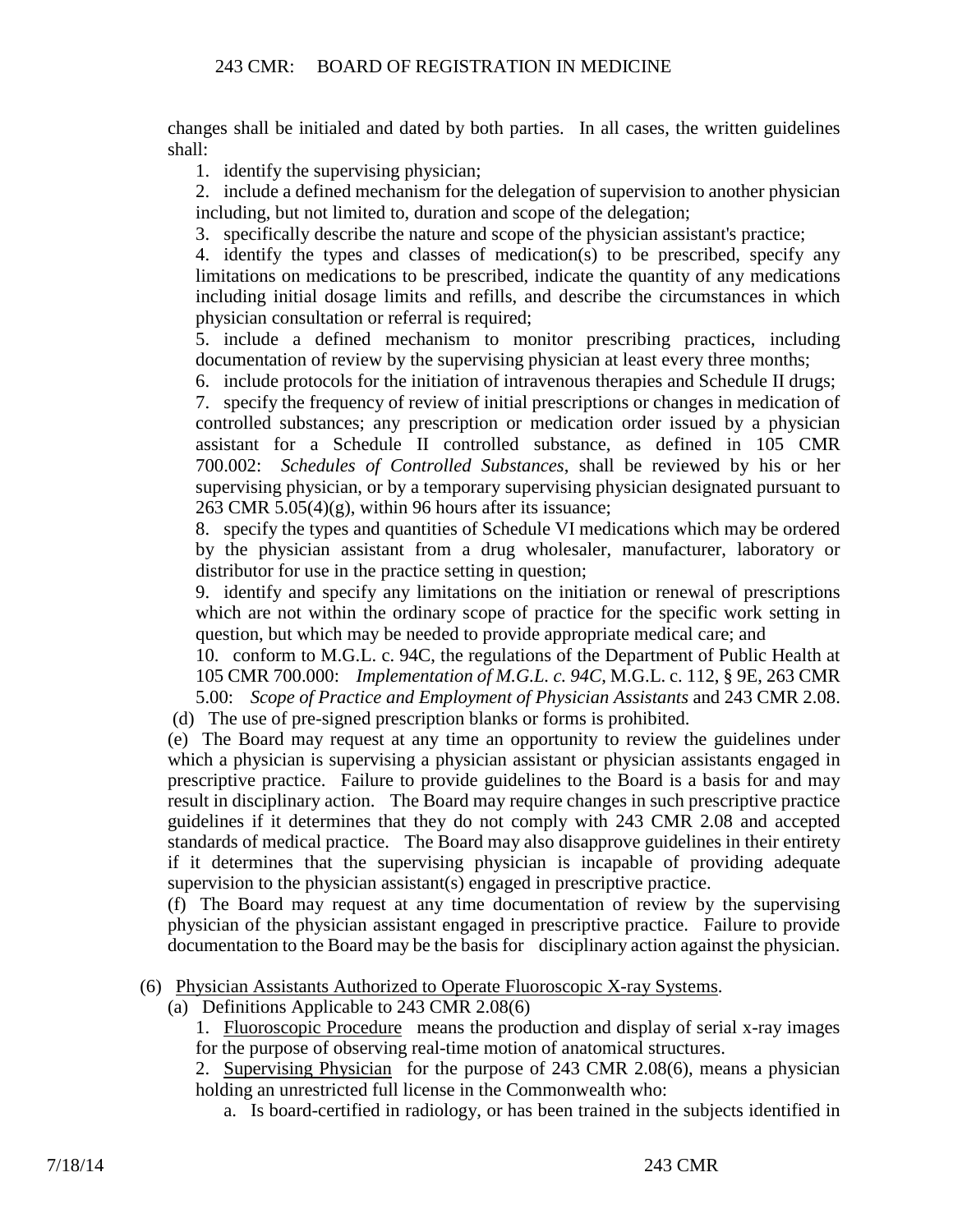changes shall be initialed and dated by both parties. In all cases, the written guidelines shall:

1. identify the supervising physician;
2. include a defined mechanism for the delegation of supervision to another physician including, but not limited to, duration and scope of the delegation;
3. specifically describe the nature and scope of the physician assistant's practice;
4. identify the types and classes of medication(s) to be prescribed, specify any limitations on medications to be prescribed, indicate the quantity of any medications including initial dosage limits and refills, and describe the circumstances in which physician consultation or referral is required;
5. include a defined mechanism to monitor prescribing practices, including documentation of review by the supervising physician at least every three months;
6. include protocols for the initiation of intravenous therapies and Schedule II drugs;
7. specify the frequency of review of initial prescriptions or changes in medication of controlled substances; any prescription or medication order issued by a physician assistant for a Schedule II controlled substance, as defined in 105 CMR 700.002: *Schedules of Controlled Substances*, shall be reviewed by his or her supervising physician, or by a temporary supervising physician designated pursuant to 263 CMR 5.05(4)(g), within 96 hours after its issuance;
8. specify the types and quantities of Schedule VI medications which may be ordered by the physician assistant from a drug wholesaler, manufacturer, laboratory or distributor for use in the practice setting in question;
9. identify and specify any limitations on the initiation or renewal of prescriptions which are not within the ordinary scope of practice for the specific work setting in question, but which may be needed to provide appropriate medical care; and
10. conform to M.G.L. c. 94C, the regulations of the Department of Public Health at 105 CMR 700.000: *Implementation of M.G.L. c. 94C*, M.G.L. c. 112, § 9E, 263 CMR 5.00: *Scope of Practice and Employment of Physician Assistants* and 243 CMR 2.08.

(d) The use of pre-signed prescription blanks or forms is prohibited.

(e) The Board may request at any time an opportunity to review the guidelines under which a physician is supervising a physician assistant or physician assistants engaged in prescriptive practice. Failure to provide guidelines to the Board is a basis for and may result in disciplinary action. The Board may require changes in such prescriptive practice guidelines if it determines that they do not comply with 243 CMR 2.08 and accepted standards of medical practice. The Board may also disapprove guidelines in their entirety if it determines that the supervising physician is incapable of providing adequate supervision to the physician assistant(s) engaged in prescriptive practice.

(f) The Board may request at any time documentation of review by the supervising physician of the physician assistant engaged in prescriptive practice. Failure to provide documentation to the Board may be the basis for disciplinary action against the physician.

(6) Physician Assistants Authorized to Operate Fluoroscopic X-ray Systems.

(a) Definitions Applicable to 243 CMR 2.08(6)

1. Fluoroscopic Procedure means the production and display of serial x-ray images for the purpose of observing real-time motion of anatomical structures.
2. Supervising Physician for the purpose of 243 CMR 2.08(6), means a physician holding an unrestricted full license in the Commonwealth who:

a. Is board-certified in radiology, or has been trained in the subjects identified in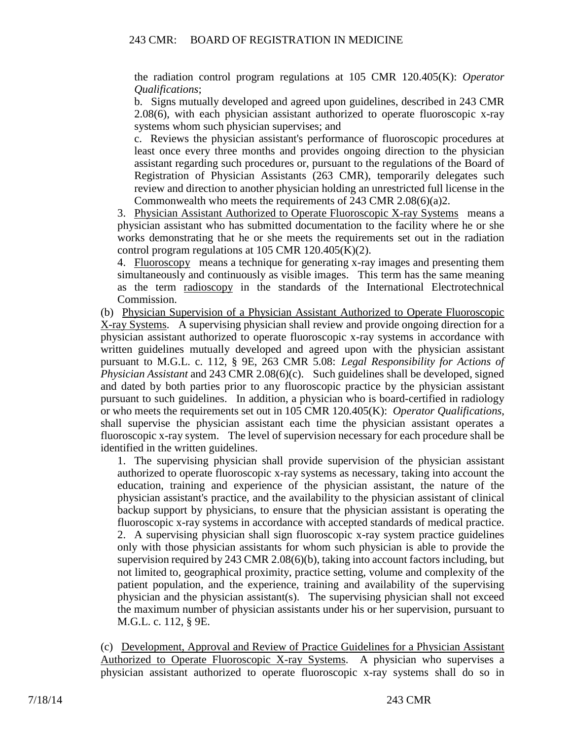the radiation control program regulations at 105 CMR 120.405(K): *Operator Qualifications*;

b. Signs mutually developed and agreed upon guidelines, described in 243 CMR 2.08(6), with each physician assistant authorized to operate fluoroscopic x-ray systems whom such physician supervises; and

c. Reviews the physician assistant's performance of fluoroscopic procedures at least once every three months and provides ongoing direction to the physician assistant regarding such procedures or, pursuant to the regulations of the Board of Registration of Physician Assistants (263 CMR), temporarily delegates such review and direction to another physician holding an unrestricted full license in the Commonwealth who meets the requirements of 243 CMR 2.08(6)(a)2.

3. Physician Assistant Authorized to Operate Fluoroscopic X-ray Systems means a physician assistant who has submitted documentation to the facility where he or she works demonstrating that he or she meets the requirements set out in the radiation control program regulations at 105 CMR 120.405(K)(2).

4. Fluoroscopy means a technique for generating x-ray images and presenting them simultaneously and continuously as visible images. This term has the same meaning as the term radioscopy in the standards of the International Electrotechnical Commission.

(b) Physician Supervision of a Physician Assistant Authorized to Operate Fluoroscopic X-ray Systems. A supervising physician shall review and provide ongoing direction for a physician assistant authorized to operate fluoroscopic x-ray systems in accordance with written guidelines mutually developed and agreed upon with the physician assistant pursuant to M.G.L. c. 112, § 9E, 263 CMR 5.08: *Legal Responsibility for Actions of Physician Assistant* and 243 CMR 2.08(6)(c). Such guidelines shall be developed, signed and dated by both parties prior to any fluoroscopic practice by the physician assistant pursuant to such guidelines. In addition, a physician who is board-certified in radiology or who meets the requirements set out in 105 CMR 120.405(K): *Operator Qualifications*, shall supervise the physician assistant each time the physician assistant operates a fluoroscopic x-ray system. The level of supervision necessary for each procedure shall be identified in the written guidelines.

1. The supervising physician shall provide supervision of the physician assistant authorized to operate fluoroscopic x-ray systems as necessary, taking into account the education, training and experience of the physician assistant, the nature of the physician assistant's practice, and the availability to the physician assistant of clinical backup support by physicians, to ensure that the physician assistant is operating the fluoroscopic x-ray systems in accordance with accepted standards of medical practice.

2. A supervising physician shall sign fluoroscopic x-ray system practice guidelines only with those physician assistants for whom such physician is able to provide the supervision required by 243 CMR 2.08(6)(b), taking into account factors including, but not limited to, geographical proximity, practice setting, volume and complexity of the patient population, and the experience, training and availability of the supervising physician and the physician assistant(s). The supervising physician shall not exceed the maximum number of physician assistants under his or her supervision, pursuant to M.G.L. c. 112, § 9E.

(c) Development, Approval and Review of Practice Guidelines for a Physician Assistant Authorized to Operate Fluoroscopic X-ray Systems. A physician who supervises a physician assistant authorized to operate fluoroscopic x-ray systems shall do so in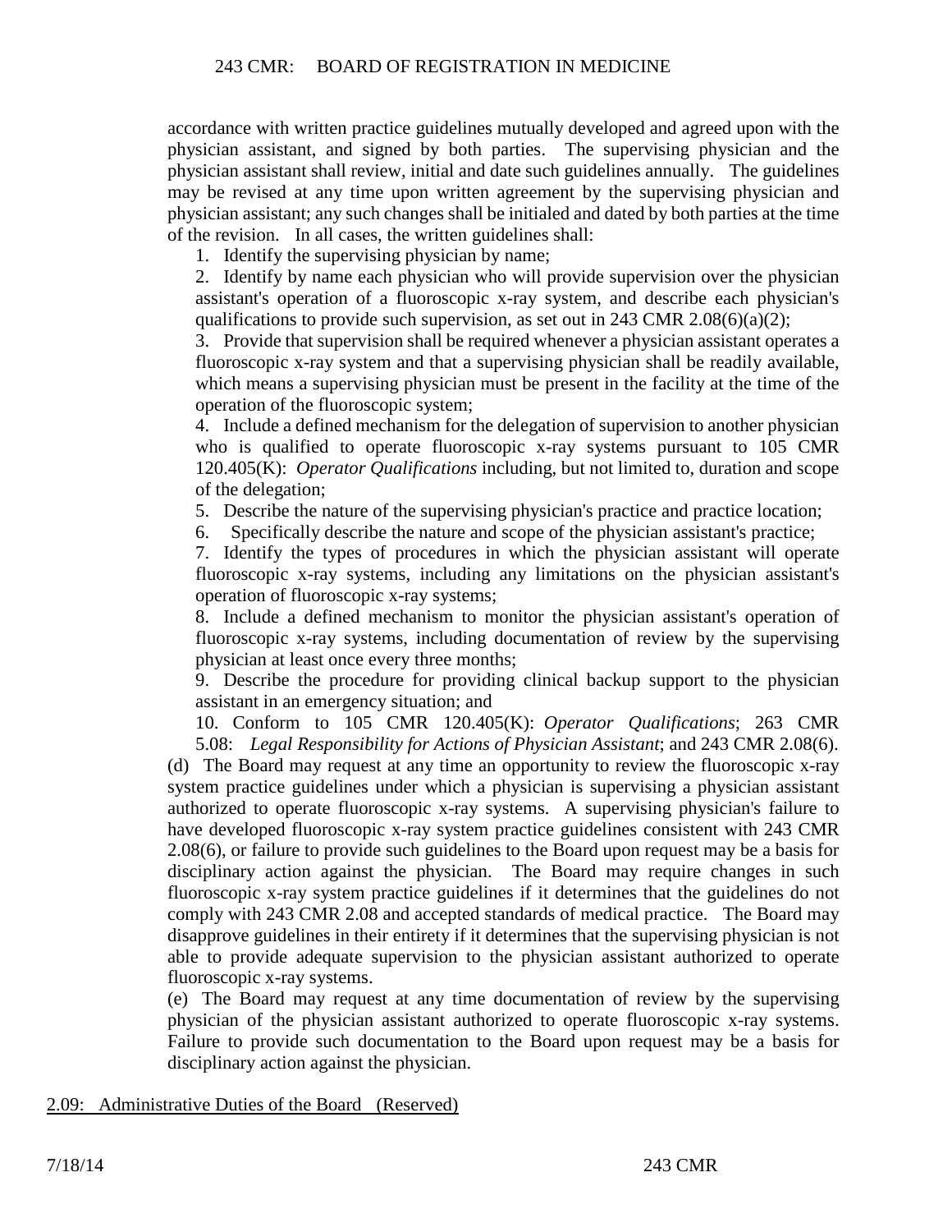accordance with written practice guidelines mutually developed and agreed upon with the physician assistant, and signed by both parties. The supervising physician and the physician assistant shall review, initial and date such guidelines annually. The guidelines may be revised at any time upon written agreement by the supervising physician and physician assistant; any such changes shall be initialed and dated by both parties at the time of the revision. In all cases, the written guidelines shall:

1. Identify the supervising physician by name;
2. Identify by name each physician who will provide supervision over the physician assistant's operation of a fluoroscopic x-ray system, and describe each physician's qualifications to provide such supervision, as set out in 243 CMR 2.08(6)(a)(2);
3. Provide that supervision shall be required whenever a physician assistant operates a fluoroscopic x-ray system and that a supervising physician shall be readily available, which means a supervising physician must be present in the facility at the time of the operation of the fluoroscopic system;
4. Include a defined mechanism for the delegation of supervision to another physician who is qualified to operate fluoroscopic x-ray systems pursuant to 105 CMR 120.405(K): *Operator Qualifications* including, but not limited to, duration and scope of the delegation;
5. Describe the nature of the supervising physician's practice and practice location;
6. Specifically describe the nature and scope of the physician assistant's practice;
7. Identify the types of procedures in which the physician assistant will operate fluoroscopic x-ray systems, including any limitations on the physician assistant's operation of fluoroscopic x-ray systems;
8. Include a defined mechanism to monitor the physician assistant's operation of fluoroscopic x-ray systems, including documentation of review by the supervising physician at least once every three months;
9. Describe the procedure for providing clinical backup support to the physician assistant in an emergency situation; and
10. Conform to 105 CMR 120.405(K): *Operator Qualifications*; 263 CMR 5.08: *Legal Responsibility for Actions of Physician Assistant*; and 243 CMR 2.08(6).

(d) The Board may request at any time an opportunity to review the fluoroscopic x-ray system practice guidelines under which a physician is supervising a physician assistant authorized to operate fluoroscopic x-ray systems. A supervising physician's failure to have developed fluoroscopic x-ray system practice guidelines consistent with 243 CMR 2.08(6), or failure to provide such guidelines to the Board upon request may be a basis for disciplinary action against the physician. The Board may require changes in such fluoroscopic x-ray system practice guidelines if it determines that the guidelines do not comply with 243 CMR 2.08 and accepted standards of medical practice. The Board may disapprove guidelines in their entirety if it determines that the supervising physician is not able to provide adequate supervision to the physician assistant authorized to operate fluoroscopic x-ray systems.

(e) The Board may request at any time documentation of review by the supervising physician of the physician assistant authorized to operate fluoroscopic x-ray systems. Failure to provide such documentation to the Board upon request may be a basis for disciplinary action against the physician.

2.09: Administrative Duties of the Board (Reserved)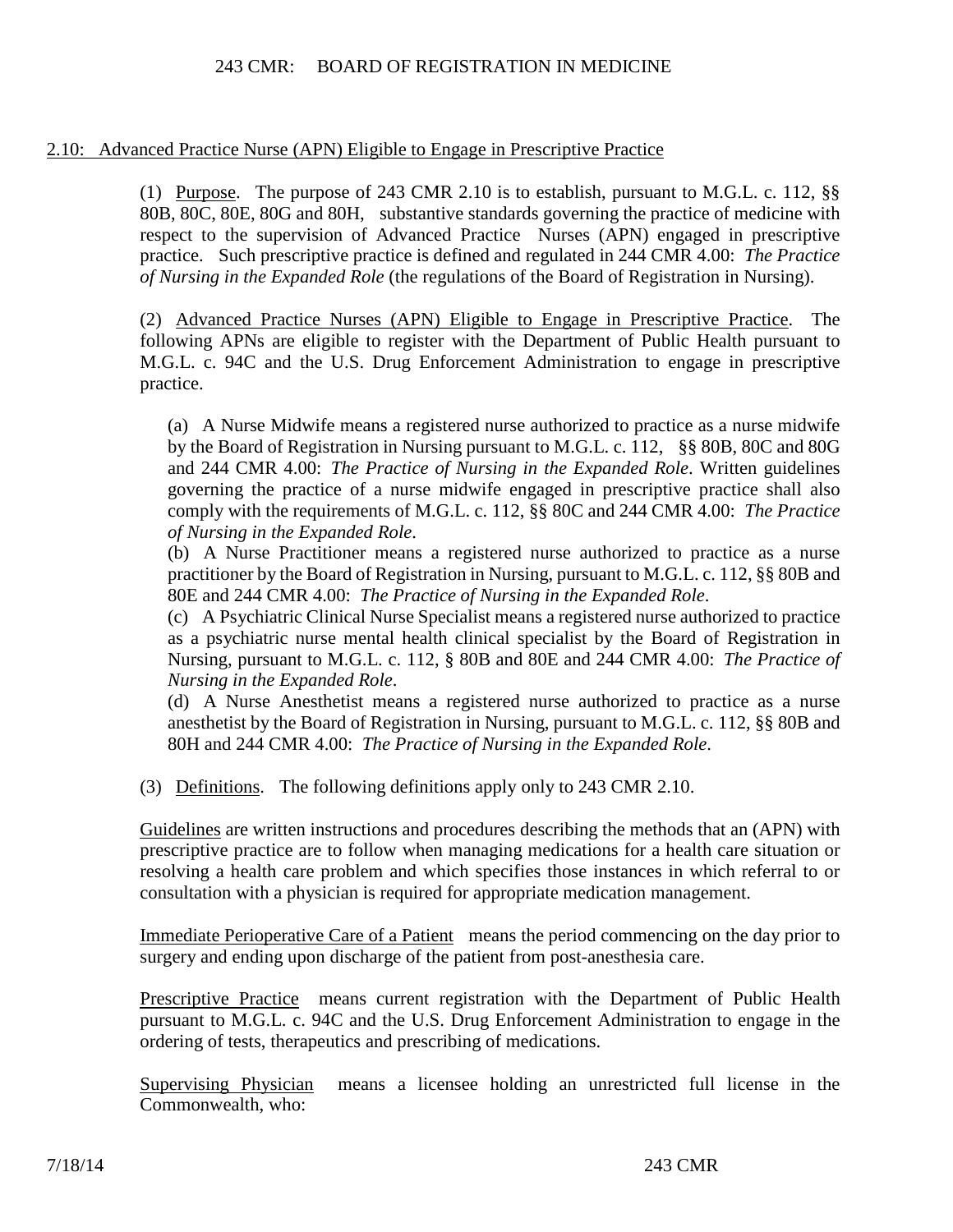## 2.10: Advanced Practice Nurse (APN) Eligible to Engage in Prescriptive Practice

(1) Purpose. The purpose of 243 CMR 2.10 is to establish, pursuant to M.G.L. c. 112, §§ 80B, 80C, 80E, 80G and 80H, substantive standards governing the practice of medicine with respect to the supervision of Advanced Practice Nurses (APN) engaged in prescriptive practice. Such prescriptive practice is defined and regulated in 244 CMR 4.00: *The Practice of Nursing in the Expanded Role* (the regulations of the Board of Registration in Nursing).

(2) Advanced Practice Nurses (APN) Eligible to Engage in Prescriptive Practice. The following APNs are eligible to register with the Department of Public Health pursuant to M.G.L. c. 94C and the U.S. Drug Enforcement Administration to engage in prescriptive practice.

(a) A Nurse Midwife means a registered nurse authorized to practice as a nurse midwife by the Board of Registration in Nursing pursuant to M.G.L. c. 112, §§ 80B, 80C and 80G and 244 CMR 4.00: *The Practice of Nursing in the Expanded Role*. Written guidelines governing the practice of a nurse midwife engaged in prescriptive practice shall also comply with the requirements of M.G.L. c. 112, §§ 80C and 244 CMR 4.00: *The Practice of Nursing in the Expanded Role*.

(b) A Nurse Practitioner means a registered nurse authorized to practice as a nurse practitioner by the Board of Registration in Nursing, pursuant to M.G.L. c. 112, §§ 80B and 80E and 244 CMR 4.00: *The Practice of Nursing in the Expanded Role*.

(c) A Psychiatric Clinical Nurse Specialist means a registered nurse authorized to practice as a psychiatric nurse mental health clinical specialist by the Board of Registration in Nursing, pursuant to M.G.L. c. 112, § 80B and 80E and 244 CMR 4.00: *The Practice of Nursing in the Expanded Role*.

(d) A Nurse Anesthetist means a registered nurse authorized to practice as a nurse anesthetist by the Board of Registration in Nursing, pursuant to M.G.L. c. 112, §§ 80B and 80H and 244 CMR 4.00: *The Practice of Nursing in the Expanded Role*.

(3) Definitions. The following definitions apply only to 243 CMR 2.10.

Guidelines are written instructions and procedures describing the methods that an (APN) with prescriptive practice are to follow when managing medications for a health care situation or resolving a health care problem and which specifies those instances in which referral to or consultation with a physician is required for appropriate medication management.

Immediate Perioperative Care of a Patient means the period commencing on the day prior to surgery and ending upon discharge of the patient from post-anesthesia care.

Prescriptive Practice means current registration with the Department of Public Health pursuant to M.G.L. c. 94C and the U.S. Drug Enforcement Administration to engage in the ordering of tests, therapeutics and prescribing of medications.

Supervising Physician means a licensee holding an unrestricted full license in the Commonwealth, who: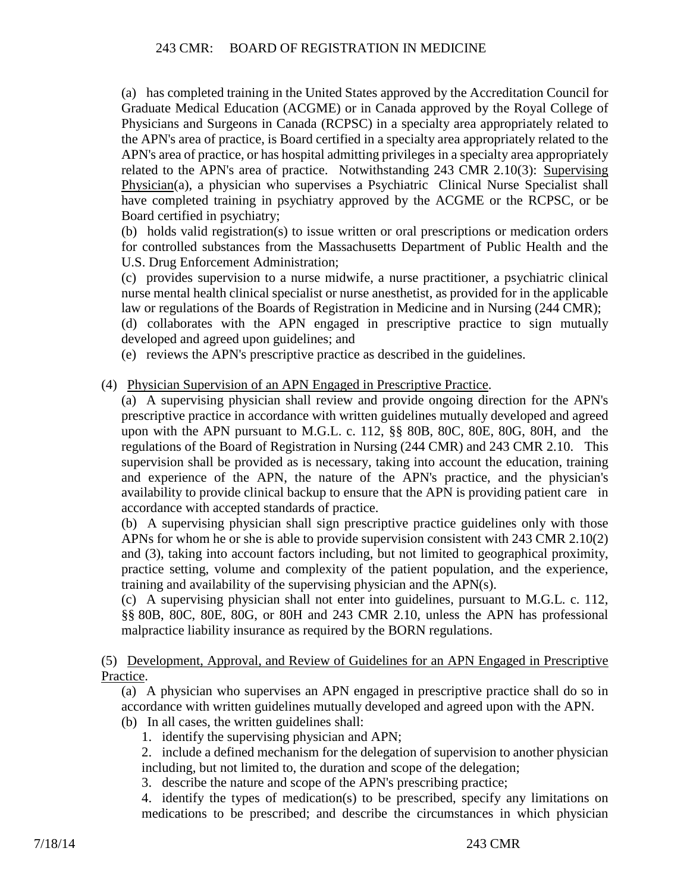(a) has completed training in the United States approved by the Accreditation Council for Graduate Medical Education (ACGME) or in Canada approved by the Royal College of Physicians and Surgeons in Canada (RCPSC) in a specialty area appropriately related to the APN's area of practice, is Board certified in a specialty area appropriately related to the APN's area of practice, or has hospital admitting privileges in a specialty area appropriately related to the APN's area of practice. Notwithstanding 243 CMR 2.10(3): Supervising Physician(a), a physician who supervises a Psychiatric Clinical Nurse Specialist shall have completed training in psychiatry approved by the ACGME or the RCPSC, or be Board certified in psychiatry;

(b) holds valid registration(s) to issue written or oral prescriptions or medication orders for controlled substances from the Massachusetts Department of Public Health and the U.S. Drug Enforcement Administration;

(c) provides supervision to a nurse midwife, a nurse practitioner, a psychiatric clinical nurse mental health clinical specialist or nurse anesthetist, as provided for in the applicable law or regulations of the Boards of Registration in Medicine and in Nursing (244 CMR);

(d) collaborates with the APN engaged in prescriptive practice to sign mutually developed and agreed upon guidelines; and

(e) reviews the APN's prescriptive practice as described in the guidelines.

(4) Physician Supervision of an APN Engaged in Prescriptive Practice.

(a) A supervising physician shall review and provide ongoing direction for the APN's prescriptive practice in accordance with written guidelines mutually developed and agreed upon with the APN pursuant to M.G.L. c. 112, §§ 80B, 80C, 80E, 80G, 80H, and the regulations of the Board of Registration in Nursing (244 CMR) and 243 CMR 2.10. This supervision shall be provided as is necessary, taking into account the education, training and experience of the APN, the nature of the APN's practice, and the physician's availability to provide clinical backup to ensure that the APN is providing patient care in accordance with accepted standards of practice.

(b) A supervising physician shall sign prescriptive practice guidelines only with those APNs for whom he or she is able to provide supervision consistent with 243 CMR 2.10(2) and (3), taking into account factors including, but not limited to geographical proximity, practice setting, volume and complexity of the patient population, and the experience, training and availability of the supervising physician and the APN(s).

(c) A supervising physician shall not enter into guidelines, pursuant to M.G.L. c. 112, §§ 80B, 80C, 80E, 80G, or 80H and 243 CMR 2.10, unless the APN has professional malpractice liability insurance as required by the BORN regulations.

(5) Development, Approval, and Review of Guidelines for an APN Engaged in Prescriptive Practice.

(a) A physician who supervises an APN engaged in prescriptive practice shall do so in accordance with written guidelines mutually developed and agreed upon with the APN.

(b) In all cases, the written guidelines shall:

1. identify the supervising physician and APN;
2. include a defined mechanism for the delegation of supervision to another physician including, but not limited to, the duration and scope of the delegation;
3. describe the nature and scope of the APN's prescribing practice;
4. identify the types of medication(s) to be prescribed, specify any limitations on medications to be prescribed; and describe the circumstances in which physician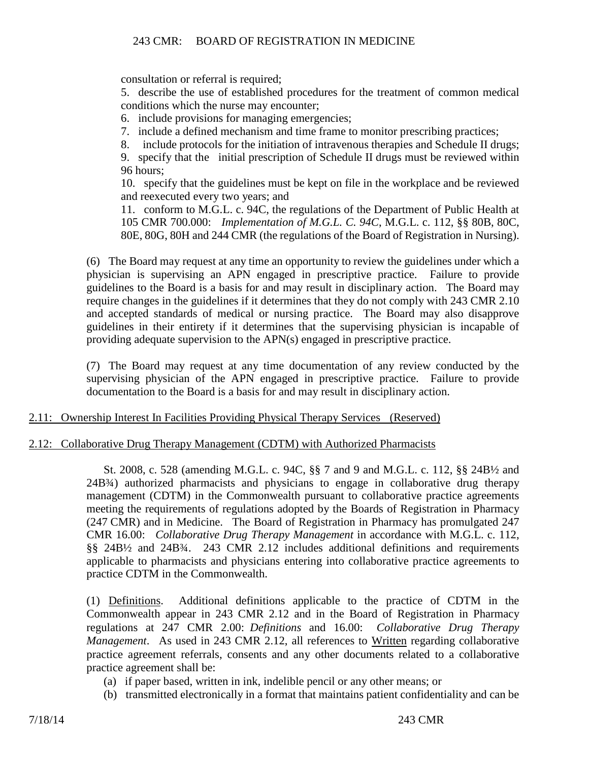consultation or referral is required;

5. describe the use of established procedures for the treatment of common medical conditions which the nurse may encounter;
6. include provisions for managing emergencies;
7. include a defined mechanism and time frame to monitor prescribing practices;
8. include protocols for the initiation of intravenous therapies and Schedule II drugs;
9. specify that the initial prescription of Schedule II drugs must be reviewed within 96 hours;
10. specify that the guidelines must be kept on file in the workplace and be reviewed and reexecuted every two years; and
11. conform to M.G.L. c. 94C, the regulations of the Department of Public Health at 105 CMR 700.000: *Implementation of M.G.L. C. 94C*, M.G.L. c. 112, §§ 80B, 80C, 80E, 80G, 80H and 244 CMR (the regulations of the Board of Registration in Nursing).

(6) The Board may request at any time an opportunity to review the guidelines under which a physician is supervising an APN engaged in prescriptive practice. Failure to provide guidelines to the Board is a basis for and may result in disciplinary action. The Board may require changes in the guidelines if it determines that they do not comply with 243 CMR 2.10 and accepted standards of medical or nursing practice. The Board may also disapprove guidelines in their entirety if it determines that the supervising physician is incapable of providing adequate supervision to the APN(s) engaged in prescriptive practice.

(7) The Board may request at any time documentation of any review conducted by the supervising physician of the APN engaged in prescriptive practice. Failure to provide documentation to the Board is a basis for and may result in disciplinary action.

## 2.11: Ownership Interest In Facilities Providing Physical Therapy Services (Reserved)

## 2.12: Collaborative Drug Therapy Management (CDTM) with Authorized Pharmacists

St. 2008, c. 528 (amending M.G.L. c. 94C, §§ 7 and 9 and M.G.L. c. 112, §§ 24B½ and 24B¾) authorized pharmacists and physicians to engage in collaborative drug therapy management (CDTM) in the Commonwealth pursuant to collaborative practice agreements meeting the requirements of regulations adopted by the Boards of Registration in Pharmacy (247 CMR) and in Medicine. The Board of Registration in Pharmacy has promulgated 247 CMR 16.00: *Collaborative Drug Therapy Management* in accordance with M.G.L. c. 112, §§ 24B½ and 24B¾. 243 CMR 2.12 includes additional definitions and requirements applicable to pharmacists and physicians entering into collaborative practice agreements to practice CDTM in the Commonwealth.

(1) Definitions. Additional definitions applicable to the practice of CDTM in the Commonwealth appear in 243 CMR 2.12 and in the Board of Registration in Pharmacy regulations at 247 CMR 2.00: *Definitions* and 16.00: *Collaborative Drug Therapy Management*. As used in 243 CMR 2.12, all references to Written regarding collaborative practice agreement referrals, consents and any other documents related to a collaborative practice agreement shall be:

(a) if paper based, written in ink, indelible pencil or any other means; or
(b) transmitted electronically in a format that maintains patient confidentiality and can be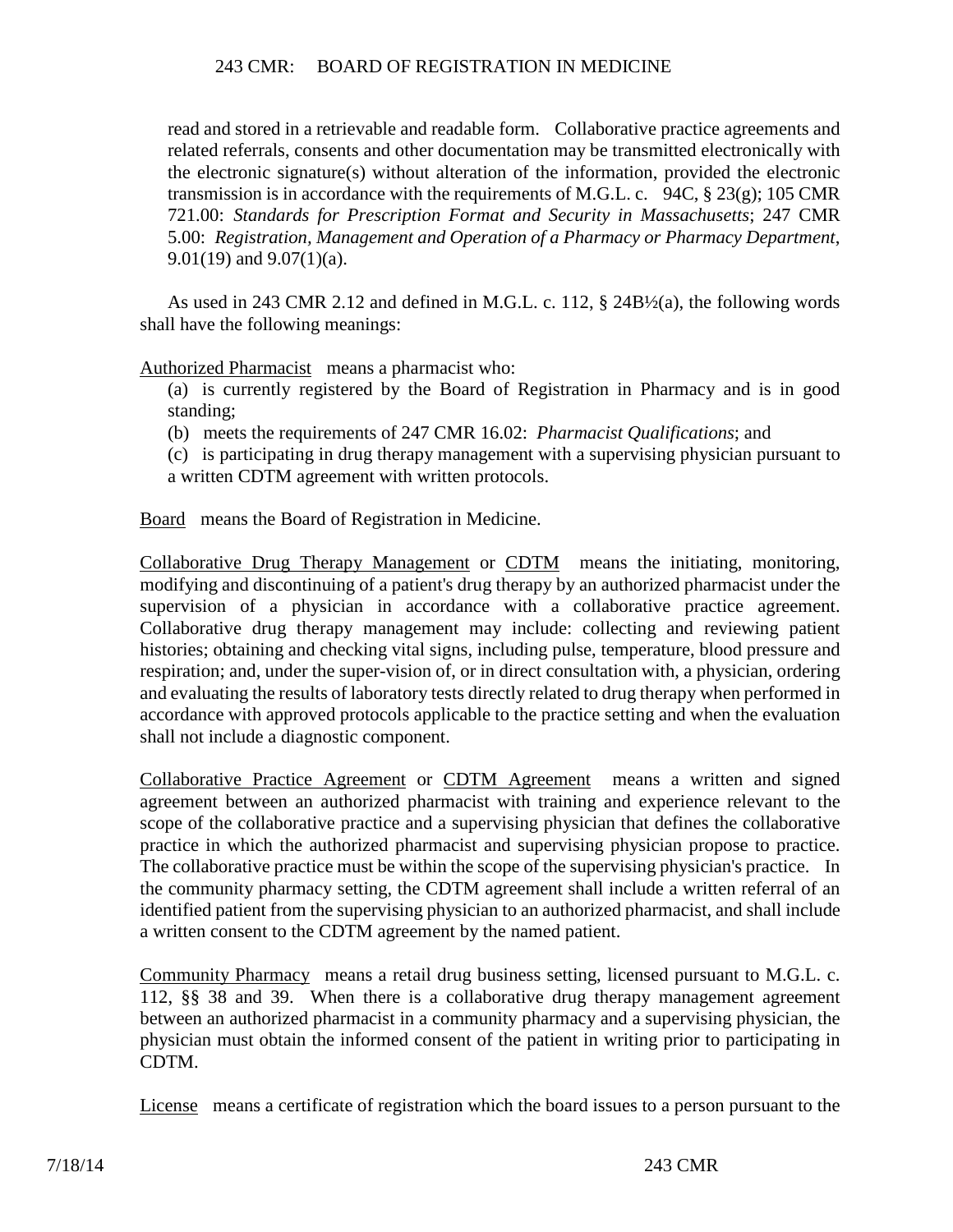read and stored in a retrievable and readable form. Collaborative practice agreements and related referrals, consents and other documentation may be transmitted electronically with the electronic signature(s) without alteration of the information, provided the electronic transmission is in accordance with the requirements of M.G.L. c. 94C, § 23(g); 105 CMR 721.00: *Standards for Prescription Format and Security in Massachusetts*; 247 CMR 5.00: *Registration, Management and Operation of a Pharmacy or Pharmacy Department*, 9.01(19) and 9.07(1)(a).

As used in 243 CMR 2.12 and defined in M.G.L. c. 112, § 24B½(a), the following words shall have the following meanings:

Authorized Pharmacist means a pharmacist who:

(a) is currently registered by the Board of Registration in Pharmacy and is in good standing;

(b) meets the requirements of 247 CMR 16.02: *Pharmacist Qualifications*; and

(c) is participating in drug therapy management with a supervising physician pursuant to a written CDTM agreement with written protocols.

Board means the Board of Registration in Medicine.

Collaborative Drug Therapy Management or CDTM means the initiating, monitoring, modifying and discontinuing of a patient's drug therapy by an authorized pharmacist under the supervision of a physician in accordance with a collaborative practice agreement. Collaborative drug therapy management may include: collecting and reviewing patient histories; obtaining and checking vital signs, including pulse, temperature, blood pressure and respiration; and, under the super-vision of, or in direct consultation with, a physician, ordering and evaluating the results of laboratory tests directly related to drug therapy when performed in accordance with approved protocols applicable to the practice setting and when the evaluation shall not include a diagnostic component.

Collaborative Practice Agreement or CDTM Agreement means a written and signed agreement between an authorized pharmacist with training and experience relevant to the scope of the collaborative practice and a supervising physician that defines the collaborative practice in which the authorized pharmacist and supervising physician propose to practice. The collaborative practice must be within the scope of the supervising physician's practice. In the community pharmacy setting, the CDTM agreement shall include a written referral of an identified patient from the supervising physician to an authorized pharmacist, and shall include a written consent to the CDTM agreement by the named patient.

Community Pharmacy means a retail drug business setting, licensed pursuant to M.G.L. c. 112, §§ 38 and 39. When there is a collaborative drug therapy management agreement between an authorized pharmacist in a community pharmacy and a supervising physician, the physician must obtain the informed consent of the patient in writing prior to participating in CDTM.

License means a certificate of registration which the board issues to a person pursuant to the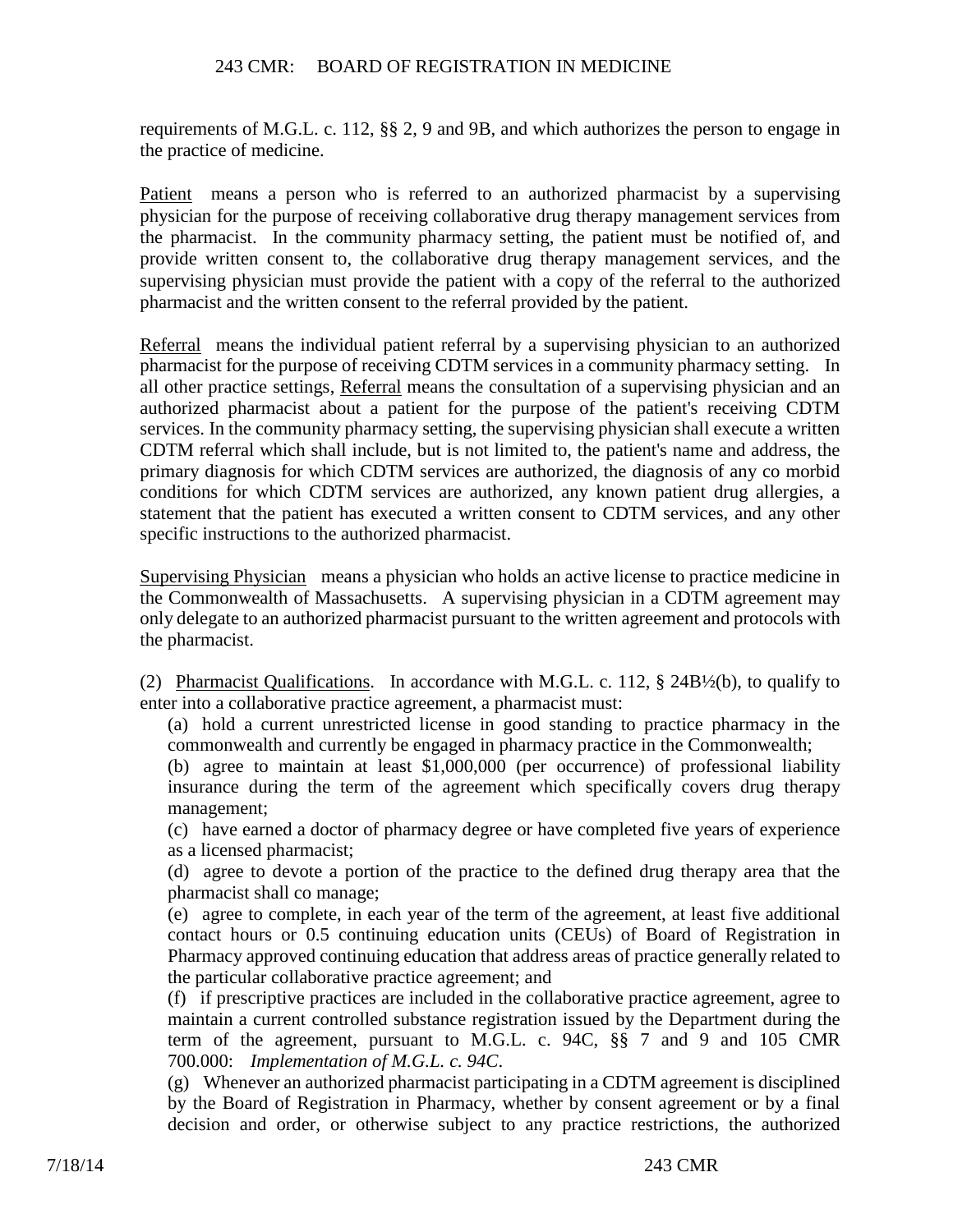requirements of M.G.L. c. 112, §§ 2, 9 and 9B, and which authorizes the person to engage in the practice of medicine.

Patient means a person who is referred to an authorized pharmacist by a supervising physician for the purpose of receiving collaborative drug therapy management services from the pharmacist. In the community pharmacy setting, the patient must be notified of, and provide written consent to, the collaborative drug therapy management services, and the supervising physician must provide the patient with a copy of the referral to the authorized pharmacist and the written consent to the referral provided by the patient.

Referral means the individual patient referral by a supervising physician to an authorized pharmacist for the purpose of receiving CDTM services in a community pharmacy setting. In all other practice settings, Referral means the consultation of a supervising physician and an authorized pharmacist about a patient for the purpose of the patient's receiving CDTM services. In the community pharmacy setting, the supervising physician shall execute a written CDTM referral which shall include, but is not limited to, the patient's name and address, the primary diagnosis for which CDTM services are authorized, the diagnosis of any co morbid conditions for which CDTM services are authorized, any known patient drug allergies, a statement that the patient has executed a written consent to CDTM services, and any other specific instructions to the authorized pharmacist.

Supervising Physician means a physician who holds an active license to practice medicine in the Commonwealth of Massachusetts. A supervising physician in a CDTM agreement may only delegate to an authorized pharmacist pursuant to the written agreement and protocols with the pharmacist.

(2) Pharmacist Qualifications. In accordance with M.G.L. c. 112, § 24B½(b), to qualify to enter into a collaborative practice agreement, a pharmacist must:

(a) hold a current unrestricted license in good standing to practice pharmacy in the commonwealth and currently be engaged in pharmacy practice in the Commonwealth;

(b) agree to maintain at least $1,000,000 (per occurrence) of professional liability insurance during the term of the agreement which specifically covers drug therapy management;

(c) have earned a doctor of pharmacy degree or have completed five years of experience as a licensed pharmacist;

(d) agree to devote a portion of the practice to the defined drug therapy area that the pharmacist shall co manage;

(e) agree to complete, in each year of the term of the agreement, at least five additional contact hours or 0.5 continuing education units (CEUs) of Board of Registration in Pharmacy approved continuing education that address areas of practice generally related to the particular collaborative practice agreement; and

(f) if prescriptive practices are included in the collaborative practice agreement, agree to maintain a current controlled substance registration issued by the Department during the term of the agreement, pursuant to M.G.L. c. 94C, §§ 7 and 9 and 105 CMR 700.000: *Implementation of M.G.L. c. 94C*.

(g) Whenever an authorized pharmacist participating in a CDTM agreement is disciplined by the Board of Registration in Pharmacy, whether by consent agreement or by a final decision and order, or otherwise subject to any practice restrictions, the authorized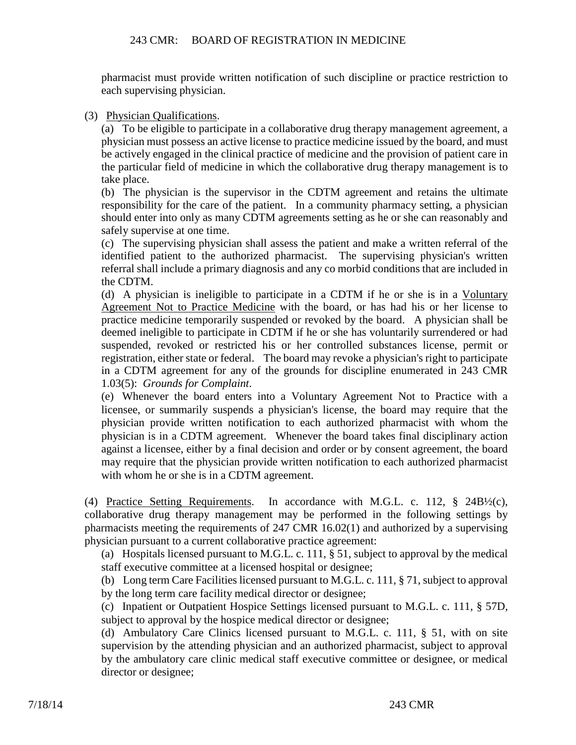pharmacist must provide written notification of such discipline or practice restriction to each supervising physician.

(3) Physician Qualifications.

(a) To be eligible to participate in a collaborative drug therapy management agreement, a physician must possess an active license to practice medicine issued by the board, and must be actively engaged in the clinical practice of medicine and the provision of patient care in the particular field of medicine in which the collaborative drug therapy management is to take place.

(b) The physician is the supervisor in the CDTM agreement and retains the ultimate responsibility for the care of the patient. In a community pharmacy setting, a physician should enter into only as many CDTM agreements setting as he or she can reasonably and safely supervise at one time.

(c) The supervising physician shall assess the patient and make a written referral of the identified patient to the authorized pharmacist. The supervising physician's written referral shall include a primary diagnosis and any co morbid conditions that are included in the CDTM.

(d) A physician is ineligible to participate in a CDTM if he or she is in a Voluntary Agreement Not to Practice Medicine with the board, or has had his or her license to practice medicine temporarily suspended or revoked by the board. A physician shall be deemed ineligible to participate in CDTM if he or she has voluntarily surrendered or had suspended, revoked or restricted his or her controlled substances license, permit or registration, either state or federal. The board may revoke a physician's right to participate in a CDTM agreement for any of the grounds for discipline enumerated in 243 CMR 1.03(5): *Grounds for Complaint*.

(e) Whenever the board enters into a Voluntary Agreement Not to Practice with a licensee, or summarily suspends a physician's license, the board may require that the physician provide written notification to each authorized pharmacist with whom the physician is in a CDTM agreement. Whenever the board takes final disciplinary action against a licensee, either by a final decision and order or by consent agreement, the board may require that the physician provide written notification to each authorized pharmacist with whom he or she is in a CDTM agreement.

(4) Practice Setting Requirements. In accordance with M.G.L. c. 112, § 24B½(c), collaborative drug therapy management may be performed in the following settings by pharmacists meeting the requirements of 247 CMR 16.02(1) and authorized by a supervising physician pursuant to a current collaborative practice agreement:

(a) Hospitals licensed pursuant to M.G.L. c. 111, § 51, subject to approval by the medical staff executive committee at a licensed hospital or designee;

(b) Long term Care Facilities licensed pursuant to M.G.L. c. 111, § 71, subject to approval by the long term care facility medical director or designee;

(c) Inpatient or Outpatient Hospice Settings licensed pursuant to M.G.L. c. 111, § 57D, subject to approval by the hospice medical director or designee;

(d) Ambulatory Care Clinics licensed pursuant to M.G.L. c. 111, § 51, with on site supervision by the attending physician and an authorized pharmacist, subject to approval by the ambulatory care clinic medical staff executive committee or designee, or medical director or designee;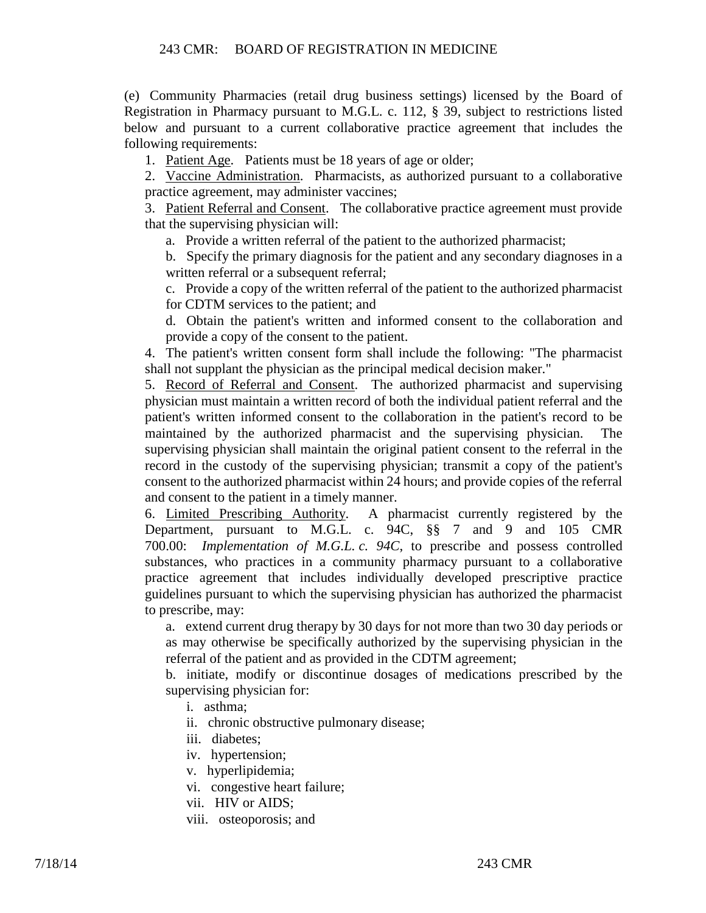(e) Community Pharmacies (retail drug business settings) licensed by the Board of Registration in Pharmacy pursuant to M.G.L. c. 112, § 39, subject to restrictions listed below and pursuant to a current collaborative practice agreement that includes the following requirements:

1. Patient Age. Patients must be 18 years of age or older;
2. Vaccine Administration. Pharmacists, as authorized pursuant to a collaborative practice agreement, may administer vaccines;
3. Patient Referral and Consent. The collaborative practice agreement must provide that the supervising physician will:
    a. Provide a written referral of the patient to the authorized pharmacist;
    b. Specify the primary diagnosis for the patient and any secondary diagnoses in a written referral or a subsequent referral;
    c. Provide a copy of the written referral of the patient to the authorized pharmacist for CDTM services to the patient; and
    d. Obtain the patient's written and informed consent to the collaboration and provide a copy of the consent to the patient.
4. The patient's written consent form shall include the following: "The pharmacist shall not supplant the physician as the principal medical decision maker."
5. Record of Referral and Consent. The authorized pharmacist and supervising physician must maintain a written record of both the individual patient referral and the patient's written informed consent to the collaboration in the patient's record to be maintained by the authorized pharmacist and the supervising physician. The supervising physician shall maintain the original patient consent to the referral in the record in the custody of the supervising physician; transmit a copy of the patient's consent to the authorized pharmacist within 24 hours; and provide copies of the referral and consent to the patient in a timely manner.
6. Limited Prescribing Authority. A pharmacist currently registered by the Department, pursuant to M.G.L. c. 94C, §§ 7 and 9 and 105 CMR 700.00: *Implementation of M.G.L. c. 94C*, to prescribe and possess controlled substances, who practices in a community pharmacy pursuant to a collaborative practice agreement that includes individually developed prescriptive practice guidelines pursuant to which the supervising physician has authorized the pharmacist to prescribe, may:
    a. extend current drug therapy by 30 days for not more than two 30 day periods or as may otherwise be specifically authorized by the supervising physician in the referral of the patient and as provided in the CDTM agreement;
    b. initiate, modify or discontinue dosages of medications prescribed by the supervising physician for:
        i. asthma;
        ii. chronic obstructive pulmonary disease;
        iii. diabetes;
        iv. hypertension;
        v. hyperlipidemia;
        vi. congestive heart failure;
        vii. HIV or AIDS;
        viii. osteoporosis; and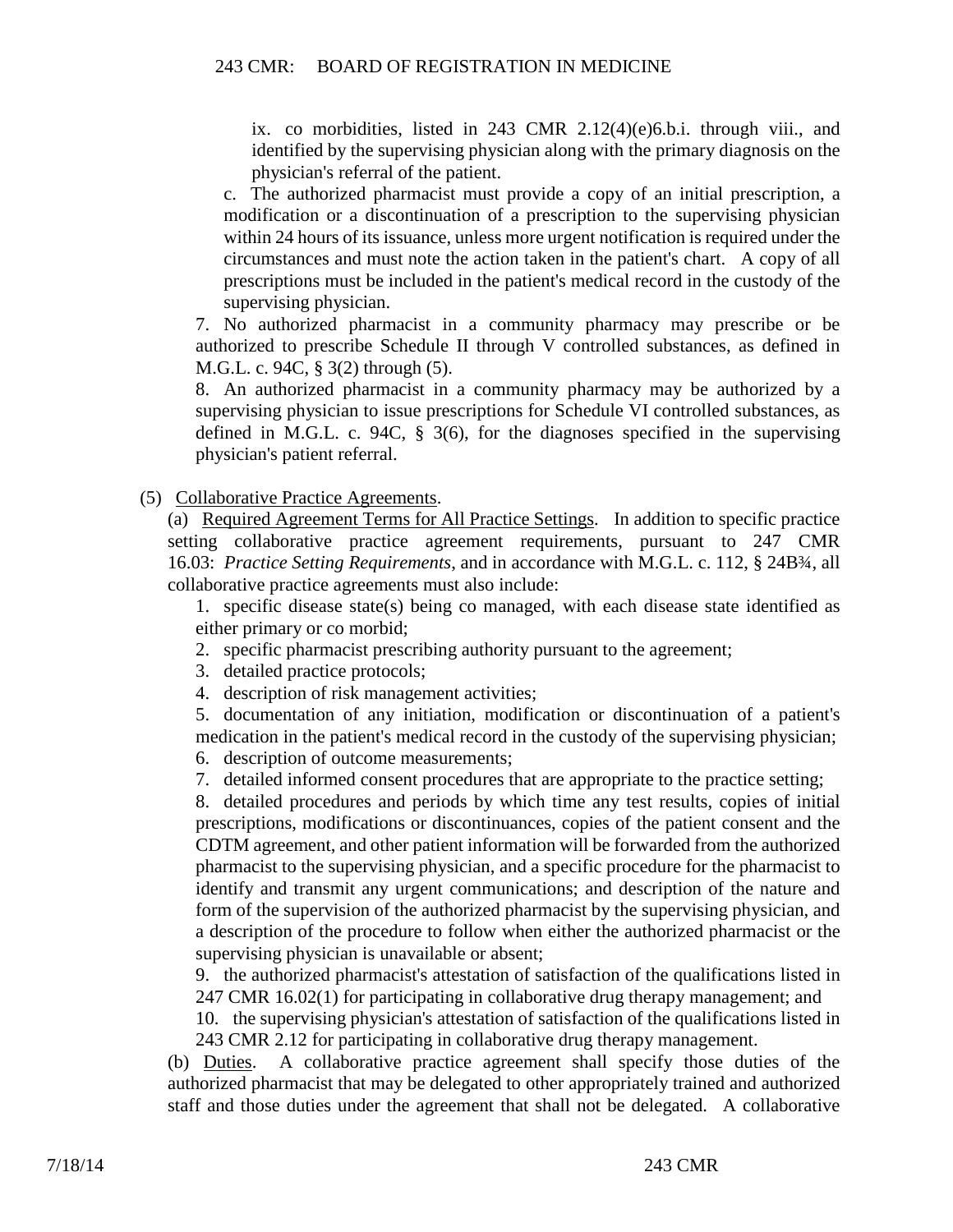ix. co morbidities, listed in 243 CMR 2.12(4)(e)6.b.i. through viii., and identified by the supervising physician along with the primary diagnosis on the physician's referral of the patient.

c. The authorized pharmacist must provide a copy of an initial prescription, a modification or a discontinuation of a prescription to the supervising physician within 24 hours of its issuance, unless more urgent notification is required under the circumstances and must note the action taken in the patient's chart. A copy of all prescriptions must be included in the patient's medical record in the custody of the supervising physician.

7. No authorized pharmacist in a community pharmacy may prescribe or be authorized to prescribe Schedule II through V controlled substances, as defined in M.G.L. c. 94C, § 3(2) through (5).

8. An authorized pharmacist in a community pharmacy may be authorized by a supervising physician to issue prescriptions for Schedule VI controlled substances, as defined in M.G.L. c. 94C, § 3(6), for the diagnoses specified in the supervising physician's patient referral.

(5) Collaborative Practice Agreements.

(a) Required Agreement Terms for All Practice Settings. In addition to specific practice setting collaborative practice agreement requirements, pursuant to 247 CMR 16.03: *Practice Setting Requirements*, and in accordance with M.G.L. c. 112, § 24B¾, all collaborative practice agreements must also include:

1. specific disease state(s) being co managed, with each disease state identified as either primary or co morbid;
2. specific pharmacist prescribing authority pursuant to the agreement;
3. detailed practice protocols;
4. description of risk management activities;
5. documentation of any initiation, modification or discontinuation of a patient's medication in the patient's medical record in the custody of the supervising physician;
6. description of outcome measurements;
7. detailed informed consent procedures that are appropriate to the practice setting;
8. detailed procedures and periods by which time any test results, copies of initial prescriptions, modifications or discontinuances, copies of the patient consent and the CDTM agreement, and other patient information will be forwarded from the authorized pharmacist to the supervising physician, and a specific procedure for the pharmacist to identify and transmit any urgent communications; and description of the nature and form of the supervision of the authorized pharmacist by the supervising physician, and a description of the procedure to follow when either the authorized pharmacist or the supervising physician is unavailable or absent;
9. the authorized pharmacist's attestation of satisfaction of the qualifications listed in 247 CMR 16.02(1) for participating in collaborative drug therapy management; and
10. the supervising physician's attestation of satisfaction of the qualifications listed in 243 CMR 2.12 for participating in collaborative drug therapy management.

(b) Duties. A collaborative practice agreement shall specify those duties of the authorized pharmacist that may be delegated to other appropriately trained and authorized staff and those duties under the agreement that shall not be delegated. A collaborative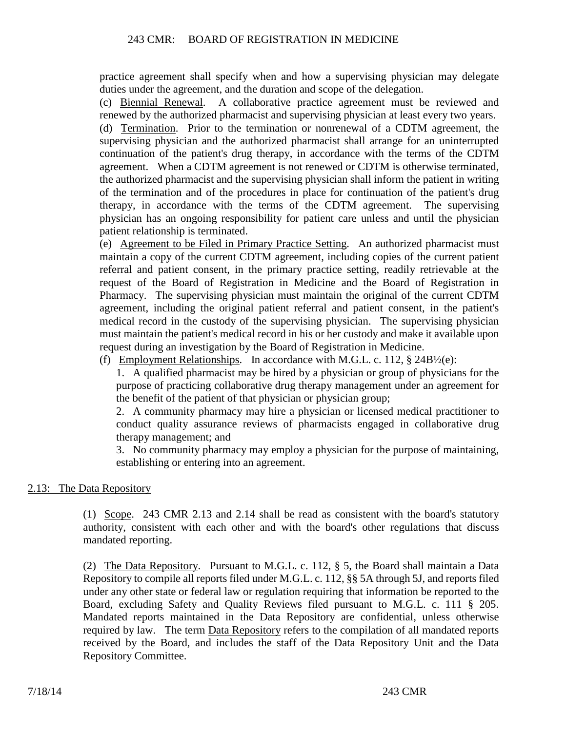practice agreement shall specify when and how a supervising physician may delegate duties under the agreement, and the duration and scope of the delegation.

(c) Biennial Renewal. A collaborative practice agreement must be reviewed and renewed by the authorized pharmacist and supervising physician at least every two years.

(d) Termination. Prior to the termination or nonrenewal of a CDTM agreement, the supervising physician and the authorized pharmacist shall arrange for an uninterrupted continuation of the patient's drug therapy, in accordance with the terms of the CDTM agreement. When a CDTM agreement is not renewed or CDTM is otherwise terminated, the authorized pharmacist and the supervising physician shall inform the patient in writing of the termination and of the procedures in place for continuation of the patient's drug therapy, in accordance with the terms of the CDTM agreement. The supervising physician has an ongoing responsibility for patient care unless and until the physician patient relationship is terminated.

(e) Agreement to be Filed in Primary Practice Setting. An authorized pharmacist must maintain a copy of the current CDTM agreement, including copies of the current patient referral and patient consent, in the primary practice setting, readily retrievable at the request of the Board of Registration in Medicine and the Board of Registration in Pharmacy. The supervising physician must maintain the original of the current CDTM agreement, including the original patient referral and patient consent, in the patient's medical record in the custody of the supervising physician. The supervising physician must maintain the patient's medical record in his or her custody and make it available upon request during an investigation by the Board of Registration in Medicine.

(f) Employment Relationships. In accordance with M.G.L. c. 112, § 24B½(e):

1. A qualified pharmacist may be hired by a physician or group of physicians for the purpose of practicing collaborative drug therapy management under an agreement for the benefit of the patient of that physician or physician group;

2. A community pharmacy may hire a physician or licensed medical practitioner to conduct quality assurance reviews of pharmacists engaged in collaborative drug therapy management; and

3. No community pharmacy may employ a physician for the purpose of maintaining, establishing or entering into an agreement.

## 2.13: The Data Repository

(1) Scope. 243 CMR 2.13 and 2.14 shall be read as consistent with the board's statutory authority, consistent with each other and with the board's other regulations that discuss mandated reporting.

(2) The Data Repository. Pursuant to M.G.L. c. 112, § 5, the Board shall maintain a Data Repository to compile all reports filed under M.G.L. c. 112, §§ 5A through 5J, and reports filed under any other state or federal law or regulation requiring that information be reported to the Board, excluding Safety and Quality Reviews filed pursuant to M.G.L. c. 111 § 205. Mandated reports maintained in the Data Repository are confidential, unless otherwise required by law. The term Data Repository refers to the compilation of all mandated reports received by the Board, and includes the staff of the Data Repository Unit and the Data Repository Committee.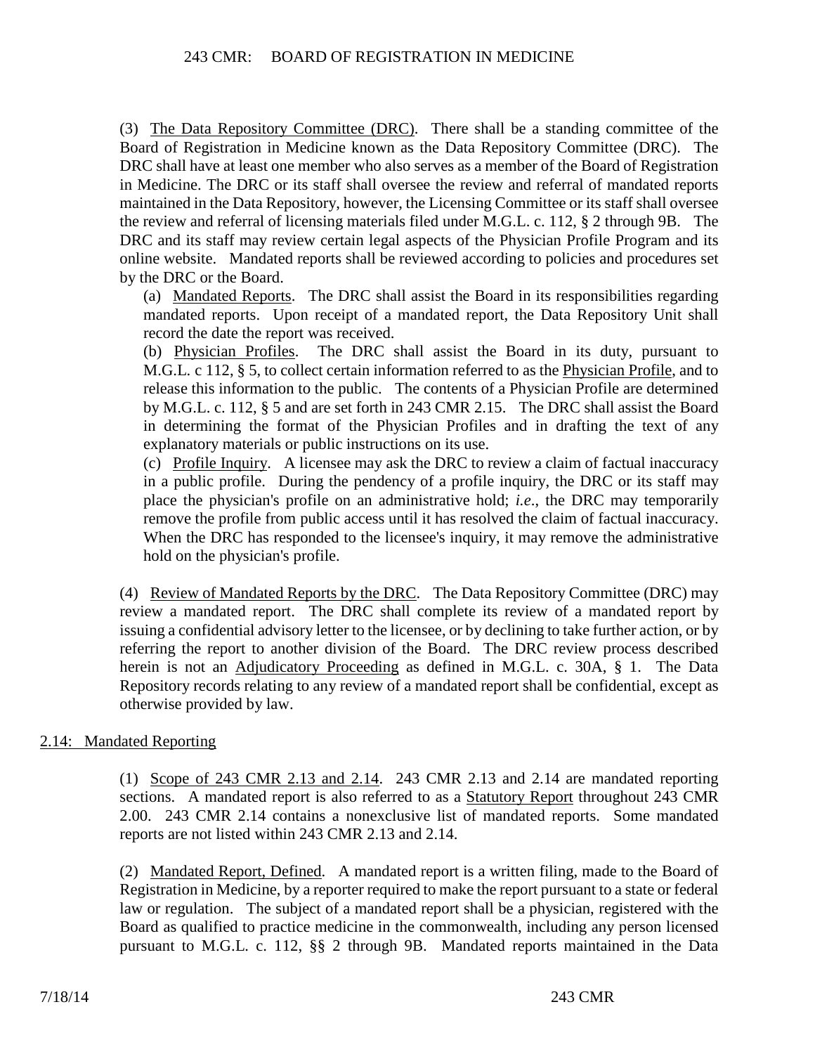(3) Data Repository Committee (DRC). There shall be a standing committee of the Board of Registration in Medicine known as the Data Repository Committee (DRC). The DRC shall have at least one member who also serves as a member of the Board of Registration in Medicine. The DRC or its staff shall oversee the review and referral of mandated reports maintained in the Data Repository, however, the Licensing Committee or its staff shall oversee the review and referral of licensing materials filed under M.G.L. c. 112, § 2 through 9B. The DRC and its staff may review certain legal aspects of the Physician Profile Program and its online website. Mandated reports shall be reviewed according to policies and procedures set by the DRC or the Board.

(a) Mandated Reports. The DRC shall assist the Board in its responsibilities regarding mandated reports. Upon receipt of a mandated report, the Data Repository Unit shall record the date the report was received.

(b) Physician Profiles. The DRC shall assist the Board in its duty, pursuant to M.G.L. c 112, § 5, to collect certain information referred to as the Physician Profile, and to release this information to the public. The contents of a Physician Profile are determined by M.G.L. c. 112, § 5 and are set forth in 243 CMR 2.15. The DRC shall assist the Board in determining the format of the Physician Profiles and in drafting the text of any explanatory materials or public instructions on its use.

(c) Profile Inquiry. A licensee may ask the DRC to review a claim of factual inaccuracy in a public profile. During the pendency of a profile inquiry, the DRC or its staff may place the physician's profile on an administrative hold; *i.e*., the DRC may temporarily remove the profile from public access until it has resolved the claim of factual inaccuracy. When the DRC has responded to the licensee's inquiry, it may remove the administrative hold on the physician's profile.

(4) Review of Mandated Reports by the DRC. The Data Repository Committee (DRC) may review a mandated report. The DRC shall complete its review of a mandated report by issuing a confidential advisory letter to the licensee, or by declining to take further action, or by referring the report to another division of the Board. The DRC review process described herein is not an Adjudicatory Proceeding as defined in M.G.L. c. 30A, § 1. The Data Repository records relating to any review of a mandated report shall be confidential, except as otherwise provided by law.

## 2.14: Mandated Reporting

(1) Scope of 243 CMR 2.13 and 2.14. 243 CMR 2.13 and 2.14 are mandated reporting sections. A mandated report is also referred to as a Statutory Report throughout 243 CMR 2.00. 243 CMR 2.14 contains a nonexclusive list of mandated reports. Some mandated reports are not listed within 243 CMR 2.13 and 2.14.

(2) Mandated Report, Defined. A mandated report is a written filing, made to the Board of Registration in Medicine, by a reporter required to make the report pursuant to a state or federal law or regulation. The subject of a mandated report shall be a physician, registered with the Board as qualified to practice medicine in the commonwealth, including any person licensed pursuant to M.G.L. c. 112, §§ 2 through 9B. Mandated reports maintained in the Data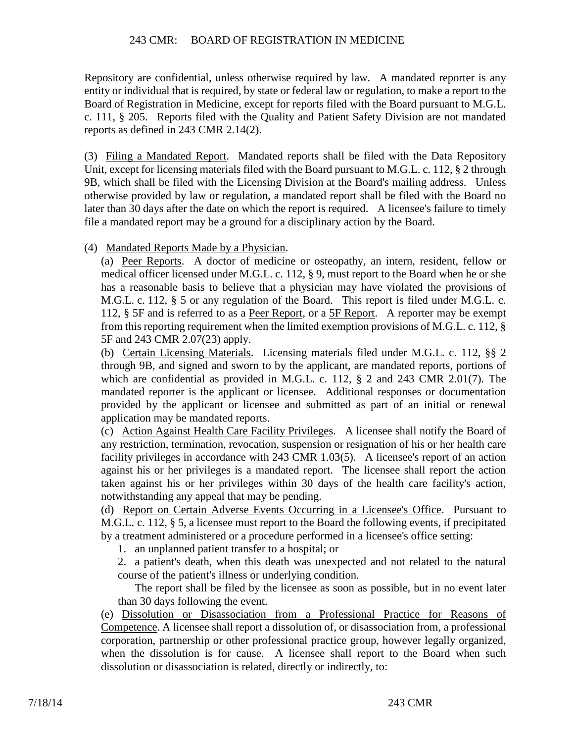Repository are confidential, unless otherwise required by law. A mandated reporter is any entity or individual that is required, by state or federal law or regulation, to make a report to the Board of Registration in Medicine, except for reports filed with the Board pursuant to M.G.L. c. 111, § 205. Reports filed with the Quality and Patient Safety Division are not mandated reports as defined in 243 CMR 2.14(2).

(3) Filing a Mandated Report. Mandated reports shall be filed with the Data Repository Unit, except for licensing materials filed with the Board pursuant to M.G.L. c. 112, § 2 through 9B, which shall be filed with the Licensing Division at the Board's mailing address. Unless otherwise provided by law or regulation, a mandated report shall be filed with the Board no later than 30 days after the date on which the report is required. A licensee's failure to timely file a mandated report may be a ground for a disciplinary action by the Board.

(4) Mandated Reports Made by a Physician.

(a) Peer Reports. A doctor of medicine or osteopathy, an intern, resident, fellow or medical officer licensed under M.G.L. c. 112, § 9, must report to the Board when he or she has a reasonable basis to believe that a physician may have violated the provisions of M.G.L. c. 112, § 5 or any regulation of the Board. This report is filed under M.G.L. c. 112, § 5F and is referred to as a Peer Report, or a 5F Report. A reporter may be exempt from this reporting requirement when the limited exemption provisions of M.G.L. c. 112, § 5F and 243 CMR 2.07(23) apply.

(b) Certain Licensing Materials. Licensing materials filed under M.G.L. c. 112, §§ 2 through 9B, and signed and sworn to by the applicant, are mandated reports, portions of which are confidential as provided in M.G.L. c. 112, § 2 and 243 CMR 2.01(7). The mandated reporter is the applicant or licensee. Additional responses or documentation provided by the applicant or licensee and submitted as part of an initial or renewal application may be mandated reports.

(c) Action Against Health Care Facility Privileges. A licensee shall notify the Board of any restriction, termination, revocation, suspension or resignation of his or her health care facility privileges in accordance with 243 CMR 1.03(5). A licensee's report of an action against his or her privileges is a mandated report. The licensee shall report the action taken against his or her privileges within 30 days of the health care facility's action, notwithstanding any appeal that may be pending.

(d) Report on Certain Adverse Events Occurring in a Licensee's Office. Pursuant to M.G.L. c. 112, § 5, a licensee must report to the Board the following events, if precipitated by a treatment administered or a procedure performed in a licensee's office setting:

1. an unplanned patient transfer to a hospital; or

2. a patient's death, when this death was unexpected and not related to the natural course of the patient's illness or underlying condition.

The report shall be filed by the licensee as soon as possible, but in no event later than 30 days following the event.

(e) Dissolution or Disassociation from a Professional Practice for Reasons of Competence. A licensee shall report a dissolution of, or disassociation from, a professional corporation, partnership or other professional practice group, however legally organized, when the dissolution is for cause. A licensee shall report to the Board when such dissolution or disassociation is related, directly or indirectly, to: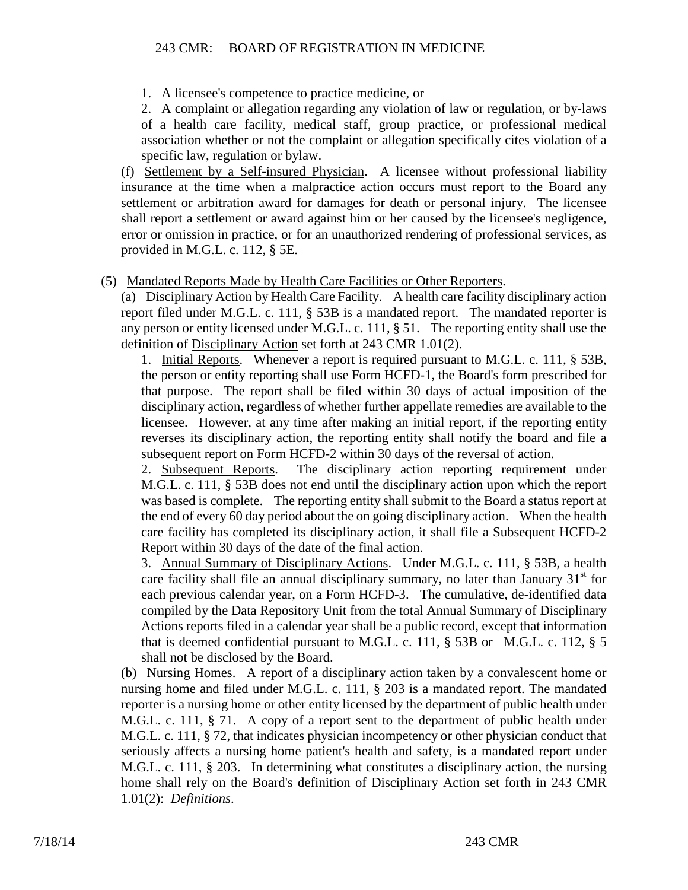1. A licensee's competence to practice medicine, or

2. A complaint or allegation regarding any violation of law or regulation, or by-laws of a health care facility, medical staff, group practice, or professional medical association whether or not the complaint or allegation specifically cites violation of a specific law, regulation or bylaw.

(f) Settlement by a Self-insured Physician. A licensee without professional liability insurance at the time when a malpractice action occurs must report to the Board any settlement or arbitration award for damages for death or personal injury. The licensee shall report a settlement or award against him or her caused by the licensee's negligence, error or omission in practice, or for an unauthorized rendering of professional services, as provided in M.G.L. c. 112, § 5E.

(5) Mandated Reports Made by Health Care Facilities or Other Reporters.

(a) Disciplinary Action by Health Care Facility. A health care facility disciplinary action report filed under M.G.L. c. 111, § 53B is a mandated report. The mandated reporter is any person or entity licensed under M.G.L. c. 111, § 51. The reporting entity shall use the definition of Disciplinary Action set forth at 243 CMR 1.01(2).

1. Initial Reports. Whenever a report is required pursuant to M.G.L. c. 111, § 53B, the person or entity reporting shall use Form HCFD-1, the Board's form prescribed for that purpose. The report shall be filed within 30 days of actual imposition of the disciplinary action, regardless of whether further appellate remedies are available to the licensee. However, at any time after making an initial report, if the reporting entity reverses its disciplinary action, the reporting entity shall notify the board and file a subsequent report on Form HCFD-2 within 30 days of the reversal of action.

2. Subsequent Reports. The disciplinary action reporting requirement under M.G.L. c. 111, § 53B does not end until the disciplinary action upon which the report was based is complete. The reporting entity shall submit to the Board a status report at the end of every 60 day period about the on going disciplinary action. When the health care facility has completed its disciplinary action, it shall file a Subsequent HCFD-2 Report within 30 days of the date of the final action.

3. Annual Summary of Disciplinary Actions. Under M.G.L. c. 111, § 53B, a health care facility shall file an annual disciplinary summary, no later than January 31st for each previous calendar year, on a Form HCFD-3. The cumulative, de-identified data compiled by the Data Repository Unit from the total Annual Summary of Disciplinary Actions reports filed in a calendar year shall be a public record, except that information that is deemed confidential pursuant to M.G.L. c. 111, § 53B or M.G.L. c. 112, § 5 shall not be disclosed by the Board.

(b) Nursing Homes. A report of a disciplinary action taken by a convalescent home or nursing home and filed under M.G.L. c. 111, § 203 is a mandated report. The mandated reporter is a nursing home or other entity licensed by the department of public health under M.G.L. c. 111, § 71. A copy of a report sent to the department of public health under M.G.L. c. 111, § 72, that indicates physician incompetency or other physician conduct that seriously affects a nursing home patient's health and safety, is a mandated report under M.G.L. c. 111, § 203. In determining what constitutes a disciplinary action, the nursing home shall rely on the Board's definition of Disciplinary Action set forth in 243 CMR 1.01(2): *Definitions*.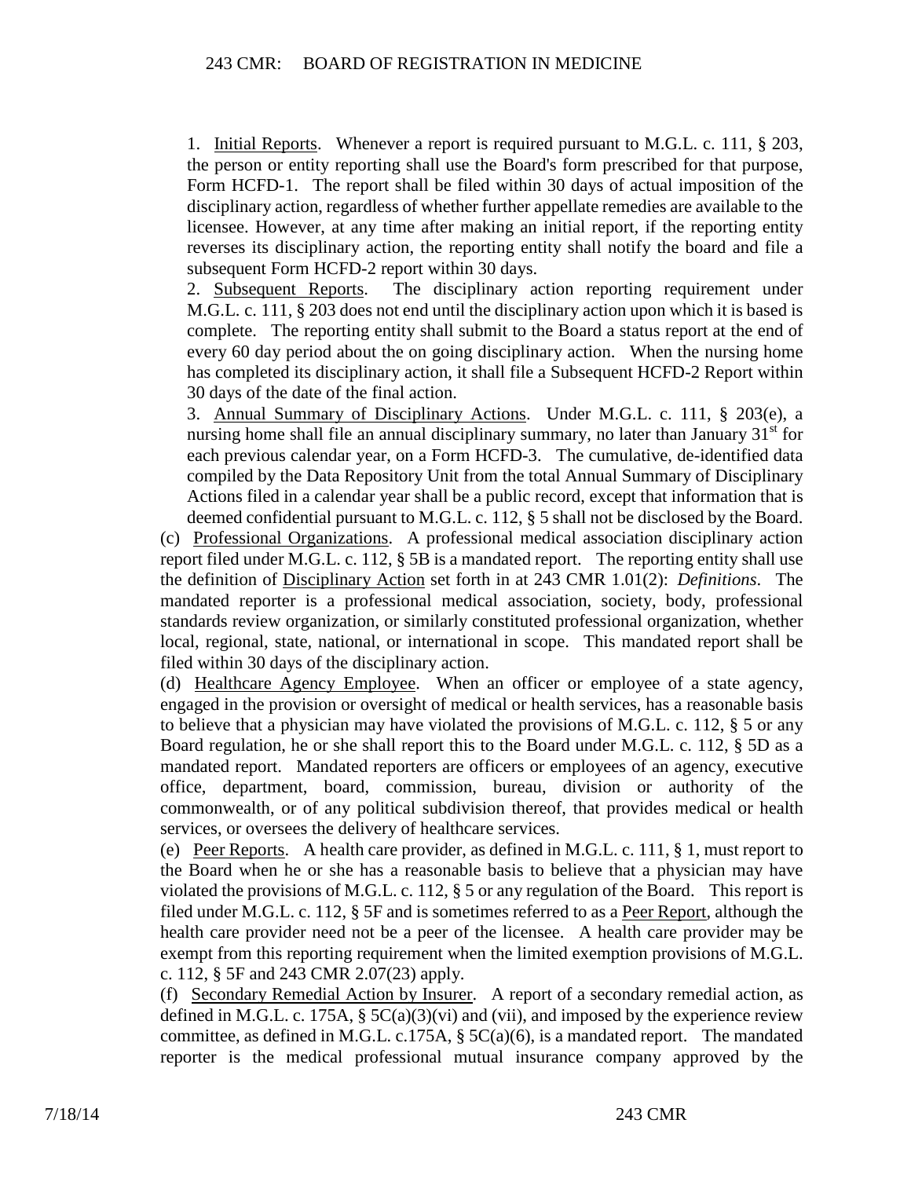1. Initial Reports. Whenever a report is required pursuant to M.G.L. c. 111, § 203, the person or entity reporting shall use the Board's form prescribed for that purpose, Form HCFD-1. The report shall be filed within 30 days of actual imposition of the disciplinary action, regardless of whether further appellate remedies are available to the licensee. However, at any time after making an initial report, if the reporting entity reverses its disciplinary action, the reporting entity shall notify the board and file a subsequent Form HCFD-2 report within 30 days.

2. Subsequent Reports. The disciplinary action reporting requirement under M.G.L. c. 111, § 203 does not end until the disciplinary action upon which it is based is complete. The reporting entity shall submit to the Board a status report at the end of every 60 day period about the on going disciplinary action. When the nursing home has completed its disciplinary action, it shall file a Subsequent HCFD-2 Report within 30 days of the date of the final action.

3. Annual Summary of Disciplinary Actions. Under M.G.L. c. 111, § 203(e), a nursing home shall file an annual disciplinary summary, no later than January 31st for each previous calendar year, on a Form HCFD-3. The cumulative, de-identified data compiled by the Data Repository Unit from the total Annual Summary of Disciplinary Actions filed in a calendar year shall be a public record, except that information that is deemed confidential pursuant to M.G.L. c. 112, § 5 shall not be disclosed by the Board.

(c) Professional Organizations. A professional medical association disciplinary action report filed under M.G.L. c. 112, § 5B is a mandated report. The reporting entity shall use the definition of Disciplinary Action set forth in at 243 CMR 1.01(2): *Definitions*. The mandated reporter is a professional medical association, society, body, professional standards review organization, or similarly constituted professional organization, whether local, regional, state, national, or international in scope. This mandated report shall be filed within 30 days of the disciplinary action.

(d) Healthcare Agency Employee. When an officer or employee of a state agency, engaged in the provision or oversight of medical or health services, has a reasonable basis to believe that a physician may have violated the provisions of M.G.L. c. 112, § 5 or any Board regulation, he or she shall report this to the Board under M.G.L. c. 112, § 5D as a mandated report. Mandated reporters are officers or employees of an agency, executive office, department, board, commission, bureau, division or authority of the commonwealth, or of any political subdivision thereof, that provides medical or health services, or oversees the delivery of healthcare services.

(e) Peer Reports. A health care provider, as defined in M.G.L. c. 111, § 1, must report to the Board when he or she has a reasonable basis to believe that a physician may have violated the provisions of M.G.L. c. 112, § 5 or any regulation of the Board. This report is filed under M.G.L. c. 112, § 5F and is sometimes referred to as a Peer Report, although the health care provider need not be a peer of the licensee. A health care provider may be exempt from this reporting requirement when the limited exemption provisions of M.G.L. c. 112, § 5F and 243 CMR 2.07(23) apply.

(f) Secondary Remedial Action by Insurer. A report of a secondary remedial action, as defined in M.G.L. c. 175A, § 5C(a)(3)(vi) and (vii), and imposed by the experience review committee, as defined in M.G.L. c.175A, § 5C(a)(6), is a mandated report. The mandated reporter is the medical professional mutual insurance company approved by the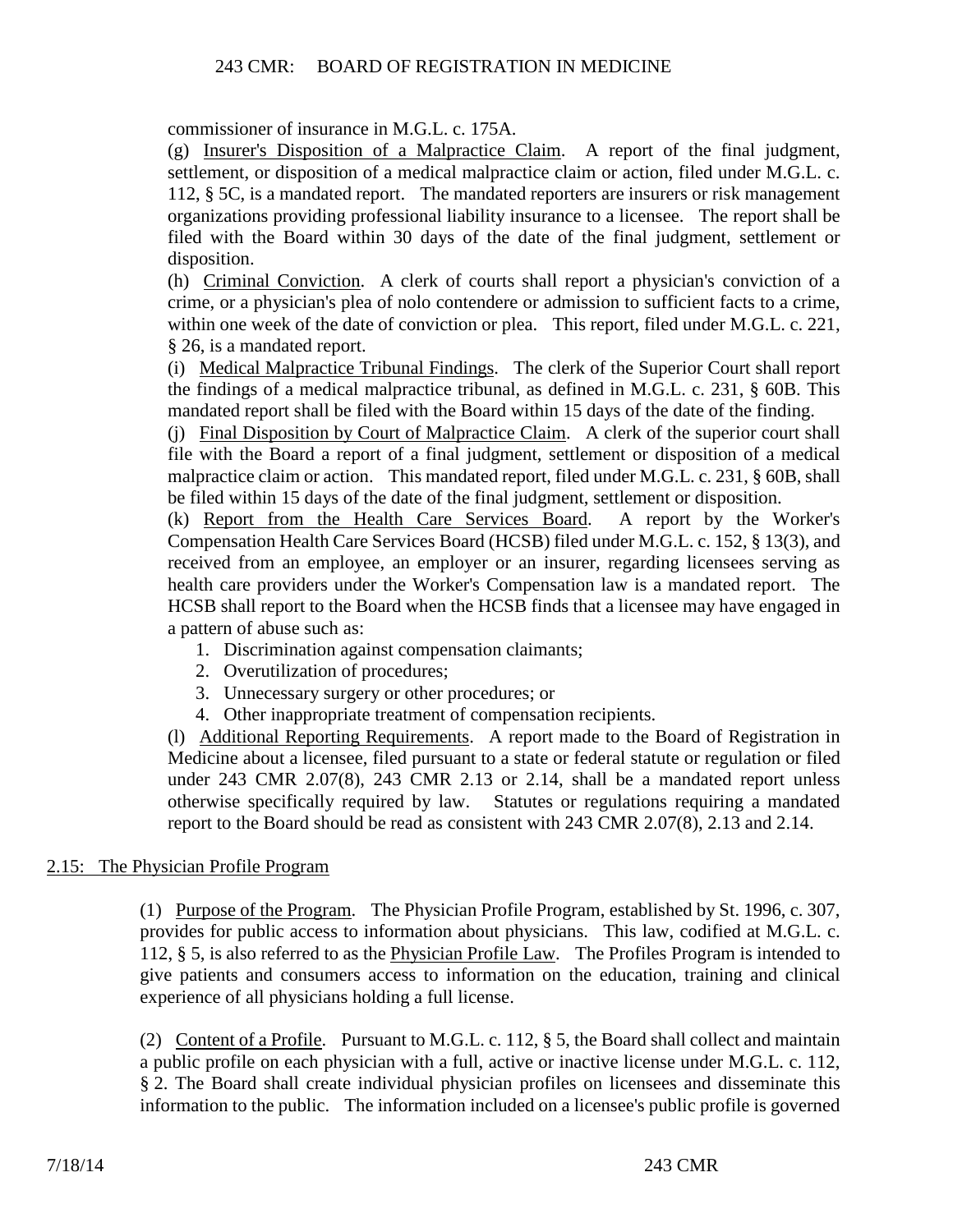commissioner of insurance in M.G.L. c. 175A.

(g) Insurer's Disposition of a Malpractice Claim. A report of the final judgment, settlement, or disposition of a medical malpractice claim or action, filed under M.G.L. c. 112, § 5C, is a mandated report. The mandated reporters are insurers or risk management organizations providing professional liability insurance to a licensee. The report shall be filed with the Board within 30 days of the date of the final judgment, settlement or disposition.

(h) Criminal Conviction. A clerk of courts shall report a physician's conviction of a crime, or a physician's plea of nolo contendere or admission to sufficient facts to a crime, within one week of the date of conviction or plea. This report, filed under M.G.L. c. 221, § 26, is a mandated report.

(i) Medical Malpractice Tribunal Findings. The clerk of the Superior Court shall report the findings of a medical malpractice tribunal, as defined in M.G.L. c. 231, § 60B. This mandated report shall be filed with the Board within 15 days of the date of the finding.

(j) Final Disposition by Court of Malpractice Claim. A clerk of the superior court shall file with the Board a report of a final judgment, settlement or disposition of a medical malpractice claim or action. This mandated report, filed under M.G.L. c. 231, § 60B, shall be filed within 15 days of the date of the final judgment, settlement or disposition.

(k) Report from the Health Care Services Board. A report by the Worker's Compensation Health Care Services Board (HCSB) filed under M.G.L. c. 152, § 13(3), and received from an employee, an employer or an insurer, regarding licensees serving as health care providers under the Worker's Compensation law is a mandated report. The HCSB shall report to the Board when the HCSB finds that a licensee may have engaged in a pattern of abuse such as:

1. Discrimination against compensation claimants;
2. Overutilization of procedures;
3. Unnecessary surgery or other procedures; or
4. Other inappropriate treatment of compensation recipients.

(l) Additional Reporting Requirements. A report made to the Board of Registration in Medicine about a licensee, filed pursuant to a state or federal statute or regulation or filed under 243 CMR 2.07(8), 243 CMR 2.13 or 2.14, shall be a mandated report unless otherwise specifically required by law. Statutes or regulations requiring a mandated report to the Board should be read as consistent with 243 CMR 2.07(8), 2.13 and 2.14.

## 2.15: The Physician Profile Program

(1) Purpose of the Program. The Physician Profile Program, established by St. 1996, c. 307, provides for public access to information about physicians. This law, codified at M.G.L. c. 112, § 5, is also referred to as the Physician Profile Law. The Profiles Program is intended to give patients and consumers access to information on the education, training and clinical experience of all physicians holding a full license.

(2) Content of a Profile. Pursuant to M.G.L. c. 112, § 5, the Board shall collect and maintain a public profile on each physician with a full, active or inactive license under M.G.L. c. 112, § 2. The Board shall create individual physician profiles on licensees and disseminate this information to the public. The information included on a licensee's public profile is governed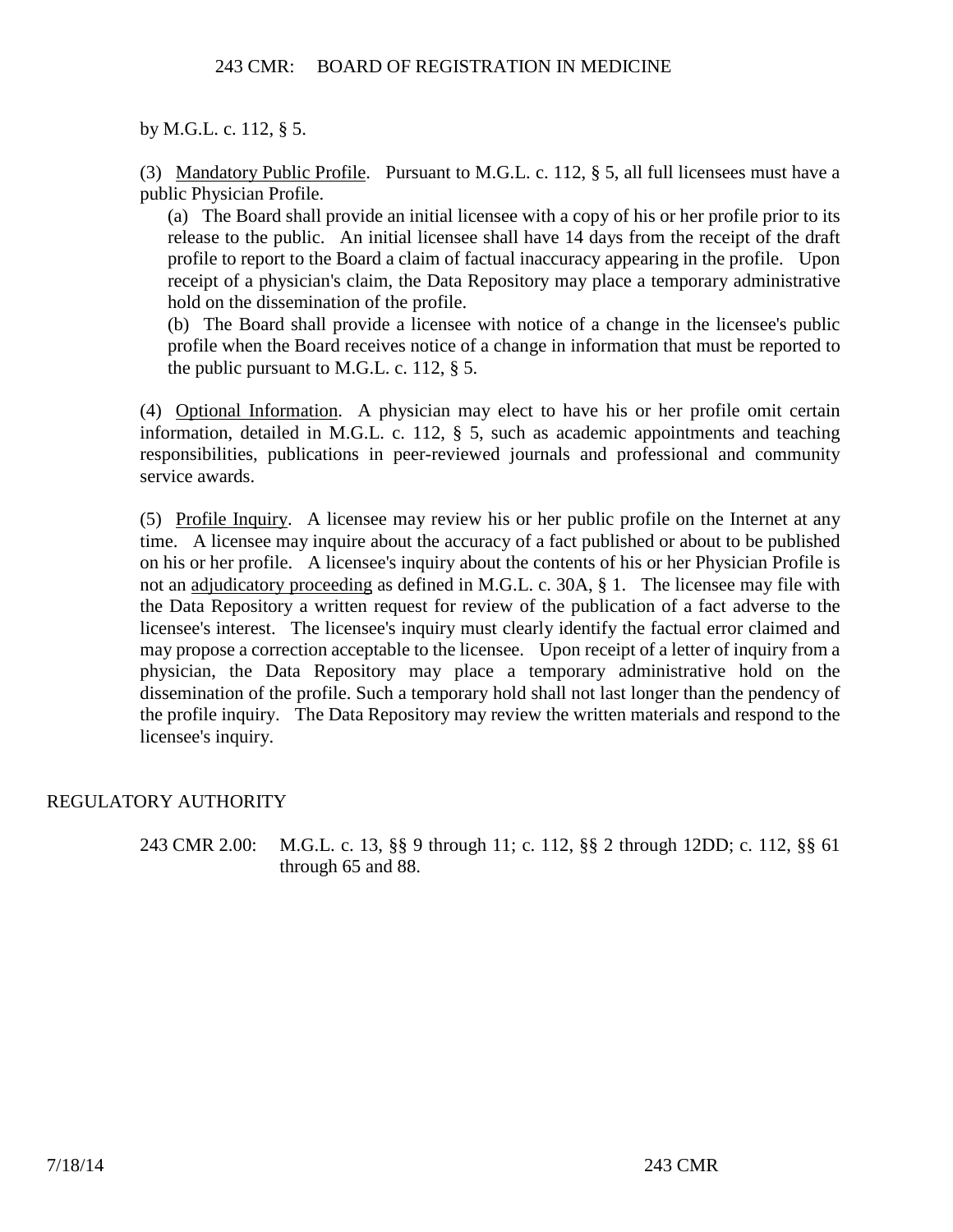by M.G.L. c. 112, § 5.

(3) Mandatory Public Profile. Pursuant to M.G.L. c. 112, § 5, all full licensees must have a public Physician Profile.

(a) The Board shall provide an initial licensee with a copy of his or her profile prior to its release to the public. An initial licensee shall have 14 days from the receipt of the draft profile to report to the Board a claim of factual inaccuracy appearing in the profile. Upon receipt of a physician's claim, the Data Repository may place a temporary administrative hold on the dissemination of the profile.

(b) The Board shall provide a licensee with notice of a change in the licensee's public profile when the Board receives notice of a change in information that must be reported to the public pursuant to M.G.L. c. 112, § 5.

(4) Optional Information. A physician may elect to have his or her profile omit certain information, detailed in M.G.L. c. 112, § 5, such as academic appointments and teaching responsibilities, publications in peer-reviewed journals and professional and community service awards.

(5) Profile Inquiry. A licensee may review his or her public profile on the Internet at any time. A licensee may inquire about the accuracy of a fact published or about to be published on his or her profile. A licensee's inquiry about the contents of his or her Physician Profile is not an adjudicatory proceeding as defined in M.G.L. c. 30A, § 1. The licensee may file with the Data Repository a written request for review of the publication of a fact adverse to the licensee's interest. The licensee's inquiry must clearly identify the factual error claimed and may propose a correction acceptable to the licensee. Upon receipt of a letter of inquiry from a physician, the Data Repository may place a temporary administrative hold on the dissemination of the profile. Such a temporary hold shall not last longer than the pendency of the profile inquiry. The Data Repository may review the written materials and respond to the licensee's inquiry.

## REGULATORY AUTHORITY

243 CMR 2.00: M.G.L. c. 13, §§ 9 through 11; c. 112, §§ 2 through 12DD; c. 112, §§ 61 through 65 and 88.